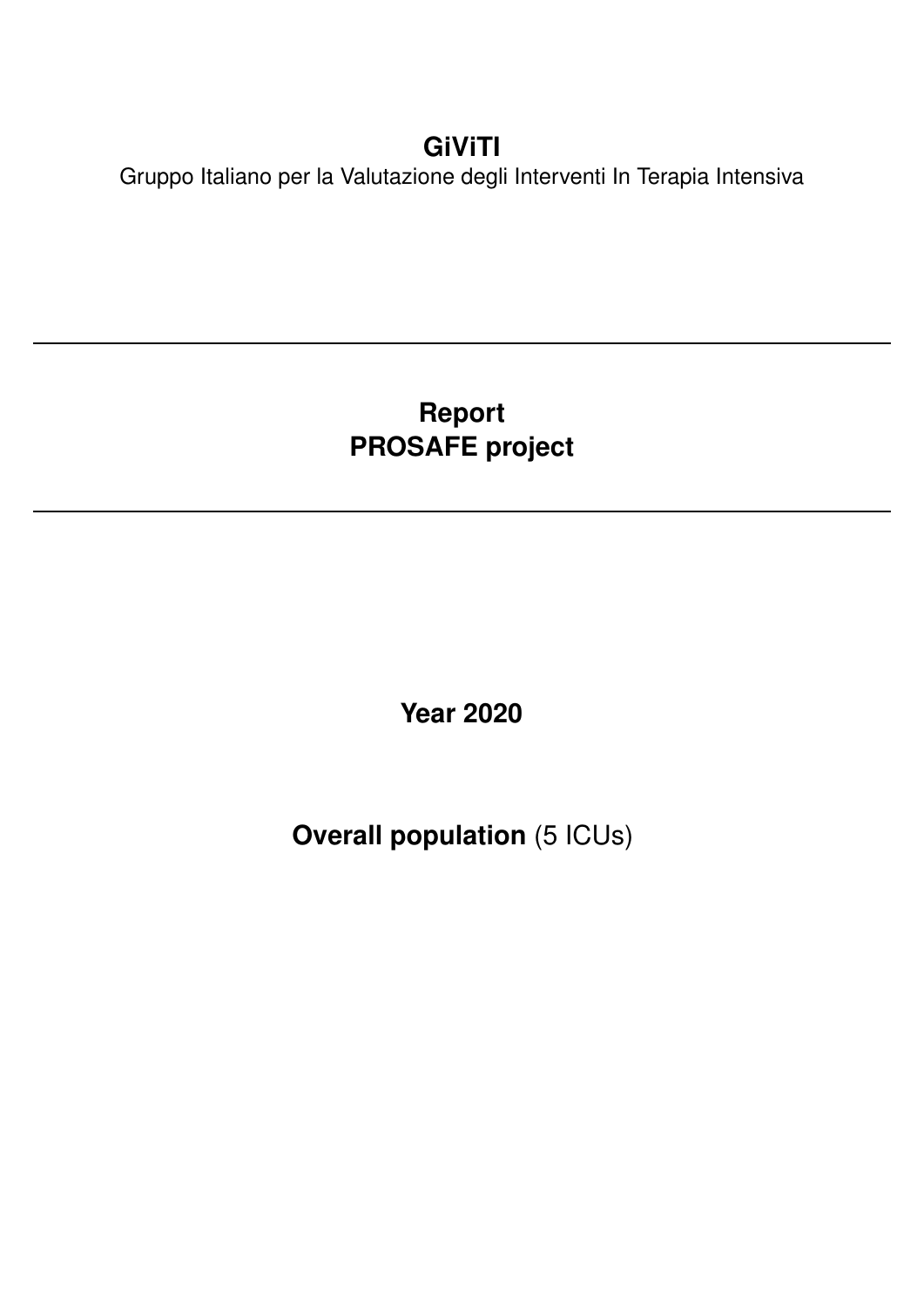**GiViTI**

Gruppo Italiano per la Valutazione degli Interventi In Terapia Intensiva

---

# Report
# PROSAFE project

---

**Year 2020**

**Overall population** (5 ICUs)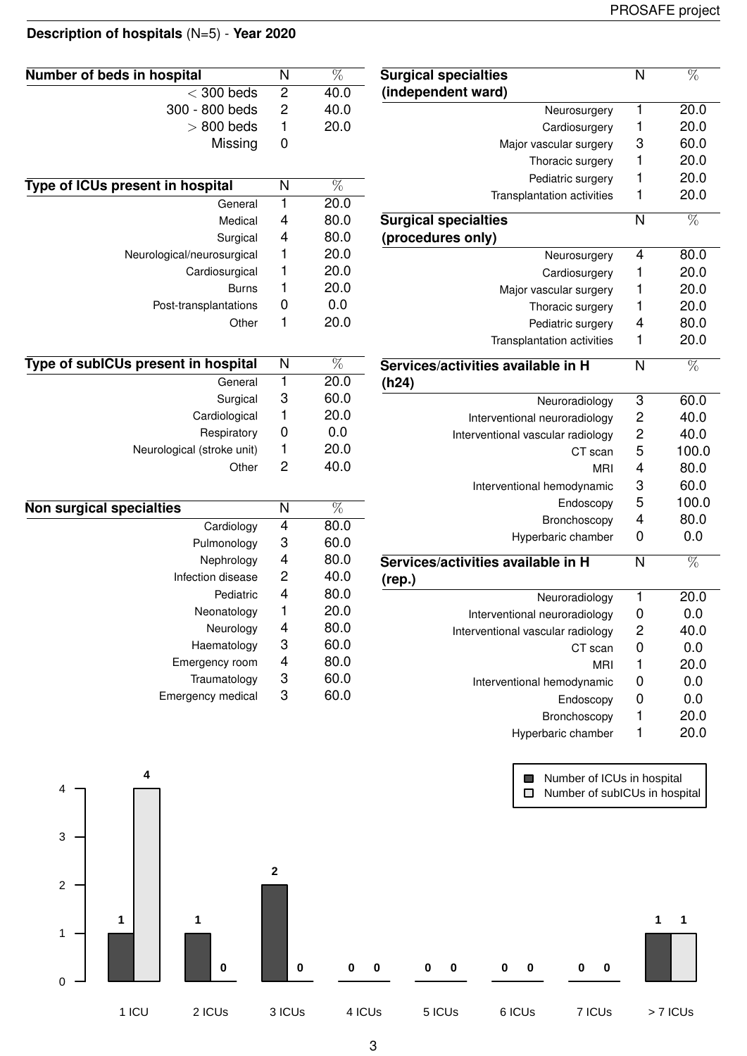## Description of hospitals (N=5) - Year 2020

| Number of beds in hospital | N | % |
|---|---|---|
| < 300 beds | 2 | 40.0 |
| 300 - 800 beds | 2 | 40.0 |
| > 800 beds | 1 | 20.0 |
| Missing | 0 | |

| Type of ICUs present in hospital | N | % |
|---|---|---|
| General | 1 | 20.0 |
| Medical | 4 | 80.0 |
| Surgical | 4 | 80.0 |
| Neurological/neurosurgical | 1 | 20.0 |
| Cardiosurgical | 1 | 20.0 |
| Burns | 1 | 20.0 |
| Post-transplantations | 0 | 0.0 |
| Other | 1 | 20.0 |

| Type of subICUs present in hospital | N | % |
|---|---|---|
| General | 1 | 20.0 |
| Surgical | 3 | 60.0 |
| Cardiological | 1 | 20.0 |
| Respiratory | 0 | 0.0 |
| Neurological (stroke unit) | 1 | 20.0 |
| Other | 2 | 40.0 |

| Non surgical specialties | N | % |
|---|---|---|
| Cardiology | 4 | 80.0 |
| Pulmonology | 3 | 60.0 |
| Nephrology | 4 | 80.0 |
| Infection disease | 2 | 40.0 |
| Pediatric | 4 | 80.0 |
| Neonatology | 1 | 20.0 |
| Neurology | 4 | 80.0 |
| Haematology | 3 | 60.0 |
| Emergency room | 4 | 80.0 |
| Traumatology | 3 | 60.0 |
| Emergency medical | 3 | 60.0 |

| Surgical specialties (independent ward) | N | % |
|---|---|---|
| Neurosurgery | 1 | 20.0 |
| Cardiosurgery | 1 | 20.0 |
| Major vascular surgery | 3 | 60.0 |
| Thoracic surgery | 1 | 20.0 |
| Pediatric surgery | 1 | 20.0 |
| Transplantation activities | 1 | 20.0 |

| Surgical specialties (procedures only) | N | % |
|---|---|---|
| Neurosurgery | 4 | 80.0 |
| Cardiosurgery | 1 | 20.0 |
| Major vascular surgery | 1 | 20.0 |
| Thoracic surgery | 1 | 20.0 |
| Pediatric surgery | 4 | 80.0 |
| Transplantation activities | 1 | 20.0 |

| Services/activities available in H (h24) | N | % |
|---|---|---|
| Neuroradiology | 3 | 60.0 |
| Interventional neuroradiology | 2 | 40.0 |
| Interventional vascular radiology | 2 | 40.0 |
| CT scan | 5 | 100.0 |
| MRI | 4 | 80.0 |
| Interventional hemodynamic | 3 | 60.0 |
| Endoscopy | 5 | 100.0 |
| Bronchoscopy | 4 | 80.0 |
| Hyperbaric chamber | 0 | 0.0 |

| Services/activities available in H (rep.) | N | % |
|---|---|---|
| Neuroradiology | 1 | 20.0 |
| Interventional neuroradiology | 0 | 0.0 |
| Interventional vascular radiology | 2 | 40.0 |
| CT scan | 0 | 0.0 |
| MRI | 1 | 20.0 |
| Interventional hemodynamic | 0 | 0.0 |
| Endoscopy | 0 | 0.0 |
| Bronchoscopy | 1 | 20.0 |
| Hyperbaric chamber | 1 | 20.0 |

| | 1 ICU | 2 ICUs | 3 ICUs | 4 ICUs | 5 ICUs | 6 ICUs | 7 ICUs | > 7 ICUs |
|---|---|---|---|---|---|---|---|---|
| Number of ICUs in hospital | 1 | 1 | 2 | 0 | 0 | 0 | 0 | 1 |
| Number of subICUs in hospital | 4 | 0 | 0 | 0 | 0 | 0 | 0 | 1 |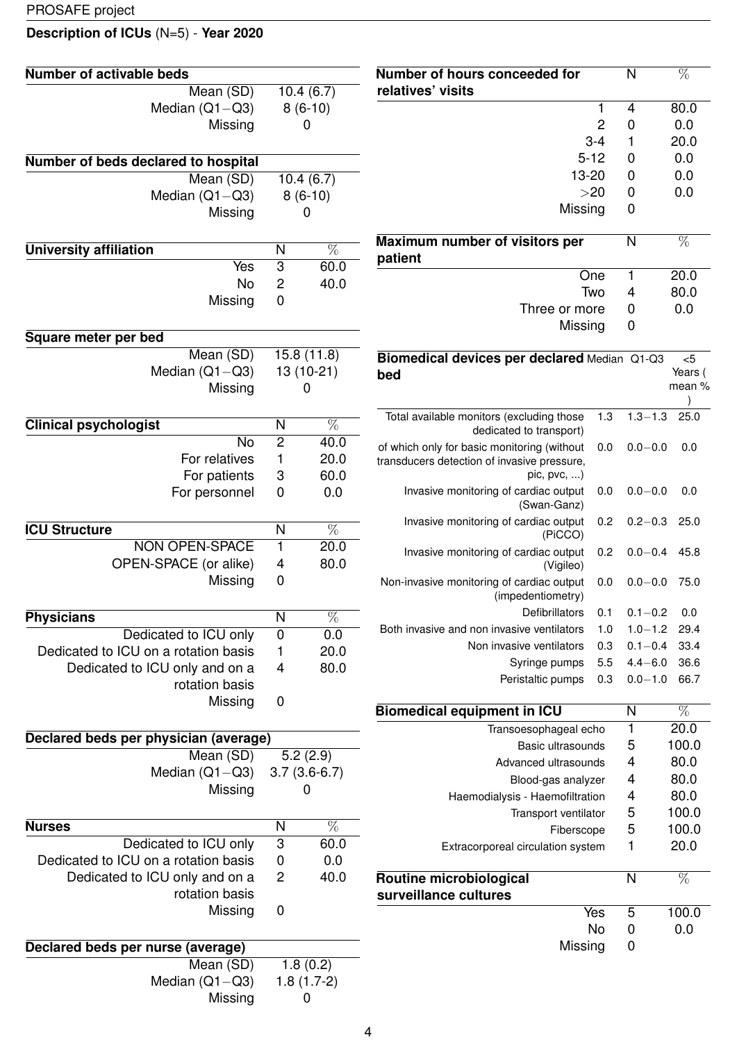PROSAFE project

**Description of ICUs** (N=5) - **Year 2020**

| **Number of activable beds** | |
|---|---|
| Mean (SD) | 10.4 (6.7) |
| Median (Q1−Q3) | 8 (6-10) |
| Missing | 0 |

| **Number of beds declared to hospital** | |
|---|---|
| Mean (SD) | 10.4 (6.7) |
| Median (Q1−Q3) | 8 (6-10) |
| Missing | 0 |

| **University affiliation** | N | % |
|---|---|---|
| Yes | 3 | 60.0 |
| No | 2 | 40.0 |
| Missing | 0 | |

| **Square meter per bed** | |
|---|---|
| Mean (SD) | 15.8 (11.8) |
| Median (Q1−Q3) | 13 (10-21) |
| Missing | 0 |

| **Clinical psychologist** | N | % |
|---|---|---|
| No | 2 | 40.0 |
| For relatives | 1 | 20.0 |
| For patients | 3 | 60.0 |
| For personnel | 0 | 0.0 |

| **ICU Structure** | N | % |
|---|---|---|
| NON OPEN-SPACE | 1 | 20.0 |
| OPEN-SPACE (or alike) | 4 | 80.0 |
| Missing | 0 | |

| **Physicians** | N | % |
|---|---|---|
| Dedicated to ICU only | 0 | 0.0 |
| Dedicated to ICU on a rotation basis | 1 | 20.0 |
| Dedicated to ICU only and on a rotation basis | 4 | 80.0 |
| Missing | 0 | |

| **Declared beds per physician (average)** | |
|---|---|
| Mean (SD) | 5.2 (2.9) |
| Median (Q1−Q3) | 3.7 (3.6-6.7) |
| Missing | 0 |

| **Nurses** | N | % |
|---|---|---|
| Dedicated to ICU only | 3 | 60.0 |
| Dedicated to ICU on a rotation basis | 0 | 0.0 |
| Dedicated to ICU only and on a rotation basis | 2 | 40.0 |
| Missing | 0 | |

| **Declared beds per nurse (average)** | |
|---|---|
| Mean (SD) | 1.8 (0.2) |
| Median (Q1−Q3) | 1.8 (1.7-2) |
| Missing | 0 |

| **Number of hours conceeded for relatives' visits** | N | % |
|---|---|---|
| 1 | 4 | 80.0 |
| 2 | 0 | 0.0 |
| 3-4 | 1 | 20.0 |
| 5-12 | 0 | 0.0 |
| 13-20 | 0 | 0.0 |
| >20 | 0 | 0.0 |
| Missing | 0 | |

| **Maximum number of visitors per patient** | N | % |
|---|---|---|
| One | 1 | 20.0 |
| Two | 4 | 80.0 |
| Three or more | 0 | 0.0 |
| Missing | 0 | |

| **Biomedical devices per declared bed** | Median | Q1-Q3 | <5 Years ( mean % ) |
|---|---|---|---|
| Total available monitors (excluding those dedicated to transport) | 1.3 | 1.3−1.3 | 25.0 |
| of which only for basic monitoring (without transducers detection of invasive pressure, pic, pvc, ...) | 0.0 | 0.0−0.0 | 0.0 |
| Invasive monitoring of cardiac output (Swan-Ganz) | 0.0 | 0.0−0.0 | 0.0 |
| Invasive monitoring of cardiac output (PiCCO) | 0.2 | 0.2−0.3 | 25.0 |
| Invasive monitoring of cardiac output (Vigileo) | 0.2 | 0.0−0.4 | 45.8 |
| Non-invasive monitoring of cardiac output (impedentiometry) | 0.0 | 0.0−0.0 | 75.0 |
| Defibrillators | 0.1 | 0.1−0.2 | 0.0 |
| Both invasive and non invasive ventilators | 1.0 | 1.0−1.2 | 29.4 |
| Non invasive ventilators | 0.3 | 0.1−0.4 | 33.4 |
| Syringe pumps | 5.5 | 4.4−6.0 | 36.6 |
| Peristaltic pumps | 0.3 | 0.0−1.0 | 66.7 |

| **Biomedical equipment in ICU** | N | % |
|---|---|---|
| Transoesophageal echo | 1 | 20.0 |
| Basic ultrasounds | 5 | 100.0 |
| Advanced ultrasounds | 4 | 80.0 |
| Blood-gas analyzer | 4 | 80.0 |
| Haemodialysis - Haemofiltration | 4 | 80.0 |
| Transport ventilator | 5 | 100.0 |
| Fiberscope | 5 | 100.0 |
| Extracorporeal circulation system | 1 | 20.0 |

| **Routine microbiological surveillance cultures** | N | % |
|---|---|---|
| Yes | 5 | 100.0 |
| No | 0 | 0.0 |
| Missing | 0 | |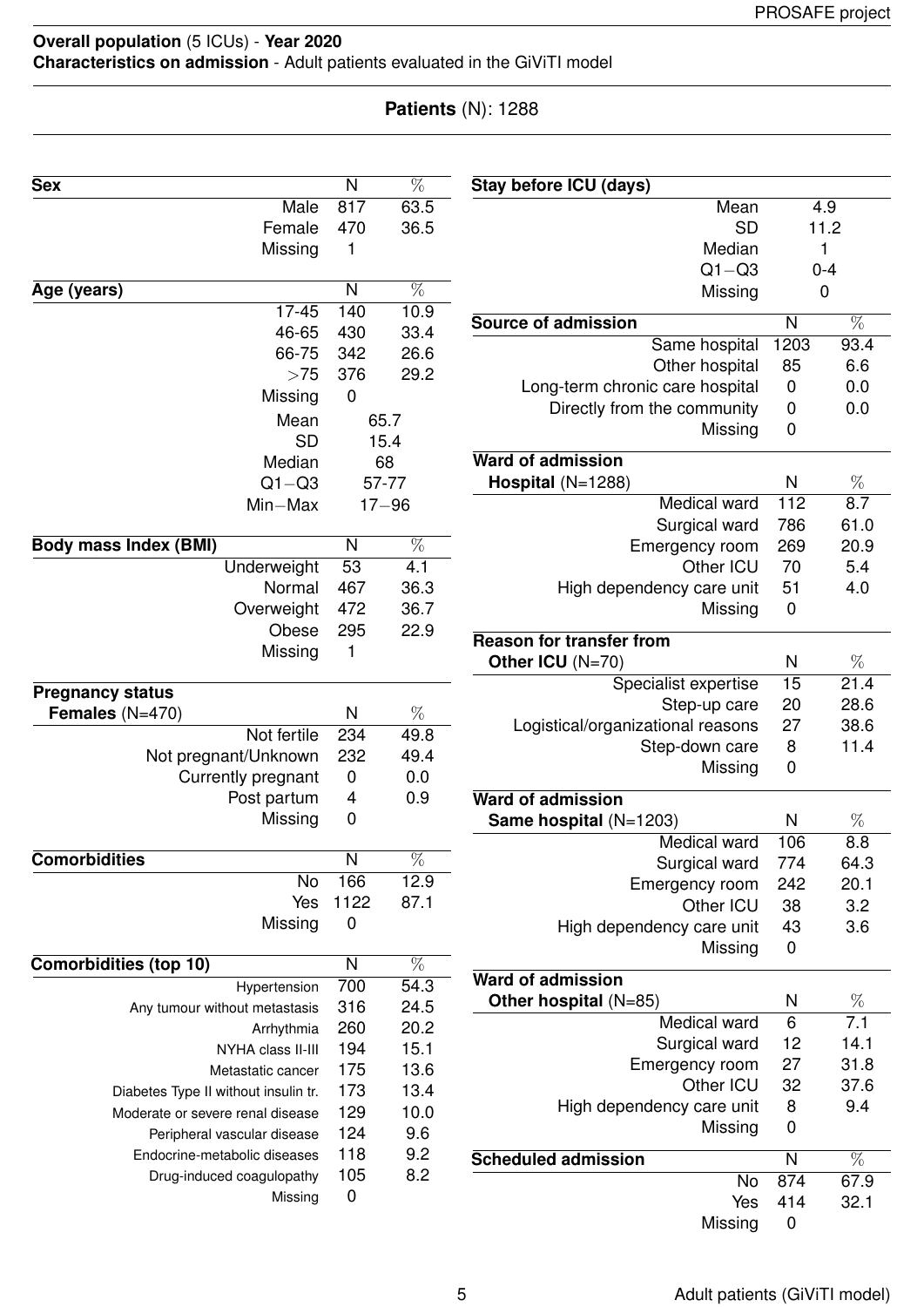**Overall population** (5 ICUs) - **Year 2020**
**Characteristics on admission** - Adult patients evaluated in the GiViTI model

**Patients** (N): 1288

| **Sex** | N | % |
|---|---|---|
| Male | 817 | 63.5 |
| Female | 470 | 36.5 |
| Missing | 1 | |

| **Age (years)** | N | % |
|---|---|---|
| 17-45 | 140 | 10.9 |
| 46-65 | 430 | 33.4 |
| 66-75 | 342 | 26.6 |
| >75 | 376 | 29.2 |
| Missing | 0 | |
| Mean | 65.7 | |
| SD | 15.4 | |
| Median | 68 | |
| Q1−Q3 | 57-77 | |
| Min−Max | 17−96 | |

| **Body mass Index (BMI)** | N | % |
|---|---|---|
| Underweight | 53 | 4.1 |
| Normal | 467 | 36.3 |
| Overweight | 472 | 36.7 |
| Obese | 295 | 22.9 |
| Missing | 1 | |

| **Pregnancy status** **Females** (N=470) | N | % |
|---|---|---|
| Not fertile | 234 | 49.8 |
| Not pregnant/Unknown | 232 | 49.4 |
| Currently pregnant | 0 | 0.0 |
| Post partum | 4 | 0.9 |
| Missing | 0 | |

| **Comorbidities** | N | % |
|---|---|---|
| No | 166 | 12.9 |
| Yes | 1122 | 87.1 |
| Missing | 0 | |

| **Comorbidities (top 10)** | N | % |
|---|---|---|
| Hypertension | 700 | 54.3 |
| Any tumour without metastasis | 316 | 24.5 |
| Arrhythmia | 260 | 20.2 |
| NYHA class II-III | 194 | 15.1 |
| Metastatic cancer | 175 | 13.6 |
| Diabetes Type II without insulin tr. | 173 | 13.4 |
| Moderate or severe renal disease | 129 | 10.0 |
| Peripheral vascular disease | 124 | 9.6 |
| Endocrine-metabolic diseases | 118 | 9.2 |
| Drug-induced coagulopathy | 105 | 8.2 |
| Missing | 0 | |

| **Stay before ICU (days)** | |
|---|---|
| Mean | 4.9 |
| SD | 11.2 |
| Median | 1 |
| Q1−Q3 | 0-4 |
| Missing | 0 |

| **Source of admission** | N | % |
|---|---|---|
| Same hospital | 1203 | 93.4 |
| Other hospital | 85 | 6.6 |
| Long-term chronic care hospital | 0 | 0.0 |
| Directly from the community | 0 | 0.0 |
| Missing | 0 | |

| **Ward of admission** **Hospital** (N=1288) | N | % |
|---|---|---|
| Medical ward | 112 | 8.7 |
| Surgical ward | 786 | 61.0 |
| Emergency room | 269 | 20.9 |
| Other ICU | 70 | 5.4 |
| High dependency care unit | 51 | 4.0 |
| Missing | 0 | |

| **Reason for transfer from** **Other ICU** (N=70) | N | % |
|---|---|---|
| Specialist expertise | 15 | 21.4 |
| Step-up care | 20 | 28.6 |
| Logistical/organizational reasons | 27 | 38.6 |
| Step-down care | 8 | 11.4 |
| Missing | 0 | |

| **Ward of admission** **Same hospital** (N=1203) | N | % |
|---|---|---|
| Medical ward | 106 | 8.8 |
| Surgical ward | 774 | 64.3 |
| Emergency room | 242 | 20.1 |
| Other ICU | 38 | 3.2 |
| High dependency care unit | 43 | 3.6 |
| Missing | 0 | |

| **Ward of admission** **Other hospital** (N=85) | N | % |
|---|---|---|
| Medical ward | 6 | 7.1 |
| Surgical ward | 12 | 14.1 |
| Emergency room | 27 | 31.8 |
| Other ICU | 32 | 37.6 |
| High dependency care unit | 8 | 9.4 |
| Missing | 0 | |

| **Scheduled admission** | N | % |
|---|---|---|
| No | 874 | 67.9 |
| Yes | 414 | 32.1 |
| Missing | 0 | |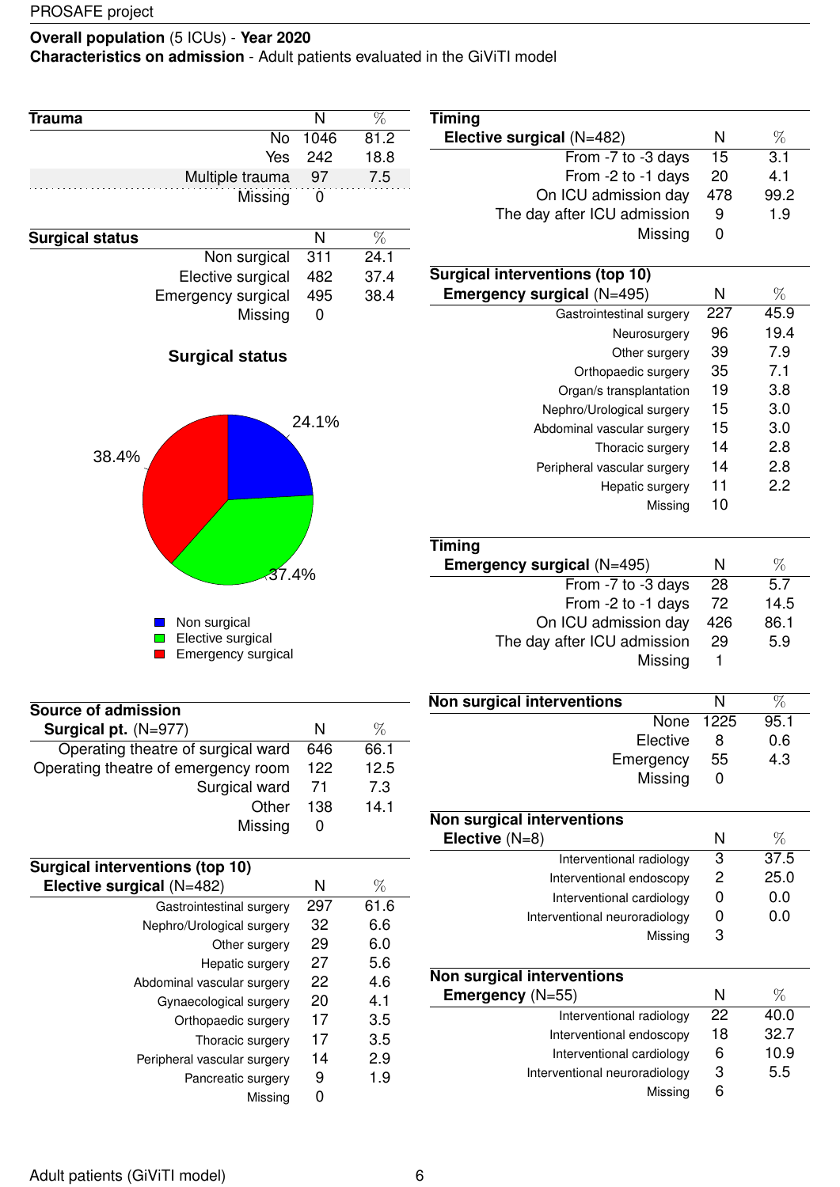**Overall population** (5 ICUs) - **Year 2020**
**Characteristics on admission** - Adult patients evaluated in the GiViTI model

| **Trauma** | N | % |
|---|---|---|
| No | 1046 | 81.2 |
| Yes | 242 | 18.8 |
| Multiple trauma | 97 | 7.5 |
| Missing | 0 | |

| **Surgical status** | N | % |
|---|---|---|
| Non surgical | 311 | 24.1 |
| Elective surgical | 482 | 37.4 |
| Emergency surgical | 495 | 38.4 |
| Missing | 0 | |

**Surgical status**

Non surgical 24.1%, Elective surgical 37.4%, Emergency surgical 38.4%

| **Source of admission** **Surgical pt.** (N=977) | N | % |
|---|---|---|
| Operating theatre of surgical ward | 646 | 66.1 |
| Operating theatre of emergency room | 122 | 12.5 |
| Surgical ward | 71 | 7.3 |
| Other | 138 | 14.1 |
| Missing | 0 | |

| **Surgical interventions (top 10)** **Elective surgical** (N=482) | N | % |
|---|---|---|
| Gastrointestinal surgery | 297 | 61.6 |
| Nephro/Urological surgery | 32 | 6.6 |
| Other surgery | 29 | 6.0 |
| Hepatic surgery | 27 | 5.6 |
| Abdominal vascular surgery | 22 | 4.6 |
| Gynaecological surgery | 20 | 4.1 |
| Orthopaedic surgery | 17 | 3.5 |
| Thoracic surgery | 17 | 3.5 |
| Peripheral vascular surgery | 14 | 2.9 |
| Pancreatic surgery | 9 | 1.9 |
| Missing | 0 | |

| **Timing** **Elective surgical** (N=482) | N | % |
|---|---|---|
| From -7 to -3 days | 15 | 3.1 |
| From -2 to -1 days | 20 | 4.1 |
| On ICU admission day | 478 | 99.2 |
| The day after ICU admission | 9 | 1.9 |
| Missing | 0 | |

| **Surgical interventions (top 10)** **Emergency surgical** (N=495) | N | % |
|---|---|---|
| Gastrointestinal surgery | 227 | 45.9 |
| Neurosurgery | 96 | 19.4 |
| Other surgery | 39 | 7.9 |
| Orthopaedic surgery | 35 | 7.1 |
| Organ/s transplantation | 19 | 3.8 |
| Nephro/Urological surgery | 15 | 3.0 |
| Abdominal vascular surgery | 15 | 3.0 |
| Thoracic surgery | 14 | 2.8 |
| Peripheral vascular surgery | 14 | 2.8 |
| Hepatic surgery | 11 | 2.2 |
| Missing | 10 | |

| **Timing** **Emergency surgical** (N=495) | N | % |
|---|---|---|
| From -7 to -3 days | 28 | 5.7 |
| From -2 to -1 days | 72 | 14.5 |
| On ICU admission day | 426 | 86.1 |
| The day after ICU admission | 29 | 5.9 |
| Missing | 1 | |

| **Non surgical interventions** | N | % |
|---|---|---|
| None | 1225 | 95.1 |
| Elective | 8 | 0.6 |
| Emergency | 55 | 4.3 |
| Missing | 0 | |

| **Non surgical interventions** **Elective** (N=8) | N | % |
|---|---|---|
| Interventional radiology | 3 | 37.5 |
| Interventional endoscopy | 2 | 25.0 |
| Interventional cardiology | 0 | 0.0 |
| Interventional neuroradiology | 0 | 0.0 |
| Missing | 3 | |

| **Non surgical interventions** **Emergency** (N=55) | N | % |
|---|---|---|
| Interventional radiology | 22 | 40.0 |
| Interventional endoscopy | 18 | 32.7 |
| Interventional cardiology | 6 | 10.9 |
| Interventional neuroradiology | 3 | 5.5 |
| Missing | 6 | |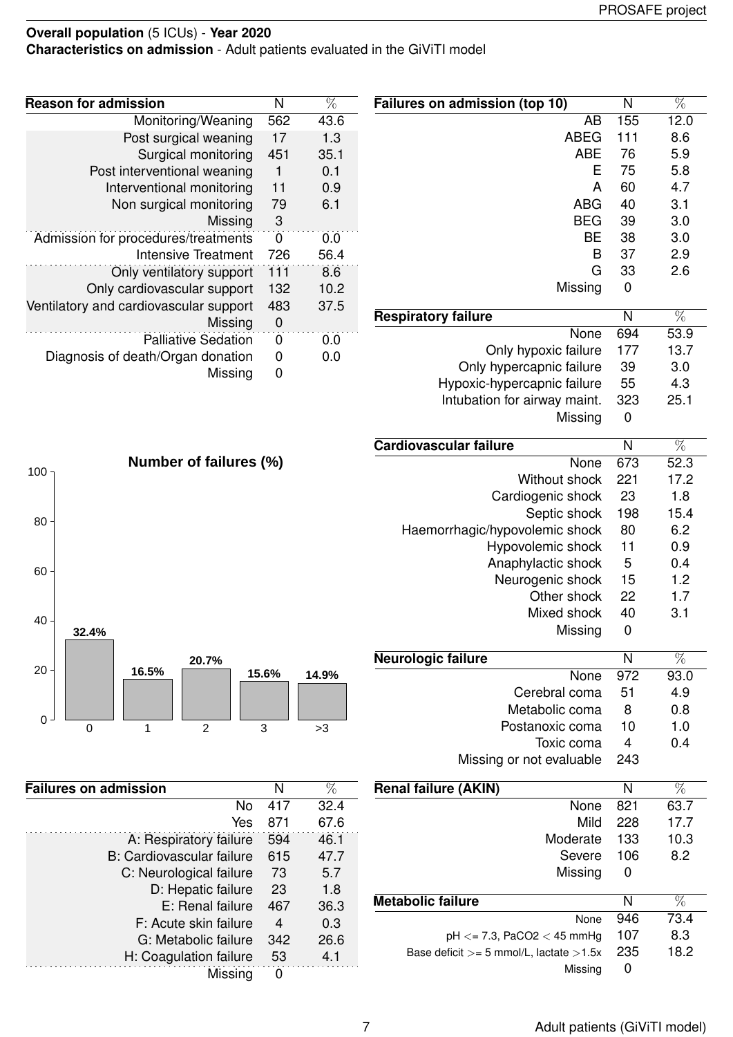**Overall population** (5 ICUs) - **Year 2020**
**Characteristics on admission** - Adult patients evaluated in the GiViTI model

| Reason for admission | N | % |
|---|---|---|
| Monitoring/Weaning | 562 | 43.6 |
| Post surgical weaning | 17 | 1.3 |
| Surgical monitoring | 451 | 35.1 |
| Post interventional weaning | 1 | 0.1 |
| Interventional monitoring | 11 | 0.9 |
| Non surgical monitoring | 79 | 6.1 |
| Missing | 3 | |
| Admission for procedures/treatments | 0 | 0.0 |
| Intensive Treatment | 726 | 56.4 |
| Only ventilatory support | 111 | 8.6 |
| Only cardiovascular support | 132 | 10.2 |
| Ventilatory and cardiovascular support | 483 | 37.5 |
| Missing | 0 | |
| Palliative Sedation | 0 | 0.0 |
| Diagnosis of death/Organ donation | 0 | 0.0 |
| Missing | 0 | |

**Number of failures (%)**

| Number of failures | % |
|---|---|
| 0 | 32.4% |
| 1 | 16.5% |
| 2 | 20.7% |
| 3 | 15.6% |
| >3 | 14.9% |

| Failures on admission | N | % |
|---|---|---|
| No | 417 | 32.4 |
| Yes | 871 | 67.6 |
| A: Respiratory failure | 594 | 46.1 |
| B: Cardiovascular failure | 615 | 47.7 |
| C: Neurological failure | 73 | 5.7 |
| D: Hepatic failure | 23 | 1.8 |
| E: Renal failure | 467 | 36.3 |
| F: Acute skin failure | 4 | 0.3 |
| G: Metabolic failure | 342 | 26.6 |
| H: Coagulation failure | 53 | 4.1 |
| Missing | 0 | |

| Failures on admission (top 10) | N | % |
|---|---|---|
| AB | 155 | 12.0 |
| ABEG | 111 | 8.6 |
| ABE | 76 | 5.9 |
| E | 75 | 5.8 |
| A | 60 | 4.7 |
| ABG | 40 | 3.1 |
| BEG | 39 | 3.0 |
| BE | 38 | 3.0 |
| B | 37 | 2.9 |
| G | 33 | 2.6 |
| Missing | 0 | |

| Respiratory failure | N | % |
|---|---|---|
| None | 694 | 53.9 |
| Only hypoxic failure | 177 | 13.7 |
| Only hypercapnic failure | 39 | 3.0 |
| Hypoxic-hypercapnic failure | 55 | 4.3 |
| Intubation for airway maint. | 323 | 25.1 |
| Missing | 0 | |

| Cardiovascular failure | N | % |
|---|---|---|
| None | 673 | 52.3 |
| Without shock | 221 | 17.2 |
| Cardiogenic shock | 23 | 1.8 |
| Septic shock | 198 | 15.4 |
| Haemorrhagic/hypovolemic shock | 80 | 6.2 |
| Hypovolemic shock | 11 | 0.9 |
| Anaphylactic shock | 5 | 0.4 |
| Neurogenic shock | 15 | 1.2 |
| Other shock | 22 | 1.7 |
| Mixed shock | 40 | 3.1 |
| Missing | 0 | |

| Neurologic failure | N | % |
|---|---|---|
| None | 972 | 93.0 |
| Cerebral coma | 51 | 4.9 |
| Metabolic coma | 8 | 0.8 |
| Postanoxic coma | 10 | 1.0 |
| Toxic coma | 4 | 0.4 |
| Missing or not evaluable | 243 | |

| Renal failure (AKIN) | N | % |
|---|---|---|
| None | 821 | 63.7 |
| Mild | 228 | 17.7 |
| Moderate | 133 | 10.3 |
| Severe | 106 | 8.2 |
| Missing | 0 | |

| Metabolic failure | N | % |
|---|---|---|
| None | 946 | 73.4 |
| pH <= 7.3, $PaCO_2$ < 45 mmHg | 107 | 8.3 |
| Base deficit >= 5 mmol/L, lactate >1.5x | 235 | 18.2 |
| Missing | 0 | |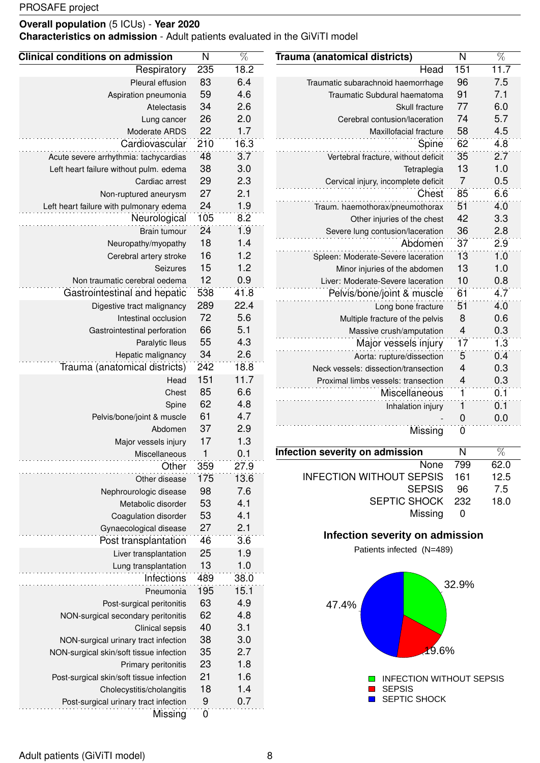**Overall population** (5 ICUs) - **Year 2020**
**Characteristics on admission** - Adult patients evaluated in the GiViTI model

| Clinical conditions on admission | N | % |
|---|---|---|
| Respiratory | 235 | 18.2 |
| Pleural effusion | 83 | 6.4 |
| Aspiration pneumonia | 59 | 4.6 |
| Atelectasis | 34 | 2.6 |
| Lung cancer | 26 | 2.0 |
| Moderate ARDS | 22 | 1.7 |
| Cardiovascular | 210 | 16.3 |
| Acute severe arrhythmia: tachycardias | 48 | 3.7 |
| Left heart failure without pulm. edema | 38 | 3.0 |
| Cardiac arrest | 29 | 2.3 |
| Non-ruptured aneurysm | 27 | 2.1 |
| Left heart failure with pulmonary edema | 24 | 1.9 |
| Neurological | 105 | 8.2 |
| Brain tumour | 24 | 1.9 |
| Neuropathy/myopathy | 18 | 1.4 |
| Cerebral artery stroke | 16 | 1.2 |
| Seizures | 15 | 1.2 |
| Non traumatic cerebral oedema | 12 | 0.9 |
| Gastrointestinal and hepatic | 538 | 41.8 |
| Digestive tract malignancy | 289 | 22.4 |
| Intestinal occlusion | 72 | 5.6 |
| Gastrointestinal perforation | 66 | 5.1 |
| Paralytic Ileus | 55 | 4.3 |
| Hepatic malignancy | 34 | 2.6 |
| Trauma (anatomical districts) | 242 | 18.8 |
| Head | 151 | 11.7 |
| Chest | 85 | 6.6 |
| Spine | 62 | 4.8 |
| Pelvis/bone/joint & muscle | 61 | 4.7 |
| Abdomen | 37 | 2.9 |
| Major vessels injury | 17 | 1.3 |
| Miscellaneous | 1 | 0.1 |
| Other | 359 | 27.9 |
| Other disease | 175 | 13.6 |
| Nephrourologic disease | 98 | 7.6 |
| Metabolic disorder | 53 | 4.1 |
| Coagulation disorder | 53 | 4.1 |
| Gynaecological disease | 27 | 2.1 |
| Post transplantation | 46 | 3.6 |
| Liver transplantation | 25 | 1.9 |
| Lung transplantation | 13 | 1.0 |
| Infections | 489 | 38.0 |
| Pneumonia | 195 | 15.1 |
| Post-surgical peritonitis | 63 | 4.9 |
| NON-surgical secondary peritonitis | 62 | 4.8 |
| Clinical sepsis | 40 | 3.1 |
| NON-surgical urinary tract infection | 38 | 3.0 |
| NON-surgical skin/soft tissue infection | 35 | 2.7 |
| Primary peritonitis | 23 | 1.8 |
| Post-surgical skin/soft tissue infection | 21 | 1.6 |
| Cholecystitis/cholangitis | 18 | 1.4 |
| Post-surgical urinary tract infection | 9 | 0.7 |
| Missing | 0 | |

| Trauma (anatomical districts) | N | % |
|---|---|---|
| Head | 151 | 11.7 |
| Traumatic subarachnoid haemorrhage | 96 | 7.5 |
| Traumatic Subdural haematoma | 91 | 7.1 |
| Skull fracture | 77 | 6.0 |
| Cerebral contusion/laceration | 74 | 5.7 |
| Maxillofacial fracture | 58 | 4.5 |
| Spine | 62 | 4.8 |
| Vertebral fracture, without deficit | 35 | 2.7 |
| Tetraplegia | 13 | 1.0 |
| Cervical injury, incomplete deficit | 7 | 0.5 |
| Chest | 85 | 6.6 |
| Traum. haemothorax/pneumothorax | 51 | 4.0 |
| Other injuries of the chest | 42 | 3.3 |
| Severe lung contusion/laceration | 36 | 2.8 |
| Abdomen | 37 | 2.9 |
| Spleen: Moderate-Severe laceration | 13 | 1.0 |
| Minor injuries of the abdomen | 13 | 1.0 |
| Liver: Moderate-Severe laceration | 10 | 0.8 |
| Pelvis/bone/joint & muscle | 61 | 4.7 |
| Long bone fracture | 51 | 4.0 |
| Multiple fracture of the pelvis | 8 | 0.6 |
| Massive crush/amputation | 4 | 0.3 |
| Major vessels injury | 17 | 1.3 |
| Aorta: rupture/dissection | 5 | 0.4 |
| Neck vessels: dissection/transection | 4 | 0.3 |
| Proximal limbs vessels: transection | 4 | 0.3 |
| Miscellaneous | 1 | 0.1 |
| Inhalation injury | 1 | 0.1 |
| - | 0 | 0.0 |
| Missing | 0 | |

| Infection severity on admission | N | % |
|---|---|---|
| None | 799 | 62.0 |
| INFECTION WITHOUT SEPSIS | 161 | 12.5 |
| SEPSIS | 96 | 7.5 |
| SEPTIC SHOCK | 232 | 18.0 |
| Missing | 0 | |

**Infection severity on admission**

Patients infected (N=489)

32.9%
19.6%
47.4%

INFECTION WITHOUT SEPSIS
SEPSIS
SEPTIC SHOCK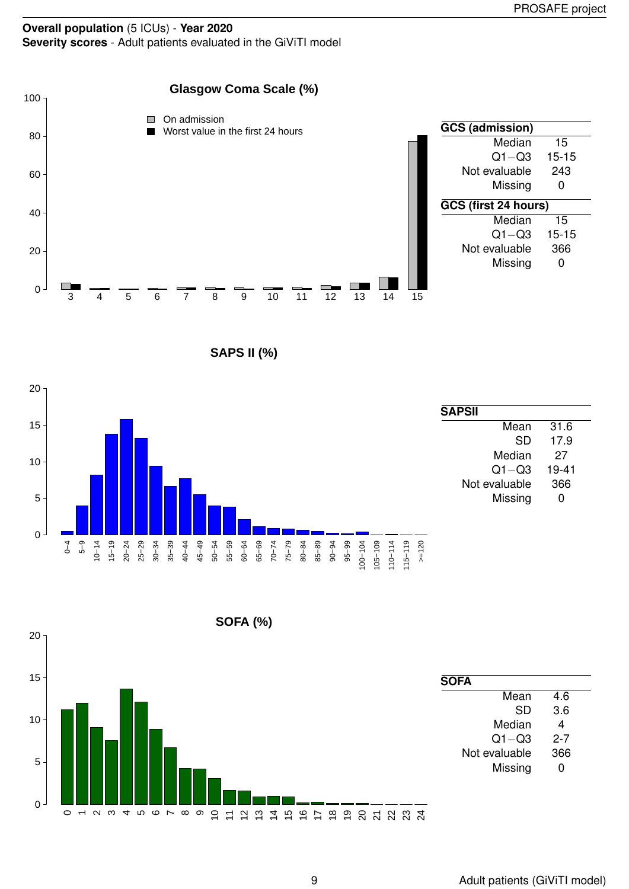**Overall population** (5 ICUs) - **Year 2020**
**Severity scores** - Adult patients evaluated in the GiViTI model

**Glasgow Coma Scale (%)**

On admission
Worst value in the first 24 hours

| GCS (admission) | |
|---|---|
| Median | 15 |
| Q1−Q3 | 15-15 |
| Not evaluable | 243 |
| Missing | 0 |

| GCS (first 24 hours) | |
|---|---|
| Median | 15 |
| Q1−Q3 | 15-15 |
| Not evaluable | 366 |
| Missing | 0 |

**SAPS II (%)**

| SAPSII | |
|---|---|
| Mean | 31.6 |
| SD | 17.9 |
| Median | 27 |
| Q1−Q3 | 19-41 |
| Not evaluable | 366 |
| Missing | 0 |

**SOFA (%)**

| SOFA | |
|---|---|
| Mean | 4.6 |
| SD | 3.6 |
| Median | 4 |
| Q1−Q3 | 2-7 |
| Not evaluable | 366 |
| Missing | 0 |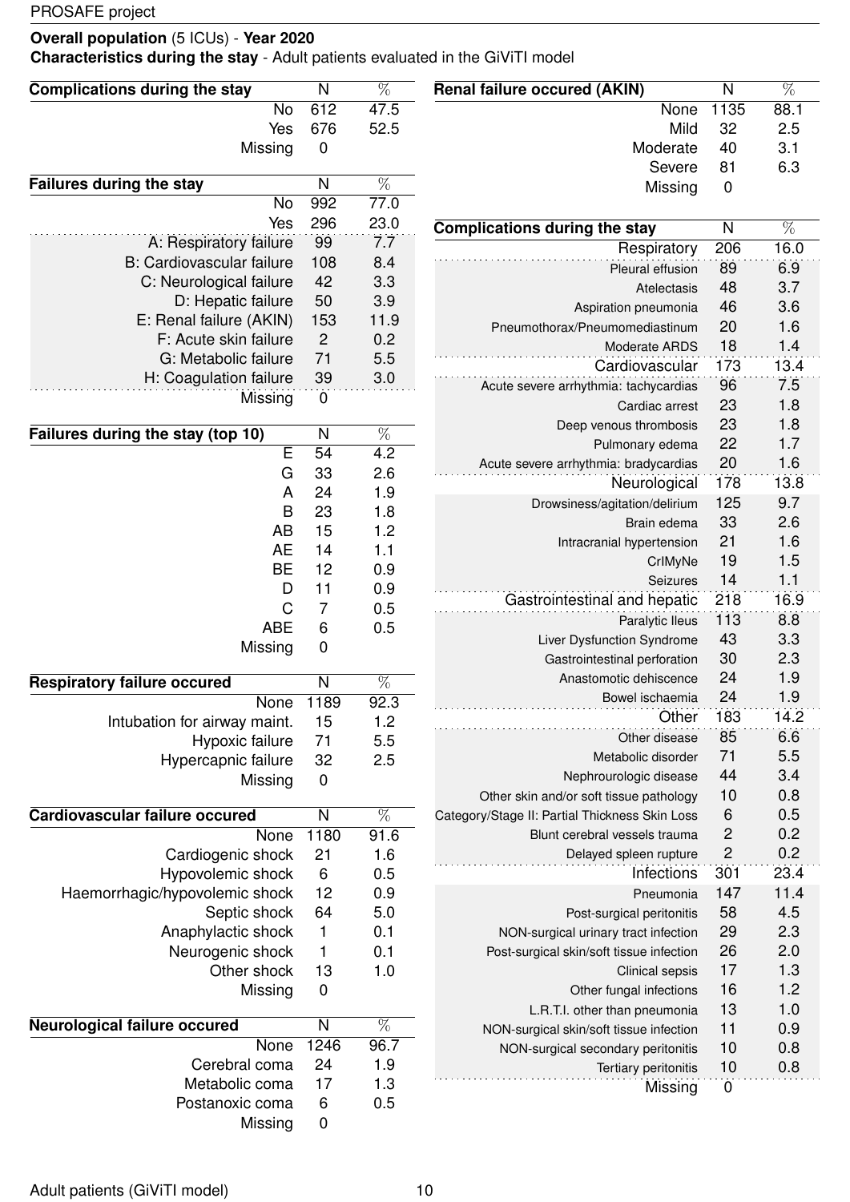**Overall population** (5 ICUs) - **Year 2020**
**Characteristics during the stay** - Adult patients evaluated in the GiViTI model

| Complications during the stay | N | % |
|---|---|---|
| No | 612 | 47.5 |
| Yes | 676 | 52.5 |
| Missing | 0 | |

| Failures during the stay | N | % |
|---|---|---|
| No | 992 | 77.0 |
| Yes | 296 | 23.0 |
| A: Respiratory failure | 99 | 7.7 |
| B: Cardiovascular failure | 108 | 8.4 |
| C: Neurological failure | 42 | 3.3 |
| D: Hepatic failure | 50 | 3.9 |
| E: Renal failure (AKIN) | 153 | 11.9 |
| F: Acute skin failure | 2 | 0.2 |
| G: Metabolic failure | 71 | 5.5 |
| H: Coagulation failure | 39 | 3.0 |
| Missing | 0 | |

| Failures during the stay (top 10) | N | % |
|---|---|---|
| E | 54 | 4.2 |
| G | 33 | 2.6 |
| A | 24 | 1.9 |
| B | 23 | 1.8 |
| AB | 15 | 1.2 |
| AE | 14 | 1.1 |
| BE | 12 | 0.9 |
| D | 11 | 0.9 |
| C | 7 | 0.5 |
| ABE | 6 | 0.5 |
| Missing | 0 | |

| Respiratory failure occured | N | % |
|---|---|---|
| None | 1189 | 92.3 |
| Intubation for airway maint. | 15 | 1.2 |
| Hypoxic failure | 71 | 5.5 |
| Hypercapnic failure | 32 | 2.5 |
| Missing | 0 | |

| Cardiovascular failure occured | N | % |
|---|---|---|
| None | 1180 | 91.6 |
| Cardiogenic shock | 21 | 1.6 |
| Hypovolemic shock | 6 | 0.5 |
| Haemorrhagic/hypovolemic shock | 12 | 0.9 |
| Septic shock | 64 | 5.0 |
| Anaphylactic shock | 1 | 0.1 |
| Neurogenic shock | 1 | 0.1 |
| Other shock | 13 | 1.0 |
| Missing | 0 | |

| Neurological failure occured | N | % |
|---|---|---|
| None | 1246 | 96.7 |
| Cerebral coma | 24 | 1.9 |
| Metabolic coma | 17 | 1.3 |
| Postanoxic coma | 6 | 0.5 |
| Missing | 0 | |

| Renal failure occured (AKIN) | N | % |
|---|---|---|
| None | 1135 | 88.1 |
| Mild | 32 | 2.5 |
| Moderate | 40 | 3.1 |
| Severe | 81 | 6.3 |
| Missing | 0 | |

| Complications during the stay | N | % |
|---|---|---|
| Respiratory | 206 | 16.0 |
| Pleural effusion | 89 | 6.9 |
| Atelectasis | 48 | 3.7 |
| Aspiration pneumonia | 46 | 3.6 |
| Pneumothorax/Pneumomediastinum | 20 | 1.6 |
| Moderate ARDS | 18 | 1.4 |
| Cardiovascular | 173 | 13.4 |
| Acute severe arrhythmia: tachycardias | 96 | 7.5 |
| Cardiac arrest | 23 | 1.8 |
| Deep venous thrombosis | 23 | 1.8 |
| Pulmonary edema | 22 | 1.7 |
| Acute severe arrhythmia: bradycardias | 20 | 1.6 |
| Neurological | 178 | 13.8 |
| Drowsiness/agitation/delirium | 125 | 9.7 |
| Brain edema | 33 | 2.6 |
| Intracranial hypertension | 21 | 1.6 |
| CrIMyNe | 19 | 1.5 |
| Seizures | 14 | 1.1 |
| Gastrointestinal and hepatic | 218 | 16.9 |
| Paralytic Ileus | 113 | 8.8 |
| Liver Dysfunction Syndrome | 43 | 3.3 |
| Gastrointestinal perforation | 30 | 2.3 |
| Anastomotic dehiscence | 24 | 1.9 |
| Bowel ischaemia | 24 | 1.9 |
| Other | 183 | 14.2 |
| Other disease | 85 | 6.6 |
| Metabolic disorder | 71 | 5.5 |
| Nephrourologic disease | 44 | 3.4 |
| Other skin and/or soft tissue pathology | 10 | 0.8 |
| Category/Stage II: Partial Thickness Skin Loss | 6 | 0.5 |
| Blunt cerebral vessels trauma | 2 | 0.2 |
| Delayed spleen rupture | 2 | 0.2 |
| Infections | 301 | 23.4 |
| Pneumonia | 147 | 11.4 |
| Post-surgical peritonitis | 58 | 4.5 |
| NON-surgical urinary tract infection | 29 | 2.3 |
| Post-surgical skin/soft tissue infection | 26 | 2.0 |
| Clinical sepsis | 17 | 1.3 |
| Other fungal infections | 16 | 1.2 |
| L.R.T.I. other than pneumonia | 13 | 1.0 |
| NON-surgical skin/soft tissue infection | 11 | 0.9 |
| NON-surgical secondary peritonitis | 10 | 0.8 |
| Tertiary peritonitis | 10 | 0.8 |
| Missing | 0 | |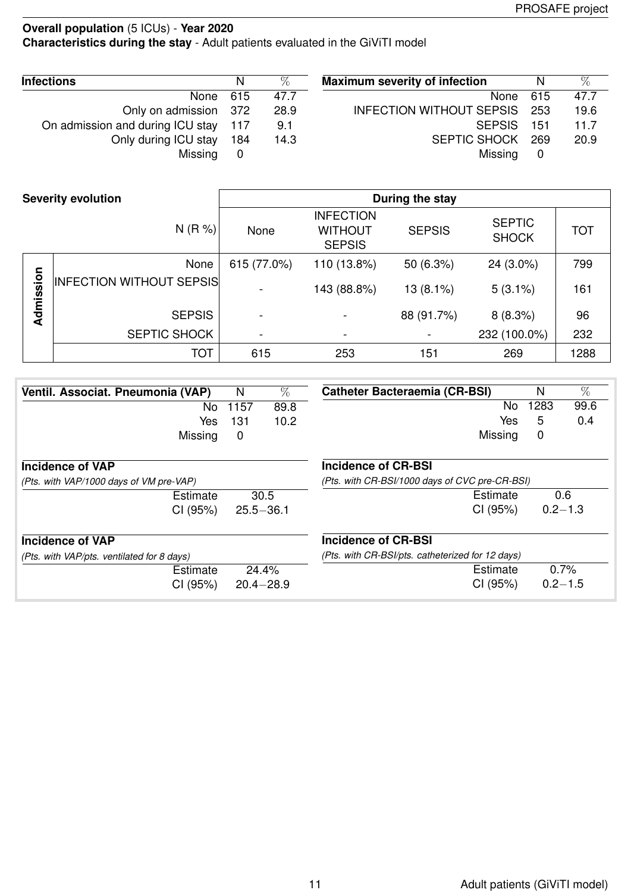**Overall population** (5 ICUs) - **Year 2020**
**Characteristics during the stay** - Adult patients evaluated in the GiViTI model

| **Infections** | N | % |
|---|---|---|
| None | 615 | 47.7 |
| Only on admission | 372 | 28.9 |
| On admission and during ICU stay | 117 | 9.1 |
| Only during ICU stay | 184 | 14.3 |
| Missing | 0 | |

| **Maximum severity of infection** | N | % |
|---|---|---|
| None | 615 | 47.7 |
| INFECTION WITHOUT SEPSIS | 253 | 19.6 |
| SEPSIS | 151 | 11.7 |
| SEPTIC SHOCK | 269 | 20.9 |
| Missing | 0 | |

| **Severity evolution** | | **During the stay** | | | | |
|---|---|---|---|---|---|---|
| | N (R %) | None | INFECTION WITHOUT SEPSIS | SEPSIS | SEPTIC SHOCK | TOT |
| **Admission** | None | 615 (77.0%) | 110 (13.8%) | 50 (6.3%) | 24 (3.0%) | 799 |
| | INFECTION WITHOUT SEPSIS | - | 143 (88.8%) | 13 (8.1%) | 5 (3.1%) | 161 |
| | SEPSIS | - | - | 88 (91.7%) | 8 (8.3%) | 96 |
| | SEPTIC SHOCK | - | - | - | 232 (100.0%) | 232 |
| | TOT | 615 | 253 | 151 | 269 | 1288 |

| **Ventil. Associat. Pneumonia (VAP)** | N | % |
|---|---|---|
| No | 1157 | 89.8 |
| Yes | 131 | 10.2 |
| Missing | 0 | |

**Incidence of VAP**
*(Pts. with VAP/1000 days of VM pre-VAP)*

| | |
|---|---|
| Estimate | 30.5 |
| CI (95%) | 25.5−36.1 |

**Incidence of VAP**
*(Pts. with VAP/pts. ventilated for 8 days)*

| | |
|---|---|
| Estimate | 24.4% |
| CI (95%) | 20.4−28.9 |

| **Catheter Bacteraemia (CR-BSI)** | N | % |
|---|---|---|
| No | 1283 | 99.6 |
| Yes | 5 | 0.4 |
| Missing | 0 | |

**Incidence of CR-BSI**
*(Pts. with CR-BSI/1000 days of CVC pre-CR-BSI)*

| | |
|---|---|
| Estimate | 0.6 |
| CI (95%) | 0.2−1.3 |

**Incidence of CR-BSI**
*(Pts. with CR-BSI/pts. catheterized for 12 days)*

| | |
|---|---|
| Estimate | 0.7% |
| CI (95%) | 0.2−1.5 |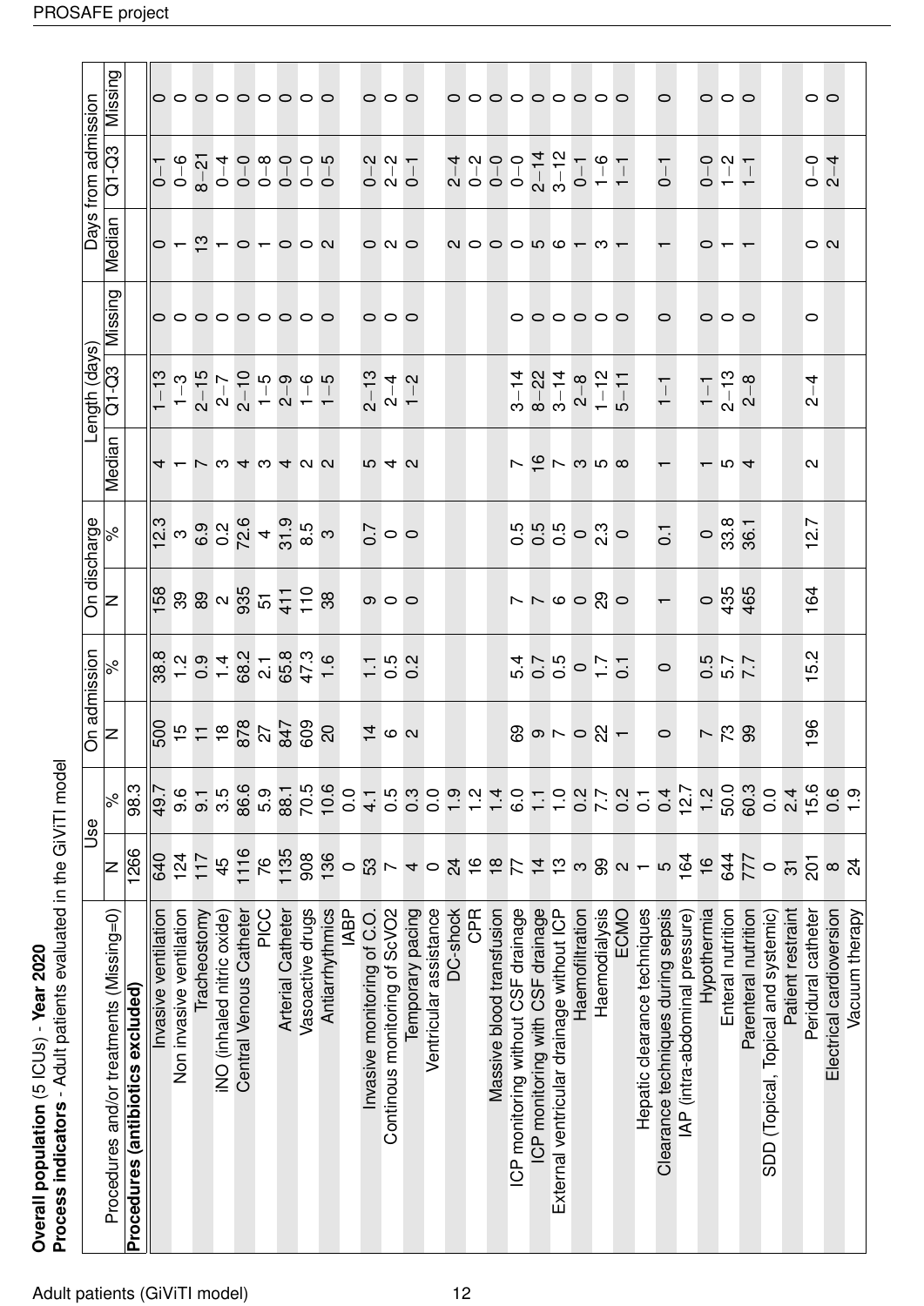**Overall population** (5 ICUs) - **Year 2020**
**Process indicators** - Adult patients evaluated in the GiViTI model

| Procedures and/or treatments (Missing=0) | Use | | On admission | | On discharge | | Length (days) | | | Days from admission | | |
|---|---|---|---|---|---|---|---|---|---|---|---|---|
| | N | % | N | % | N | % | Median | Q1-Q3 | Missing | Median | Q1-Q3 | Missing |
| **Procedures (antibiotics excluded)** | 1266 | 98.3 | | | | | | | | | | |
| Invasive ventilation | 640 | 49.7 | 500 | 38.8 | 158 | 12.3 | 4 | 1–13 | 0 | 0 | 0–1 | 0 |
| Non invasive ventilation | 124 | 9.6 | 15 | 1.2 | 39 | 3 | 1 | 1–3 | 0 | 1 | 0–6 | 0 |
| Tracheostomy | 117 | 9.1 | 11 | 0.9 | 89 | 6.9 | 7 | 2–15 | 0 | 13 | 8–21 | 0 |
| iNO (inhaled nitric oxide) | 45 | 3.5 | 18 | 1.4 | 2 | 0.2 | 3 | 2–7 | 0 | 1 | 0–4 | 0 |
| Central Venous Catheter | 1116 | 86.6 | 878 | 68.2 | 935 | 72.6 | 4 | 2–10 | 0 | 0 | 0–0 | 0 |
| PICC | 76 | 5.9 | 27 | 2.1 | 51 | 4 | 3 | 1–5 | 0 | 1 | 0–8 | 0 |
| Arterial Catheter | 1135 | 88.1 | 847 | 65.8 | 411 | 31.9 | 4 | 2–9 | 0 | 0 | 0–0 | 0 |
| Vasoactive drugs | 908 | 70.5 | 609 | 47.3 | 110 | 8.5 | 2 | 1–6 | 0 | 0 | 0–0 | 0 |
| Antiarrhythmics | 136 | 10.6 | 20 | 1.6 | 38 | 3 | 2 | 1–5 | 0 | 2 | 0–5 | 0 |
| IABP | 0 | 0.0 | | | | | | | | | | |
| Invasive monitoring of C.O. | 53 | 4.1 | 14 | 1.1 | 9 | 0.7 | 5 | 2–13 | 0 | 0 | 0–2 | 0 |
| Continous monitoring of ScVO2 | 7 | 0.5 | 6 | 0.5 | 0 | 0 | 4 | 2–4 | 0 | 2 | 2–2 | 0 |
| Temporary pacing | 4 | 0.3 | 2 | 0.2 | 0 | 0 | 2 | 1–2 | 0 | 0 | 0–1 | 0 |
| Ventricular assistance | 0 | 0.0 | | | | | | | | | | |
| DC-shock | 24 | 1.9 | | | | | | | | 2 | 2–4 | 0 |
| CPR | 16 | 1.2 | | | | | | | | 0 | 0–2 | 0 |
| Massive blood transfusion | 18 | 1.4 | | | | | | | | 0 | 0–0 | 0 |
| ICP monitoring without CSF drainage | 77 | 6.0 | 69 | 5.4 | 7 | 0.5 | 7 | 3–14 | 0 | 0 | 0–0 | 0 |
| ICP monitoring with CSF drainage | 14 | 1.1 | 9 | 0.7 | 7 | 0.5 | 16 | 8–22 | 0 | 5 | 2–14 | 0 |
| External ventricular drainage without ICP | 13 | 1.0 | 7 | 0.5 | 6 | 0.5 | 7 | 3–14 | 0 | 6 | 3–12 | 0 |
| Haemofiltration | 3 | 0.2 | 0 | 0 | 0 | 0 | 3 | 2–8 | 0 | 1 | 0–1 | 0 |
| Haemodialysis | 99 | 7.7 | 22 | 1.7 | 29 | 2.3 | 5 | 1–12 | 0 | 3 | 1–6 | 0 |
| ECMO | 2 | 0.2 | 1 | 0.1 | 0 | 0 | 8 | 5–11 | 0 | 1 | 1–1 | 0 |
| Hepatic clearance techniques | 1 | 0.1 | | | | | | | | | | |
| Clearance techniques during sepsis | 5 | 0.4 | 0 | 0 | 1 | 0.1 | 1 | 1–1 | 0 | 1 | 0–1 | 0 |
| IAP (intra-abdominal pressure) | 164 | 12.7 | | | | | | | | | | |
| Hypothermia | 16 | 1.2 | 7 | 0.5 | 0 | 0 | 1 | 1–1 | 0 | 0 | 0–0 | 0 |
| Enteral nutrition | 644 | 50.0 | 73 | 5.7 | 435 | 33.8 | 5 | 2–13 | 0 | 1 | 1–2 | 0 |
| Parenteral nutrition | 777 | 60.3 | 99 | 7.7 | 465 | 36.1 | 4 | 2–8 | 0 | 1 | 1–1 | 0 |
| SDD (Topical, Topical and systemic) | 0 | 0.0 | | | | | | | | | | |
| Patient restraint | 31 | 2.4 | | | | | | | | | | |
| Peridural catheter | 201 | 15.6 | 196 | 15.2 | 164 | 12.7 | 2 | 2–4 | 0 | 0 | 0–0 | 0 |
| Electrical cardioversion | 8 | 0.6 | | | | | | | | 2 | 2–4 | 0 |
| Vacuum therapy | 24 | 1.9 | | | | | | | | | | |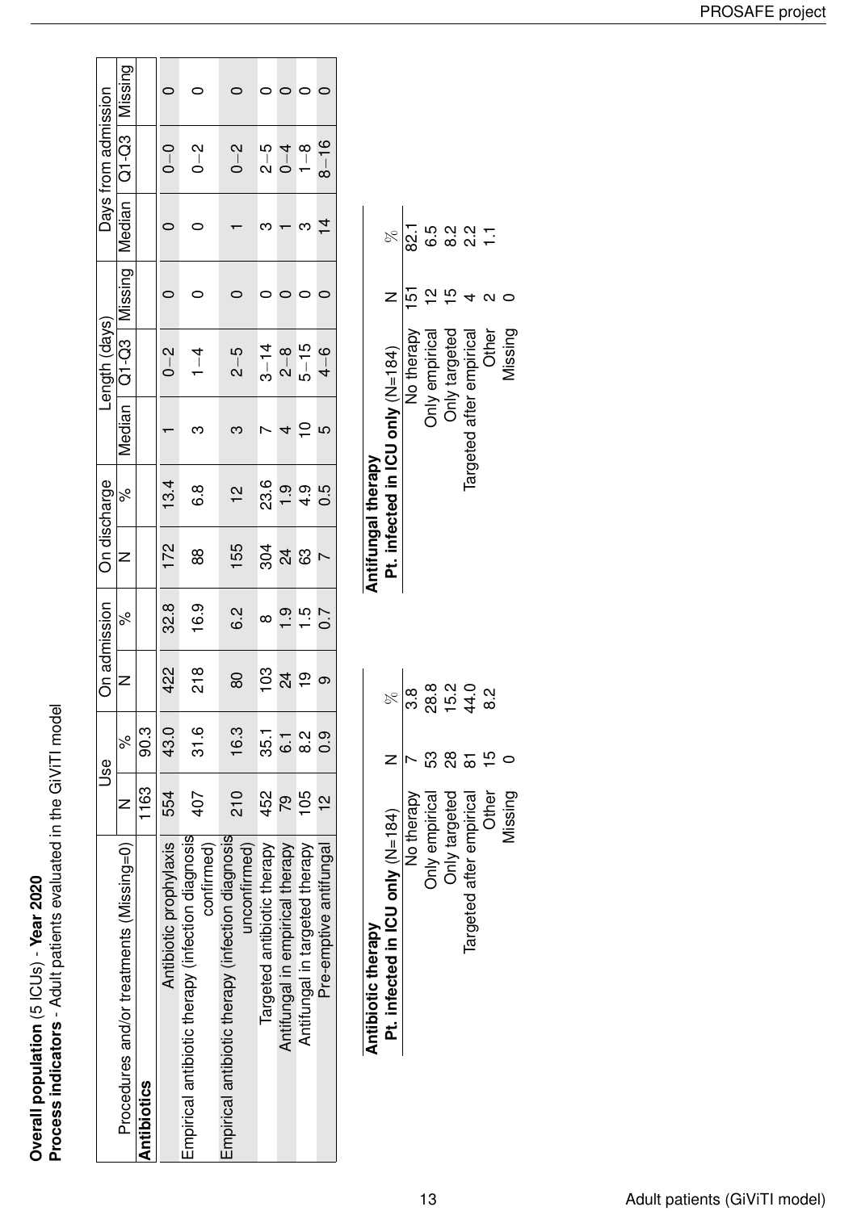**Overall population** (5 ICUs) - **Year 2020**
**Process indicators** - Adult patients evaluated in the GiViTI model

| Procedures and/or treatments (Missing=0) | Use | | On admission | | On discharge | | Length (days) | | | Days from admission | | |
|---|---|---|---|---|---|---|---|---|---|---|---|---|
| | N | % | N | % | N | % | Median | Q1-Q3 | Missing | Median | Q1-Q3 | Missing |
| **Antibiotics** | 1163 | 90.3 | | | | | | | | | | |
| Antibiotic prophylaxis | 554 | 43.0 | 422 | 32.8 | 172 | 13.4 | 1 | 0−2 | 0 | 0 | 0−0 | 0 |
| Empirical antibiotic therapy (infection diagnosis confirmed) | 407 | 31.6 | 218 | 16.9 | 88 | 6.8 | 3 | 1−4 | 0 | 0 | 0−2 | 0 |
| Empirical antibiotic therapy (infection diagnosis unconfirmed) | 210 | 16.3 | 80 | 6.2 | 155 | 12 | 3 | 2−5 | 0 | 1 | 0−2 | 0 |
| Targeted antibiotic therapy | 452 | 35.1 | 103 | 8 | 304 | 23.6 | 7 | 3−14 | 0 | 3 | 2−5 | 0 |
| Antifungal in empirical therapy | 79 | 6.1 | 24 | 1.9 | 24 | 1.9 | 4 | 2−8 | 0 | 1 | 0−4 | 0 |
| Antifungal in targeted therapy | 105 | 8.2 | 19 | 1.5 | 63 | 4.9 | 10 | 5−15 | 0 | 3 | 1−8 | 0 |
| Pre-emptive antifungal | 12 | 0.9 | 9 | 0.7 | 7 | 0.5 | 5 | 4−6 | 0 | 14 | 8−16 | 0 |

**Antibiotic therapy**

| **Pt. infected in ICU only** (N=184) | N | % |
|---|---|---|
| No therapy | 7 | 3.8 |
| Only empirical | 53 | 28.8 |
| Only targeted | 28 | 15.2 |
| Targeted after empirical | 81 | 44.0 |
| Other | 15 | 8.2 |
| Missing | 0 | |

**Antifungal therapy**

| **Pt. infected in ICU only** (N=184) | N | % |
|---|---|---|
| No therapy | 151 | 82.1 |
| Only empirical | 12 | 6.5 |
| Only targeted | 15 | 8.2 |
| Targeted after empirical | 4 | 2.2 |
| Other | 2 | 1.1 |
| Missing | 0 | |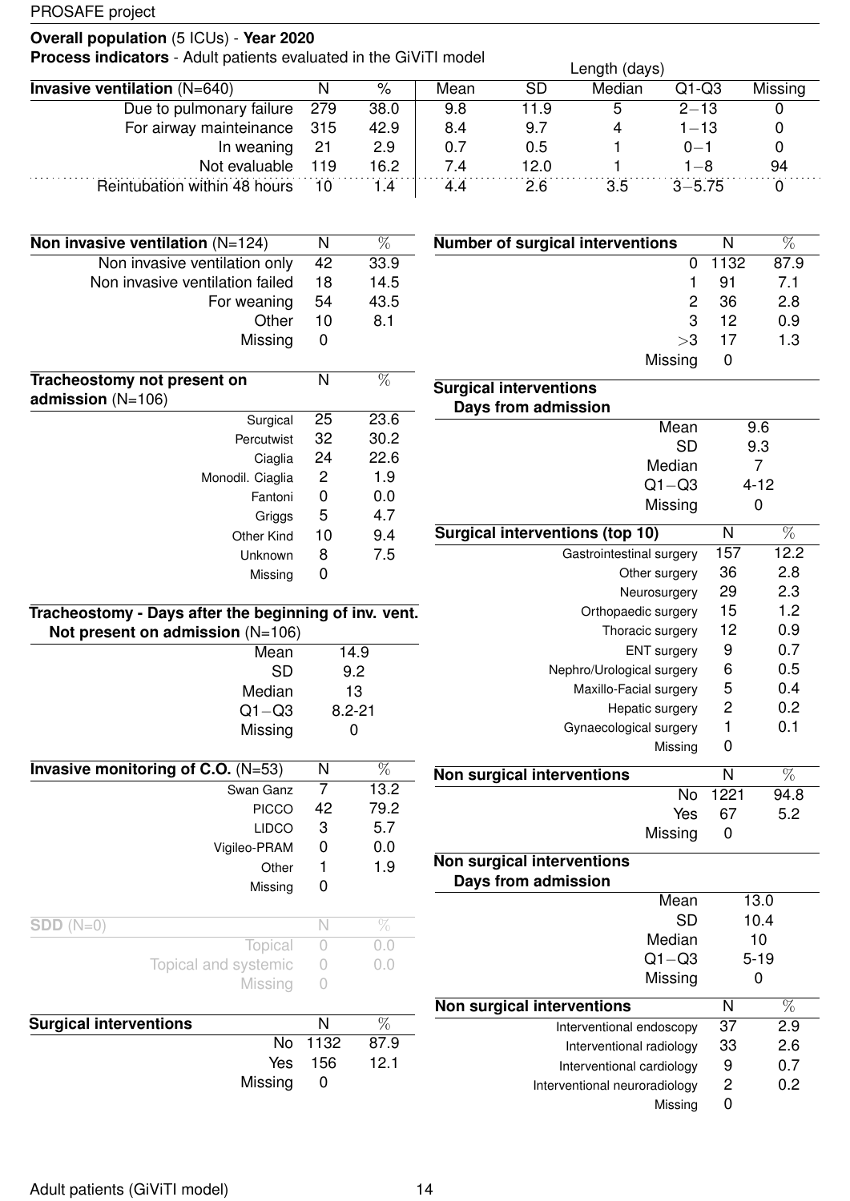**Overall population** (5 ICUs) - **Year 2020**

**Process indicators** - Adult patients evaluated in the GiViTI model

| **Invasive ventilation** (N=640) | N | % | Length (days) Mean | SD | Median | Q1-Q3 | Missing |
|---|---|---|---|---|---|---|---|
| Due to pulmonary failure | 279 | 38.0 | 9.8 | 11.9 | 5 | 2−13 | 0 |
| For airway mainteinance | 315 | 42.9 | 8.4 | 9.7 | 4 | 1−13 | 0 |
| In weaning | 21 | 2.9 | 0.7 | 0.5 | 1 | 0−1 | 0 |
| Not evaluable | 119 | 16.2 | 7.4 | 12.0 | 1 | 1−8 | 94 |
| Reintubation within 48 hours | 10 | 1.4 | 4.4 | 2.6 | 3.5 | 3−5.75 | 0 |

| **Non invasive ventilation** (N=124) | N | % |
|---|---|---|
| Non invasive ventilation only | 42 | 33.9 |
| Non invasive ventilation failed | 18 | 14.5 |
| For weaning | 54 | 43.5 |
| Other | 10 | 8.1 |
| Missing | 0 | |

| **Tracheostomy not present on admission** (N=106) | N | % |
|---|---|---|
| Surgical | 25 | 23.6 |
| Percutwist | 32 | 30.2 |
| Ciaglia | 24 | 22.6 |
| Monodil. Ciaglia | 2 | 1.9 |
| Fantoni | 0 | 0.0 |
| Griggs | 5 | 4.7 |
| Other Kind | 10 | 9.4 |
| Unknown | 8 | 7.5 |
| Missing | 0 | |

| **Tracheostomy - Days after the beginning of inv. vent. Not present on admission** (N=106) | |
|---|---|
| Mean | 14.9 |
| SD | 9.2 |
| Median | 13 |
| Q1−Q3 | 8.2-21 |
| Missing | 0 |

| **Invasive monitoring of C.O.** (N=53) | N | % |
|---|---|---|
| Swan Ganz | 7 | 13.2 |
| PICCO | 42 | 79.2 |
| LIDCO | 3 | 5.7 |
| Vigileo-PRAM | 0 | 0.0 |
| Other | 1 | 1.9 |
| Missing | 0 | |

| **SDD** (N=0) | N | % |
|---|---|---|
| Topical | 0 | 0.0 |
| Topical and systemic | 0 | 0.0 |
| Missing | 0 | |

| **Surgical interventions** | N | % |
|---|---|---|
| No | 1132 | 87.9 |
| Yes | 156 | 12.1 |
| Missing | 0 | |

| **Number of surgical interventions** | N | % |
|---|---|---|
| 0 | 1132 | 87.9 |
| 1 | 91 | 7.1 |
| 2 | 36 | 2.8 |
| 3 | 12 | 0.9 |
| >3 | 17 | 1.3 |
| Missing | 0 | |

| **Surgical interventions Days from admission** | |
|---|---|
| Mean | 9.6 |
| SD | 9.3 |
| Median | 7 |
| Q1−Q3 | 4-12 |
| Missing | 0 |

| **Surgical interventions (top 10)** | N | % |
|---|---|---|
| Gastrointestinal surgery | 157 | 12.2 |
| Other surgery | 36 | 2.8 |
| Neurosurgery | 29 | 2.3 |
| Orthopaedic surgery | 15 | 1.2 |
| Thoracic surgery | 12 | 0.9 |
| ENT surgery | 9 | 0.7 |
| Nephro/Urological surgery | 6 | 0.5 |
| Maxillo-Facial surgery | 5 | 0.4 |
| Hepatic surgery | 2 | 0.2 |
| Gynaecological surgery | 1 | 0.1 |
| Missing | 0 | |

| **Non surgical interventions** | N | % |
|---|---|---|
| No | 1221 | 94.8 |
| Yes | 67 | 5.2 |
| Missing | 0 | |

| **Non surgical interventions Days from admission** | |
|---|---|
| Mean | 13.0 |
| SD | 10.4 |
| Median | 10 |
| Q1−Q3 | 5-19 |
| Missing | 0 |

| **Non surgical interventions** | N | % |
|---|---|---|
| Interventional endoscopy | 37 | 2.9 |
| Interventional radiology | 33 | 2.6 |
| Interventional cardiology | 9 | 0.7 |
| Interventional neuroradiology | 2 | 0.2 |
| Missing | 0 | |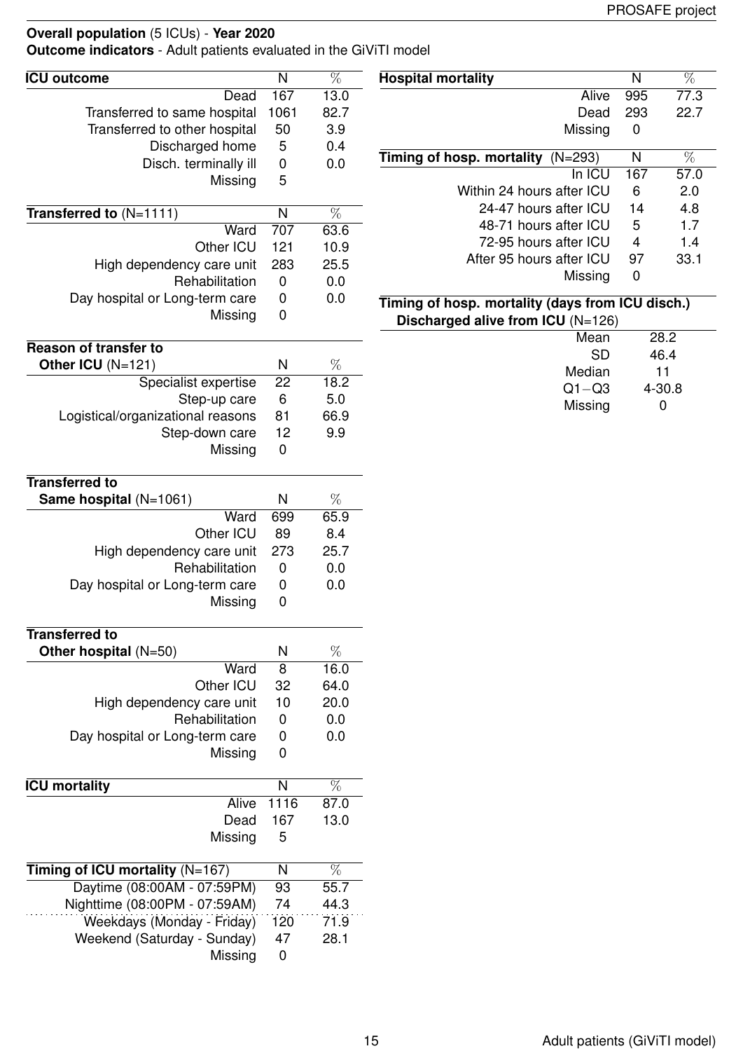**Overall population** (5 ICUs) - **Year 2020**

**Outcome indicators** - Adult patients evaluated in the GiViTI model

| **ICU outcome** | N | % |
|---|---|---|
| Dead | 167 | 13.0 |
| Transferred to same hospital | 1061 | 82.7 |
| Transferred to other hospital | 50 | 3.9 |
| Discharged home | 5 | 0.4 |
| Disch. terminally ill | 0 | 0.0 |
| Missing | 5 | |

| **Transferred to** (N=1111) | N | % |
|---|---|---|
| Ward | 707 | 63.6 |
| Other ICU | 121 | 10.9 |
| High dependency care unit | 283 | 25.5 |
| Rehabilitation | 0 | 0.0 |
| Day hospital or Long-term care | 0 | 0.0 |
| Missing | 0 | |

| **Reason of transfer to Other ICU** (N=121) | N | % |
|---|---|---|
| Specialist expertise | 22 | 18.2 |
| Step-up care | 6 | 5.0 |
| Logistical/organizational reasons | 81 | 66.9 |
| Step-down care | 12 | 9.9 |
| Missing | 0 | |

| **Transferred to Same hospital** (N=1061) | N | % |
|---|---|---|
| Ward | 699 | 65.9 |
| Other ICU | 89 | 8.4 |
| High dependency care unit | 273 | 25.7 |
| Rehabilitation | 0 | 0.0 |
| Day hospital or Long-term care | 0 | 0.0 |
| Missing | 0 | |

| **Transferred to Other hospital** (N=50) | N | % |
|---|---|---|
| Ward | 8 | 16.0 |
| Other ICU | 32 | 64.0 |
| High dependency care unit | 10 | 20.0 |
| Rehabilitation | 0 | 0.0 |
| Day hospital or Long-term care | 0 | 0.0 |
| Missing | 0 | |

| **ICU mortality** | N | % |
|---|---|---|
| Alive | 1116 | 87.0 |
| Dead | 167 | 13.0 |
| Missing | 5 | |

| **Timing of ICU mortality** (N=167) | N | % |
|---|---|---|
| Daytime (08:00AM - 07:59PM) | 93 | 55.7 |
| Nighttime (08:00PM - 07:59AM) | 74 | 44.3 |
| Weekdays (Monday - Friday) | 120 | 71.9 |
| Weekend (Saturday - Sunday) | 47 | 28.1 |
| Missing | 0 | |

| **Hospital mortality** | N | % |
|---|---|---|
| Alive | 995 | 77.3 |
| Dead | 293 | 22.7 |
| Missing | 0 | |

| **Timing of hosp. mortality** (N=293) | N | % |
|---|---|---|
| In ICU | 167 | 57.0 |
| Within 24 hours after ICU | 6 | 2.0 |
| 24-47 hours after ICU | 14 | 4.8 |
| 48-71 hours after ICU | 5 | 1.7 |
| 72-95 hours after ICU | 4 | 1.4 |
| After 95 hours after ICU | 97 | 33.1 |
| Missing | 0 | |

| **Timing of hosp. mortality (days from ICU disch.) Discharged alive from ICU** (N=126) | |
|---|---|
| Mean | 28.2 |
| SD | 46.4 |
| Median | 11 |
| Q1−Q3 | 4-30.8 |
| Missing | 0 |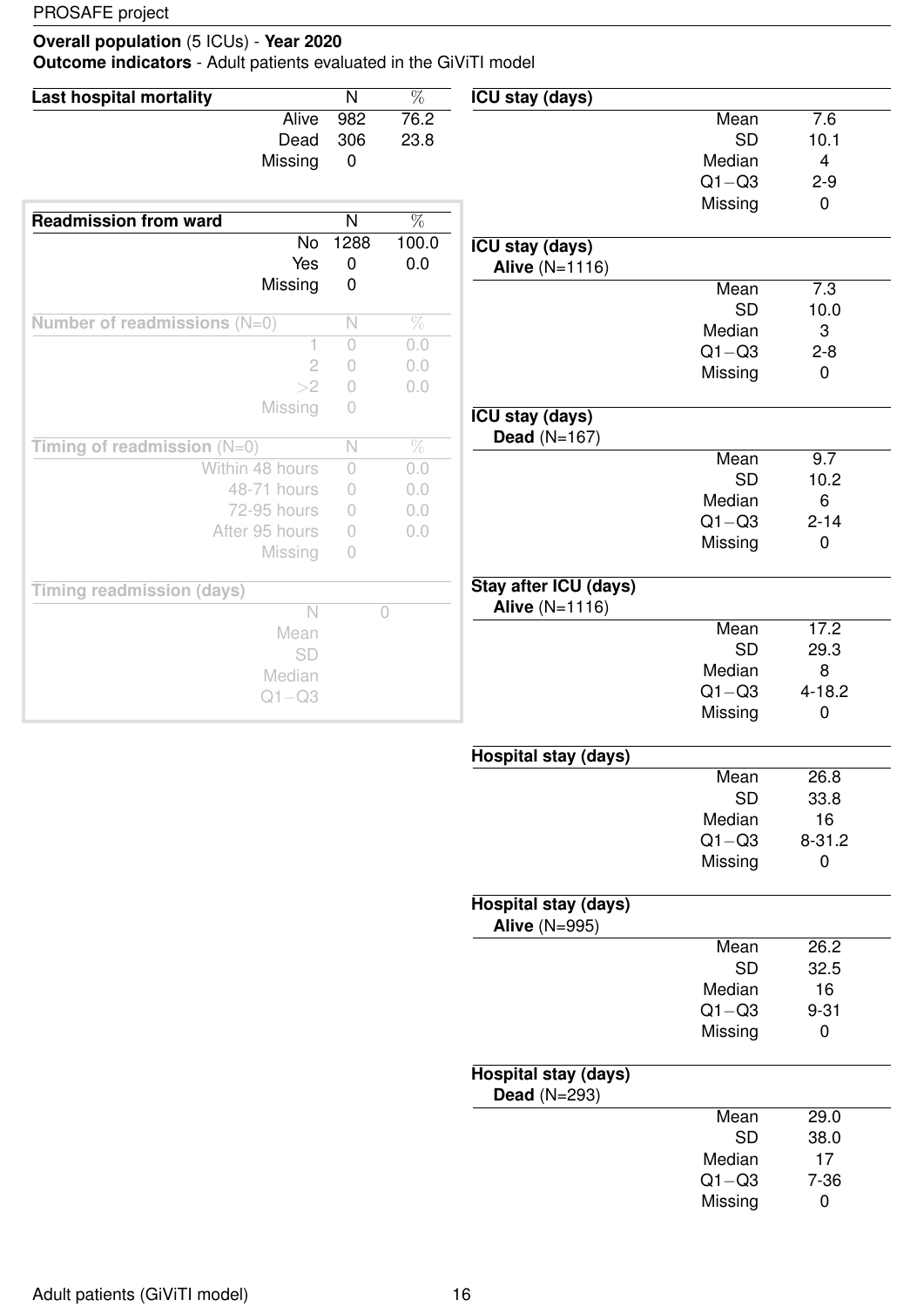**Overall population** (5 ICUs) - **Year 2020**

**Outcome indicators** - Adult patients evaluated in the GiViTI model

| **Last hospital mortality** | N | % |
|---|---|---|
| Alive | 982 | 76.2 |
| Dead | 306 | 23.8 |
| Missing | 0 | |

| **Readmission from ward** | N | % |
|---|---|---|
| No | 1288 | 100.0 |
| Yes | 0 | 0.0 |
| Missing | 0 | |

| **Number of readmissions** (N=0) | N | % |
|---|---|---|
| 1 | 0 | 0.0 |
| 2 | 0 | 0.0 |
| >2 | 0 | 0.0 |
| Missing | 0 | |

| **Timing of readmission** (N=0) | N | % |
|---|---|---|
| Within 48 hours | 0 | 0.0 |
| 48-71 hours | 0 | 0.0 |
| 72-95 hours | 0 | 0.0 |
| After 95 hours | 0 | 0.0 |
| Missing | 0 | |

| **Timing readmission (days)** | |
|---|---|
| N | 0 |
| Mean | |
| SD | |
| Median | |
| Q1−Q3 | |

| **ICU stay (days)** | |
|---|---|
| Mean | 7.6 |
| SD | 10.1 |
| Median | 4 |
| Q1−Q3 | 2-9 |
| Missing | 0 |

| **ICU stay (days)** **Alive** (N=1116) | |
|---|---|
| Mean | 7.3 |
| SD | 10.0 |
| Median | 3 |
| Q1−Q3 | 2-8 |
| Missing | 0 |

| **ICU stay (days)** **Dead** (N=167) | |
|---|---|
| Mean | 9.7 |
| SD | 10.2 |
| Median | 6 |
| Q1−Q3 | 2-14 |
| Missing | 0 |

| **Stay after ICU (days)** **Alive** (N=1116) | |
|---|---|
| Mean | 17.2 |
| SD | 29.3 |
| Median | 8 |
| Q1−Q3 | 4-18.2 |
| Missing | 0 |

| **Hospital stay (days)** | |
|---|---|
| Mean | 26.8 |
| SD | 33.8 |
| Median | 16 |
| Q1−Q3 | 8-31.2 |
| Missing | 0 |

| **Hospital stay (days)** **Alive** (N=995) | |
|---|---|
| Mean | 26.2 |
| SD | 32.5 |
| Median | 16 |
| Q1−Q3 | 9-31 |
| Missing | 0 |

| **Hospital stay (days)** **Dead** (N=293) | |
|---|---|
| Mean | 29.0 |
| SD | 38.0 |
| Median | 17 |
| Q1−Q3 | 7-36 |
| Missing | 0 |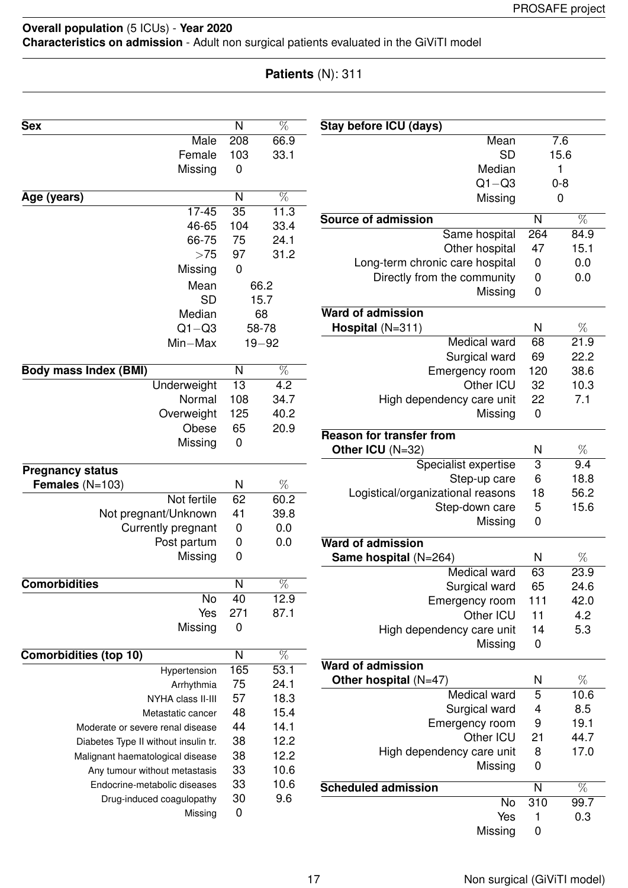**Overall population** (5 ICUs) - **Year 2020**
**Characteristics on admission** - Adult non surgical patients evaluated in the GiViTI model

**Patients** (N): 311

| **Sex** | N | % |
|---|---|---|
| Male | 208 | 66.9 |
| Female | 103 | 33.1 |
| Missing | 0 | |

| **Age (years)** | N | % |
|---|---|---|
| 17-45 | 35 | 11.3 |
| 46-65 | 104 | 33.4 |
| 66-75 | 75 | 24.1 |
| >75 | 97 | 31.2 |
| Missing | 0 | |
| Mean | 66.2 | |
| SD | 15.7 | |
| Median | 68 | |
| Q1−Q3 | 58-78 | |
| Min−Max | 19−92 | |

| **Body mass Index (BMI)** | N | % |
|---|---|---|
| Underweight | 13 | 4.2 |
| Normal | 108 | 34.7 |
| Overweight | 125 | 40.2 |
| Obese | 65 | 20.9 |
| Missing | 0 | |

| **Pregnancy status** **Females** (N=103) | N | % |
|---|---|---|
| Not fertile | 62 | 60.2 |
| Not pregnant/Unknown | 41 | 39.8 |
| Currently pregnant | 0 | 0.0 |
| Post partum | 0 | 0.0 |
| Missing | 0 | |

| **Comorbidities** | N | % |
|---|---|---|
| No | 40 | 12.9 |
| Yes | 271 | 87.1 |
| Missing | 0 | |

| **Comorbidities (top 10)** | N | % |
|---|---|---|
| Hypertension | 165 | 53.1 |
| Arrhythmia | 75 | 24.1 |
| NYHA class II-III | 57 | 18.3 |
| Metastatic cancer | 48 | 15.4 |
| Moderate or severe renal disease | 44 | 14.1 |
| Diabetes Type II without insulin tr. | 38 | 12.2 |
| Malignant haematological disease | 38 | 12.2 |
| Any tumour without metastasis | 33 | 10.6 |
| Endocrine-metabolic diseases | 33 | 10.6 |
| Drug-induced coagulopathy | 30 | 9.6 |
| Missing | 0 | |

| **Stay before ICU (days)** | |
|---|---|
| Mean | 7.6 |
| SD | 15.6 |
| Median | 1 |
| Q1−Q3 | 0-8 |
| Missing | 0 |

| **Source of admission** | N | % |
|---|---|---|
| Same hospital | 264 | 84.9 |
| Other hospital | 47 | 15.1 |
| Long-term chronic care hospital | 0 | 0.0 |
| Directly from the community | 0 | 0.0 |
| Missing | 0 | |

| **Ward of admission** **Hospital** (N=311) | N | % |
|---|---|---|
| Medical ward | 68 | 21.9 |
| Surgical ward | 69 | 22.2 |
| Emergency room | 120 | 38.6 |
| Other ICU | 32 | 10.3 |
| High dependency care unit | 22 | 7.1 |
| Missing | 0 | |

| **Reason for transfer from** **Other ICU** (N=32) | N | % |
|---|---|---|
| Specialist expertise | 3 | 9.4 |
| Step-up care | 6 | 18.8 |
| Logistical/organizational reasons | 18 | 56.2 |
| Step-down care | 5 | 15.6 |
| Missing | 0 | |

| **Ward of admission** **Same hospital** (N=264) | N | % |
|---|---|---|
| Medical ward | 63 | 23.9 |
| Surgical ward | 65 | 24.6 |
| Emergency room | 111 | 42.0 |
| Other ICU | 11 | 4.2 |
| High dependency care unit | 14 | 5.3 |
| Missing | 0 | |

| **Ward of admission** **Other hospital** (N=47) | N | % |
|---|---|---|
| Medical ward | 5 | 10.6 |
| Surgical ward | 4 | 8.5 |
| Emergency room | 9 | 19.1 |
| Other ICU | 21 | 44.7 |
| High dependency care unit | 8 | 17.0 |
| Missing | 0 | |

| **Scheduled admission** | N | % |
|---|---|---|
| No | 310 | 99.7 |
| Yes | 1 | 0.3 |
| Missing | 0 | |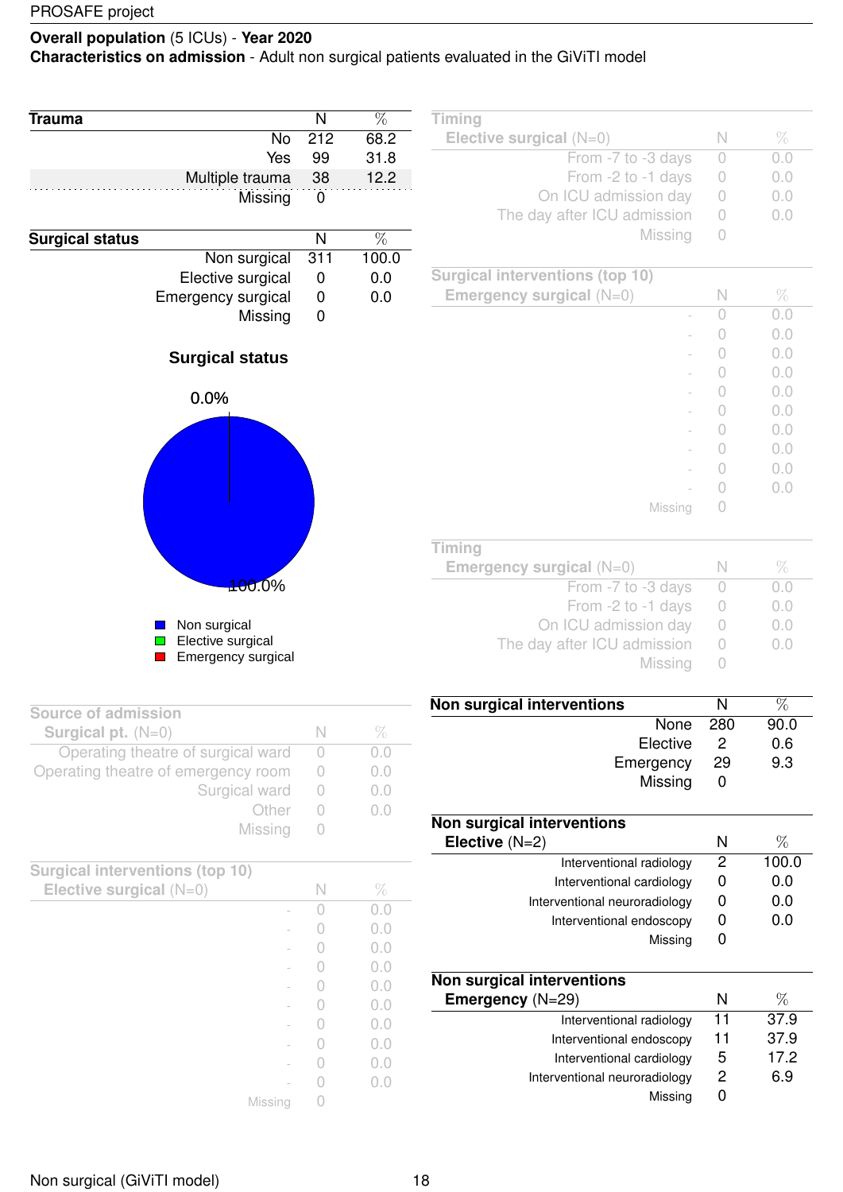## Overall population (5 ICUs) - Year 2020

**Characteristics on admission** - Adult non surgical patients evaluated in the GiViTI model

| Trauma | N | % |
|---|---|---|
| No | 212 | 68.2 |
| Yes | 99 | 31.8 |
| Multiple trauma | 38 | 12.2 |
| Missing | 0 | |

| Surgical status | N | % |
|---|---|---|
| Non surgical | 311 | 100.0 |
| Elective surgical | 0 | 0.0 |
| Emergency surgical | 0 | 0.0 |
| Missing | 0 | |

**Surgical status**

0.0%

100.0%

- Non surgical
- Elective surgical
- Emergency surgical

| Source of admission Surgical pt. (N=0) | N | % |
|---|---|---|
| Operating theatre of surgical ward | 0 | 0.0 |
| Operating theatre of emergency room | 0 | 0.0 |
| Surgical ward | 0 | 0.0 |
| Other | 0 | 0.0 |
| Missing | 0 | |

| Surgical interventions (top 10) Elective surgical (N=0) | N | % |
|---|---|---|
| - | 0 | 0.0 |
| - | 0 | 0.0 |
| - | 0 | 0.0 |
| - | 0 | 0.0 |
| - | 0 | 0.0 |
| - | 0 | 0.0 |
| - | 0 | 0.0 |
| - | 0 | 0.0 |
| - | 0 | 0.0 |
| - | 0 | 0.0 |
| Missing | 0 | |

| Timing Elective surgical (N=0) | N | % |
|---|---|---|
| From -7 to -3 days | 0 | 0.0 |
| From -2 to -1 days | 0 | 0.0 |
| On ICU admission day | 0 | 0.0 |
| The day after ICU admission | 0 | 0.0 |
| Missing | 0 | |

| Surgical interventions (top 10) Emergency surgical (N=0) | N | % |
|---|---|---|
| - | 0 | 0.0 |
| - | 0 | 0.0 |
| - | 0 | 0.0 |
| - | 0 | 0.0 |
| - | 0 | 0.0 |
| - | 0 | 0.0 |
| - | 0 | 0.0 |
| - | 0 | 0.0 |
| - | 0 | 0.0 |
| - | 0 | 0.0 |
| Missing | 0 | |

| Timing Emergency surgical (N=0) | N | % |
|---|---|---|
| From -7 to -3 days | 0 | 0.0 |
| From -2 to -1 days | 0 | 0.0 |
| On ICU admission day | 0 | 0.0 |
| The day after ICU admission | 0 | 0.0 |
| Missing | 0 | |

| Non surgical interventions | N | % |
|---|---|---|
| None | 280 | 90.0 |
| Elective | 2 | 0.6 |
| Emergency | 29 | 9.3 |
| Missing | 0 | |

| Non surgical interventions Elective (N=2) | N | % |
|---|---|---|
| Interventional radiology | 2 | 100.0 |
| Interventional cardiology | 0 | 0.0 |
| Interventional neuroradiology | 0 | 0.0 |
| Interventional endoscopy | 0 | 0.0 |
| Missing | 0 | |

| Non surgical interventions Emergency (N=29) | N | % |
|---|---|---|
| Interventional radiology | 11 | 37.9 |
| Interventional endoscopy | 11 | 37.9 |
| Interventional cardiology | 5 | 17.2 |
| Interventional neuroradiology | 2 | 6.9 |
| Missing | 0 | |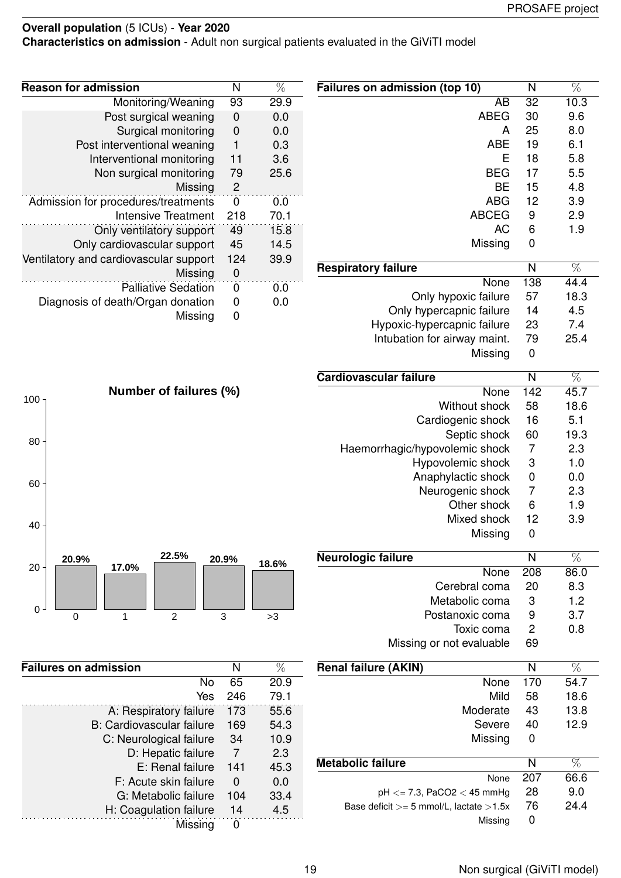**Overall population** (5 ICUs) - **Year 2020**
**Characteristics on admission** - Adult non surgical patients evaluated in the GiViTI model

| Reason for admission | N | % |
|---|---|---|
| Monitoring/Weaning | 93 | 29.9 |
| Post surgical weaning | 0 | 0.0 |
| Surgical monitoring | 0 | 0.0 |
| Post interventional weaning | 1 | 0.3 |
| Interventional monitoring | 11 | 3.6 |
| Non surgical monitoring | 79 | 25.6 |
| Missing | 2 | |
| Admission for procedures/treatments | 0 | 0.0 |
| Intensive Treatment | 218 | 70.1 |
| Only ventilatory support | 49 | 15.8 |
| Only cardiovascular support | 45 | 14.5 |
| Ventilatory and cardiovascular support | 124 | 39.9 |
| Missing | 0 | |
| Palliative Sedation | 0 | 0.0 |
| Diagnosis of death/Organ donation | 0 | 0.0 |
| Missing | 0 | |

**Number of failures (%)**

| Number of failures | % |
|---|---|
| 0 | 20.9% |
| 1 | 17.0% |
| 2 | 22.5% |
| 3 | 20.9% |
| >3 | 18.6% |

| Failures on admission | N | % |
|---|---|---|
| No | 65 | 20.9 |
| Yes | 246 | 79.1 |
| A: Respiratory failure | 173 | 55.6 |
| B: Cardiovascular failure | 169 | 54.3 |
| C: Neurological failure | 34 | 10.9 |
| D: Hepatic failure | 7 | 2.3 |
| E: Renal failure | 141 | 45.3 |
| F: Acute skin failure | 0 | 0.0 |
| G: Metabolic failure | 104 | 33.4 |
| H: Coagulation failure | 14 | 4.5 |
| Missing | 0 | |

| Failures on admission (top 10) | N | % |
|---|---|---|
| AB | 32 | 10.3 |
| ABEG | 30 | 9.6 |
| A | 25 | 8.0 |
| ABE | 19 | 6.1 |
| E | 18 | 5.8 |
| BEG | 17 | 5.5 |
| BE | 15 | 4.8 |
| ABG | 12 | 3.9 |
| ABCEG | 9 | 2.9 |
| AC | 6 | 1.9 |
| Missing | 0 | |

| Respiratory failure | N | % |
|---|---|---|
| None | 138 | 44.4 |
| Only hypoxic failure | 57 | 18.3 |
| Only hypercapnic failure | 14 | 4.5 |
| Hypoxic-hypercapnic failure | 23 | 7.4 |
| Intubation for airway maint. | 79 | 25.4 |
| Missing | 0 | |

| Cardiovascular failure | N | % |
|---|---|---|
| None | 142 | 45.7 |
| Without shock | 58 | 18.6 |
| Cardiogenic shock | 16 | 5.1 |
| Septic shock | 60 | 19.3 |
| Haemorrhagic/hypovolemic shock | 7 | 2.3 |
| Hypovolemic shock | 3 | 1.0 |
| Anaphylactic shock | 0 | 0.0 |
| Neurogenic shock | 7 | 2.3 |
| Other shock | 6 | 1.9 |
| Mixed shock | 12 | 3.9 |
| Missing | 0 | |

| Neurologic failure | N | % |
|---|---|---|
| None | 208 | 86.0 |
| Cerebral coma | 20 | 8.3 |
| Metabolic coma | 3 | 1.2 |
| Postanoxic coma | 9 | 3.7 |
| Toxic coma | 2 | 0.8 |
| Missing or not evaluable | 69 | |

| Renal failure (AKIN) | N | % |
|---|---|---|
| None | 170 | 54.7 |
| Mild | 58 | 18.6 |
| Moderate | 43 | 13.8 |
| Severe | 40 | 12.9 |
| Missing | 0 | |

| Metabolic failure | N | % |
|---|---|---|
| None | 207 | 66.6 |
| pH <= 7.3, PaCO2 < 45 mmHg | 28 | 9.0 |
| Base deficit >= 5 mmol/L, lactate >1.5x | 76 | 24.4 |
| Missing | 0 | |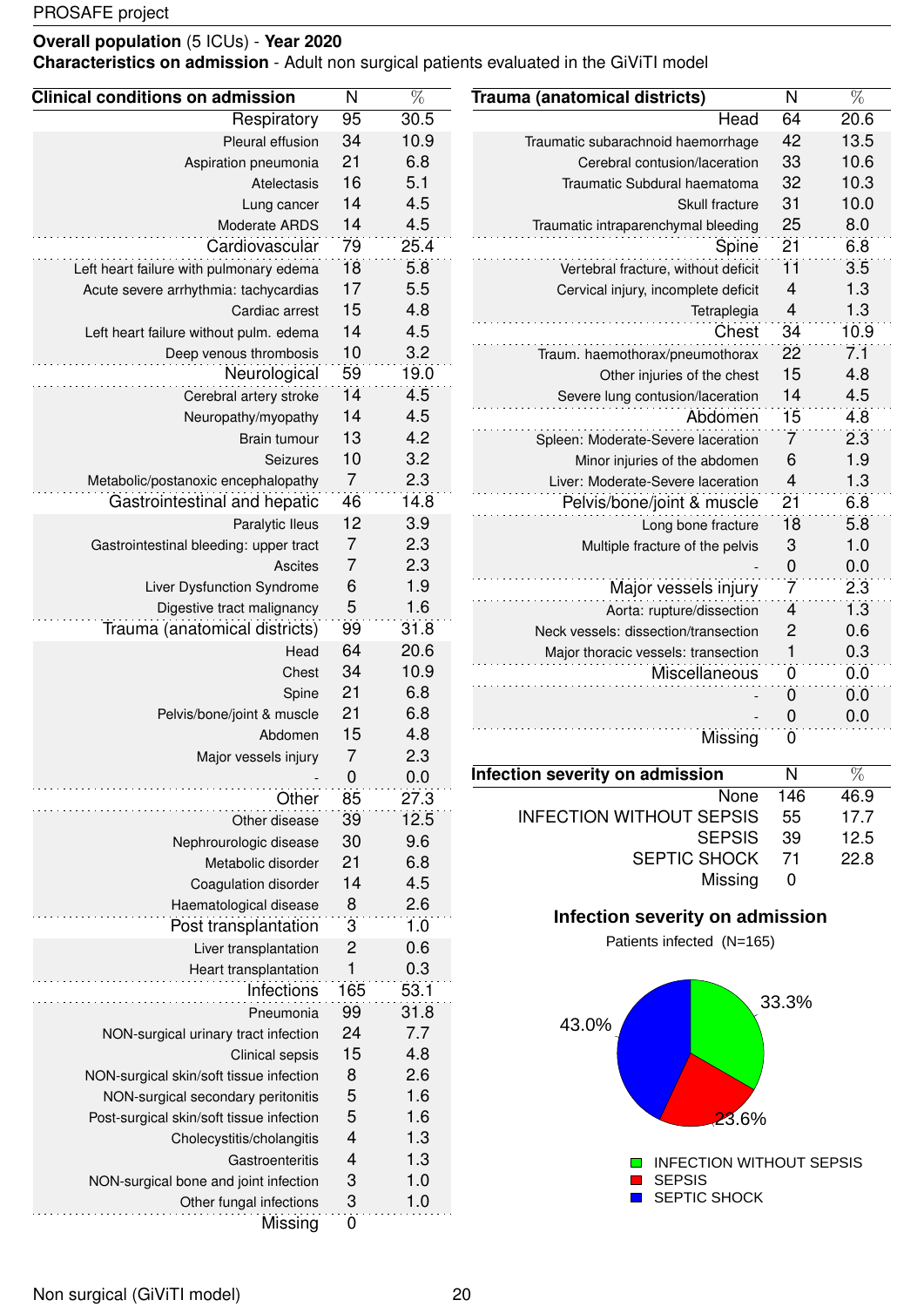PROSAFE project

**Overall population** (5 ICUs) - **Year 2020**
**Characteristics on admission** - Adult non surgical patients evaluated in the GiViTI model

| Clinical conditions on admission | N | % |
|---|---|---|
| Respiratory | 95 | 30.5 |
| Pleural effusion | 34 | 10.9 |
| Aspiration pneumonia | 21 | 6.8 |
| Atelectasis | 16 | 5.1 |
| Lung cancer | 14 | 4.5 |
| Moderate ARDS | 14 | 4.5 |
| Cardiovascular | 79 | 25.4 |
| Left heart failure with pulmonary edema | 18 | 5.8 |
| Acute severe arrhythmia: tachycardias | 17 | 5.5 |
| Cardiac arrest | 15 | 4.8 |
| Left heart failure without pulm. edema | 14 | 4.5 |
| Deep venous thrombosis | 10 | 3.2 |
| Neurological | 59 | 19.0 |
| Cerebral artery stroke | 14 | 4.5 |
| Neuropathy/myopathy | 14 | 4.5 |
| Brain tumour | 13 | 4.2 |
| Seizures | 10 | 3.2 |
| Metabolic/postanoxic encephalopathy | 7 | 2.3 |
| Gastrointestinal and hepatic | 46 | 14.8 |
| Paralytic Ileus | 12 | 3.9 |
| Gastrointestinal bleeding: upper tract | 7 | 2.3 |
| Ascites | 7 | 2.3 |
| Liver Dysfunction Syndrome | 6 | 1.9 |
| Digestive tract malignancy | 5 | 1.6 |
| Trauma (anatomical districts) | 99 | 31.8 |
| Head | 64 | 20.6 |
| Chest | 34 | 10.9 |
| Spine | 21 | 6.8 |
| Pelvis/bone/joint & muscle | 21 | 6.8 |
| Abdomen | 15 | 4.8 |
| Major vessels injury | 7 | 2.3 |
| - | 0 | 0.0 |
| Other | 85 | 27.3 |
| Other disease | 39 | 12.5 |
| Nephrourologic disease | 30 | 9.6 |
| Metabolic disorder | 21 | 6.8 |
| Coagulation disorder | 14 | 4.5 |
| Haematological disease | 8 | 2.6 |
| Post transplantation | 3 | 1.0 |
| Liver transplantation | 2 | 0.6 |
| Heart transplantation | 1 | 0.3 |
| Infections | 165 | 53.1 |
| Pneumonia | 99 | 31.8 |
| NON-surgical urinary tract infection | 24 | 7.7 |
| Clinical sepsis | 15 | 4.8 |
| NON-surgical skin/soft tissue infection | 8 | 2.6 |
| NON-surgical secondary peritonitis | 5 | 1.6 |
| Post-surgical skin/soft tissue infection | 5 | 1.6 |
| Cholecystitis/cholangitis | 4 | 1.3 |
| Gastroenteritis | 4 | 1.3 |
| NON-surgical bone and joint infection | 3 | 1.0 |
| Other fungal infections | 3 | 1.0 |
| Missing | 0 | |

| Trauma (anatomical districts) | N | % |
|---|---|---|
| Head | 64 | 20.6 |
| Traumatic subarachnoid haemorrhage | 42 | 13.5 |
| Cerebral contusion/laceration | 33 | 10.6 |
| Traumatic Subdural haematoma | 32 | 10.3 |
| Skull fracture | 31 | 10.0 |
| Traumatic intraparenchymal bleeding | 25 | 8.0 |
| Spine | 21 | 6.8 |
| Vertebral fracture, without deficit | 11 | 3.5 |
| Cervical injury, incomplete deficit | 4 | 1.3 |
| Tetraplegia | 4 | 1.3 |
| Chest | 34 | 10.9 |
| Traum. haemothorax/pneumothorax | 22 | 7.1 |
| Other injuries of the chest | 15 | 4.8 |
| Severe lung contusion/laceration | 14 | 4.5 |
| Abdomen | 15 | 4.8 |
| Spleen: Moderate-Severe laceration | 7 | 2.3 |
| Minor injuries of the abdomen | 6 | 1.9 |
| Liver: Moderate-Severe laceration | 4 | 1.3 |
| Pelvis/bone/joint & muscle | 21 | 6.8 |
| Long bone fracture | 18 | 5.8 |
| Multiple fracture of the pelvis | 3 | 1.0 |
| - | 0 | 0.0 |
| Major vessels injury | 7 | 2.3 |
| Aorta: rupture/dissection | 4 | 1.3 |
| Neck vessels: dissection/transection | 2 | 0.6 |
| Major thoracic vessels: transection | 1 | 0.3 |
| Miscellaneous | 0 | 0.0 |
| - | 0 | 0.0 |
| - | 0 | 0.0 |
| Missing | 0 | |

| Infection severity on admission | N | % |
|---|---|---|
| None | 146 | 46.9 |
| INFECTION WITHOUT SEPSIS | 55 | 17.7 |
| SEPSIS | 39 | 12.5 |
| SEPTIC SHOCK | 71 | 22.8 |
| Missing | 0 | |

**Infection severity on admission**

Patients infected (N=165)

- INFECTION WITHOUT SEPSIS: 33.3%
- SEPSIS: 23.6%
- SEPTIC SHOCK: 43.0%

Non surgical (GiViTI model)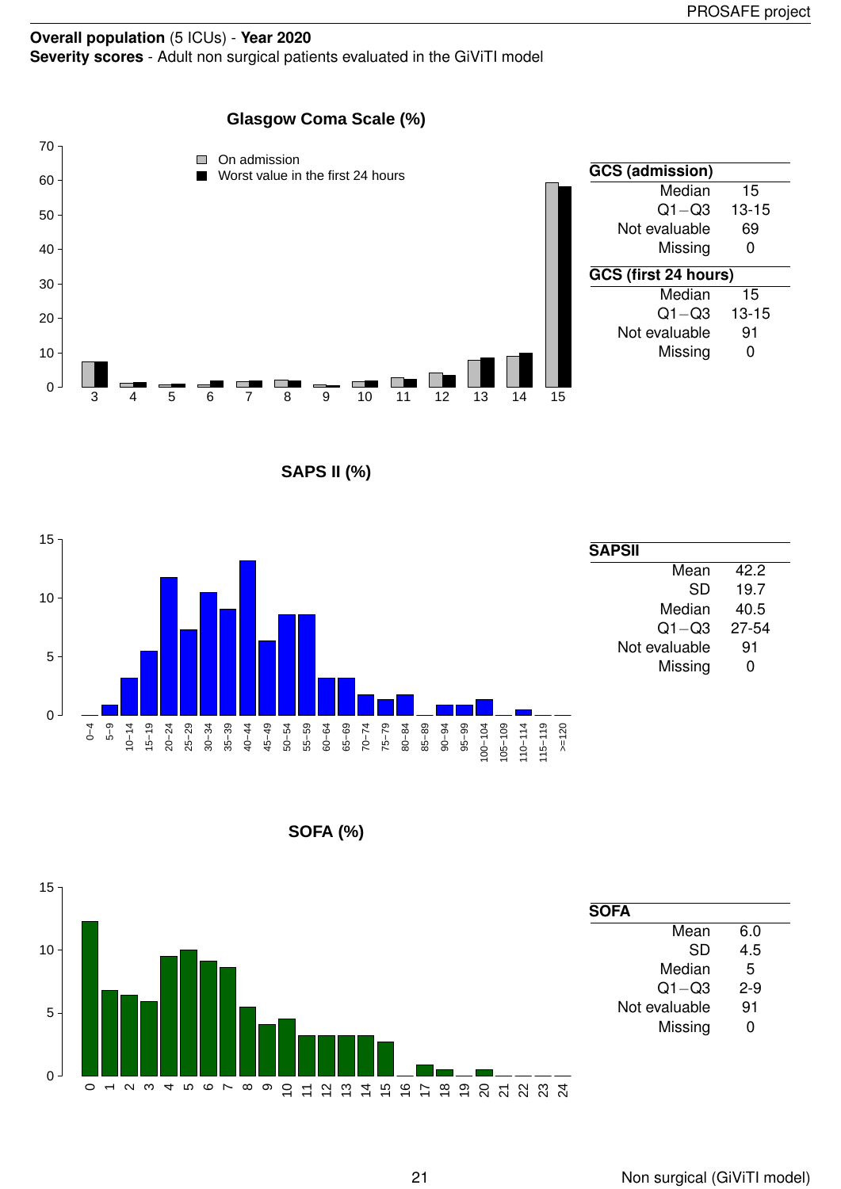**Overall population** (5 ICUs) - **Year 2020**
**Severity scores** - Adult non surgical patients evaluated in the GiViTI model

## Glasgow Coma Scale (%)

| GCS (admission) | |
|---|---|
| Median | 15 |
| Q1−Q3 | 13-15 |
| Not evaluable | 69 |
| Missing | 0 |

| GCS (first 24 hours) | |
|---|---|
| Median | 15 |
| Q1−Q3 | 13-15 |
| Not evaluable | 91 |
| Missing | 0 |

## SAPS II (%)

| SAPSII | |
|---|---|
| Mean | 42.2 |
| SD | 19.7 |
| Median | 40.5 |
| Q1−Q3 | 27-54 |
| Not evaluable | 91 |
| Missing | 0 |

## SOFA (%)

| SOFA | |
|---|---|
| Mean | 6.0 |
| SD | 4.5 |
| Median | 5 |
| Q1−Q3 | 2-9 |
| Not evaluable | 91 |
| Missing | 0 |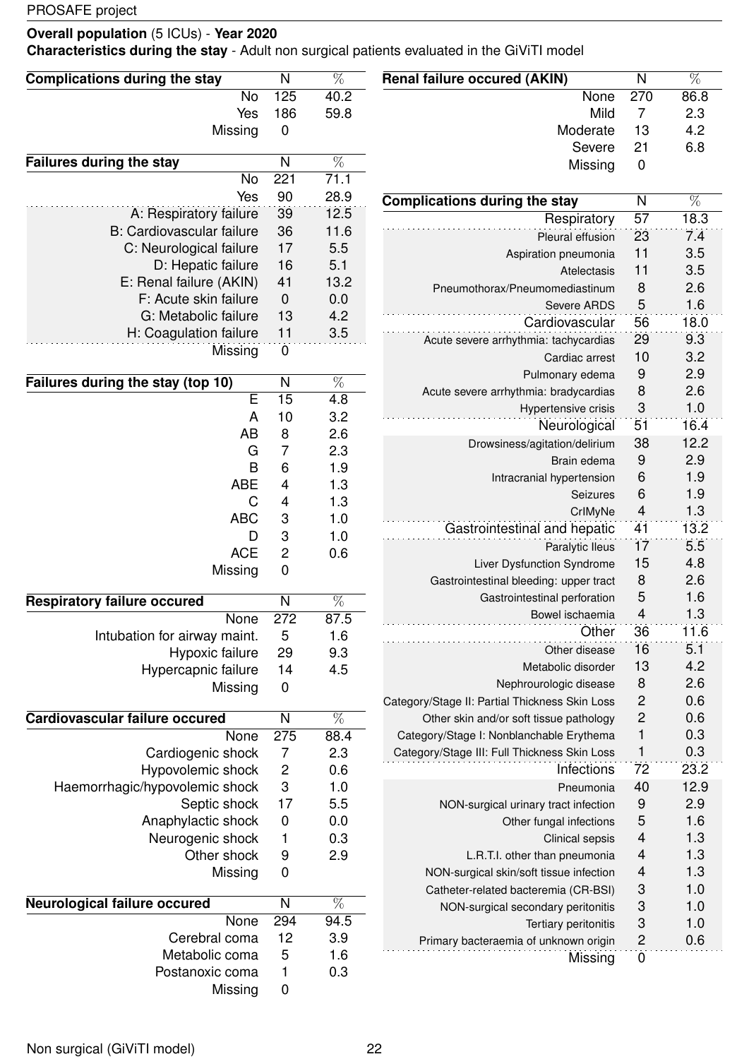**Overall population** (5 ICUs) - **Year 2020**
**Characteristics during the stay** - Adult non surgical patients evaluated in the GiViTI model

| Complications during the stay | N | % |
|---|---|---|
| No | 125 | 40.2 |
| Yes | 186 | 59.8 |
| Missing | 0 | |

| Failures during the stay | N | % |
|---|---|---|
| No | 221 | 71.1 |
| Yes | 90 | 28.9 |
| A: Respiratory failure | 39 | 12.5 |
| B: Cardiovascular failure | 36 | 11.6 |
| C: Neurological failure | 17 | 5.5 |
| D: Hepatic failure | 16 | 5.1 |
| E: Renal failure (AKIN) | 41 | 13.2 |
| F: Acute skin failure | 0 | 0.0 |
| G: Metabolic failure | 13 | 4.2 |
| H: Coagulation failure | 11 | 3.5 |
| Missing | 0 | |

| Failures during the stay (top 10) | N | % |
|---|---|---|
| E | 15 | 4.8 |
| A | 10 | 3.2 |
| AB | 8 | 2.6 |
| G | 7 | 2.3 |
| B | 6 | 1.9 |
| ABE | 4 | 1.3 |
| C | 4 | 1.3 |
| ABC | 3 | 1.0 |
| D | 3 | 1.0 |
| ACE | 2 | 0.6 |
| Missing | 0 | |

| Respiratory failure occured | N | % |
|---|---|---|
| None | 272 | 87.5 |
| Intubation for airway maint. | 5 | 1.6 |
| Hypoxic failure | 29 | 9.3 |
| Hypercapnic failure | 14 | 4.5 |
| Missing | 0 | |

| Cardiovascular failure occured | N | % |
|---|---|---|
| None | 275 | 88.4 |
| Cardiogenic shock | 7 | 2.3 |
| Hypovolemic shock | 2 | 0.6 |
| Haemorrhagic/hypovolemic shock | 3 | 1.0 |
| Septic shock | 17 | 5.5 |
| Anaphylactic shock | 0 | 0.0 |
| Neurogenic shock | 1 | 0.3 |
| Other shock | 9 | 2.9 |
| Missing | 0 | |

| Neurological failure occured | N | % |
|---|---|---|
| None | 294 | 94.5 |
| Cerebral coma | 12 | 3.9 |
| Metabolic coma | 5 | 1.6 |
| Postanoxic coma | 1 | 0.3 |
| Missing | 0 | |

| Renal failure occured (AKIN) | N | % |
|---|---|---|
| None | 270 | 86.8 |
| Mild | 7 | 2.3 |
| Moderate | 13 | 4.2 |
| Severe | 21 | 6.8 |
| Missing | 0 | |

| Complications during the stay | N | % |
|---|---|---|
| Respiratory | 57 | 18.3 |
| Pleural effusion | 23 | 7.4 |
| Aspiration pneumonia | 11 | 3.5 |
| Atelectasis | 11 | 3.5 |
| Pneumothorax/Pneumomediastinum | 8 | 2.6 |
| Severe ARDS | 5 | 1.6 |
| Cardiovascular | 56 | 18.0 |
| Acute severe arrhythmia: tachycardias | 29 | 9.3 |
| Cardiac arrest | 10 | 3.2 |
| Pulmonary edema | 9 | 2.9 |
| Acute severe arrhythmia: bradycardias | 8 | 2.6 |
| Hypertensive crisis | 3 | 1.0 |
| Neurological | 51 | 16.4 |
| Drowsiness/agitation/delirium | 38 | 12.2 |
| Brain edema | 9 | 2.9 |
| Intracranial hypertension | 6 | 1.9 |
| Seizures | 6 | 1.9 |
| CrIMyNe | 4 | 1.3 |
| Gastrointestinal and hepatic | 41 | 13.2 |
| Paralytic Ileus | 17 | 5.5 |
| Liver Dysfunction Syndrome | 15 | 4.8 |
| Gastrointestinal bleeding: upper tract | 8 | 2.6 |
| Gastrointestinal perforation | 5 | 1.6 |
| Bowel ischaemia | 4 | 1.3 |
| Other | 36 | 11.6 |
| Other disease | 16 | 5.1 |
| Metabolic disorder | 13 | 4.2 |
| Nephrourologic disease | 8 | 2.6 |
| Category/Stage II: Partial Thickness Skin Loss | 2 | 0.6 |
| Other skin and/or soft tissue pathology | 2 | 0.6 |
| Category/Stage I: Nonblanchable Erythema | 1 | 0.3 |
| Category/Stage III: Full Thickness Skin Loss | 1 | 0.3 |
| Infections | 72 | 23.2 |
| Pneumonia | 40 | 12.9 |
| NON-surgical urinary tract infection | 9 | 2.9 |
| Other fungal infections | 5 | 1.6 |
| Clinical sepsis | 4 | 1.3 |
| L.R.T.I. other than pneumonia | 4 | 1.3 |
| NON-surgical skin/soft tissue infection | 4 | 1.3 |
| Catheter-related bacteremia (CR-BSI) | 3 | 1.0 |
| NON-surgical secondary peritonitis | 3 | 1.0 |
| Tertiary peritonitis | 3 | 1.0 |
| Primary bacteraemia of unknown origin | 2 | 0.6 |
| Missing | 0 | |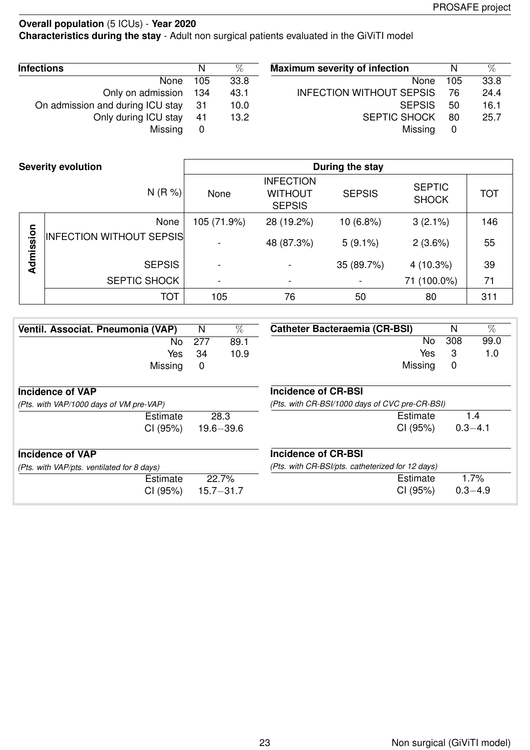**Overall population** (5 ICUs) - **Year 2020**

**Characteristics during the stay** - Adult non surgical patients evaluated in the GiViTI model

| **Infections** | N | % |
|---|---|---|
| None | 105 | 33.8 |
| Only on admission | 134 | 43.1 |
| On admission and during ICU stay | 31 | 10.0 |
| Only during ICU stay | 41 | 13.2 |
| Missing | 0 | |

| **Maximum severity of infection** | N | % |
|---|---|---|
| None | 105 | 33.8 |
| INFECTION WITHOUT SEPSIS | 76 | 24.4 |
| SEPSIS | 50 | 16.1 |
| SEPTIC SHOCK | 80 | 25.7 |
| Missing | 0 | |

| **Severity evolution** | | **During the stay** | | | | |
|---|---|---|---|---|---|---|
| | N (R %) | None | INFECTION WITHOUT SEPSIS | SEPSIS | SEPTIC SHOCK | TOT |
| **Admission** | None | 105 (71.9%) | 28 (19.2%) | 10 (6.8%) | 3 (2.1%) | 146 |
| | INFECTION WITHOUT SEPSIS | - | 48 (87.3%) | 5 (9.1%) | 2 (3.6%) | 55 |
| | SEPSIS | - | - | 35 (89.7%) | 4 (10.3%) | 39 |
| | SEPTIC SHOCK | - | - | - | 71 (100.0%) | 71 |
| | TOT | 105 | 76 | 50 | 80 | 311 |

| **Ventil. Associat. Pneumonia (VAP)** | N | % |
|---|---|---|
| No | 277 | 89.1 |
| Yes | 34 | 10.9 |
| Missing | 0 | |

**Incidence of VAP**

*(Pts. with VAP/1000 days of VM pre-VAP)*

| | |
|---|---|
| Estimate | 28.3 |
| CI (95%) | 19.6−39.6 |

**Incidence of VAP**

*(Pts. with VAP/pts. ventilated for 8 days)*

| | |
|---|---|
| Estimate | 22.7% |
| CI (95%) | 15.7−31.7 |

| **Catheter Bacteraemia (CR-BSI)** | N | % |
|---|---|---|
| No | 308 | 99.0 |
| Yes | 3 | 1.0 |
| Missing | 0 | |

**Incidence of CR-BSI**

*(Pts. with CR-BSI/1000 days of CVC pre-CR-BSI)*

| | |
|---|---|
| Estimate | 1.4 |
| CI (95%) | 0.3−4.1 |

**Incidence of CR-BSI**

*(Pts. with CR-BSI/pts. catheterized for 12 days)*

| | |
|---|---|
| Estimate | 1.7% |
| CI (95%) | 0.3−4.9 |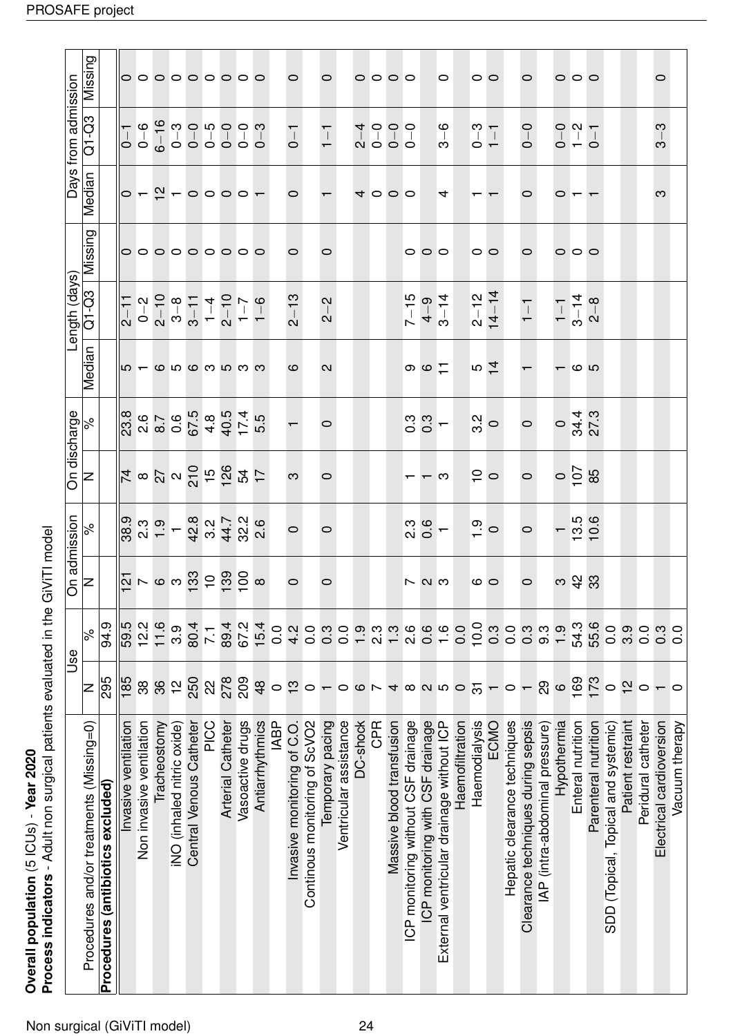**Overall population** (5 ICUs) - **Year 2020**
**Process indicators** - Adult non surgical patients evaluated in the GiViTI model

| Procedures and/or treatments (Missing=0) | Use | | On admission | | On discharge | | Length (days) | | | Days from admission | | |
|---|---|---|---|---|---|---|---|---|---|---|---|---|
| | N | % | N | % | N | % | Median | Q1-Q3 | Missing | Median | Q1-Q3 | Missing |
| **Procedures (antibiotics excluded)** | 295 | 94.9 | | | | | | | | | | |
| Invasive ventilation | 185 | 59.5 | 121 | 38.9 | 74 | 23.8 | 5 | 2–11 | 0 | 0 | 0–1 | 0 |
| Non invasive ventilation | 38 | 12.2 | 7 | 2.3 | 8 | 2.6 | 1 | 0–2 | 0 | 1 | 0–6 | 0 |
| Tracheostomy | 36 | 11.6 | 6 | 1.9 | 27 | 8.7 | 6 | 2–10 | 0 | 12 | 6–16 | 0 |
| iNO (inhaled nitric oxide) | 12 | 3.9 | 3 | 1 | 2 | 0.6 | 5 | 3–8 | 0 | 1 | 0–3 | 0 |
| Central Venous Catheter | 250 | 80.4 | 133 | 42.8 | 210 | 67.5 | 6 | 3–11 | 0 | 0 | 0–0 | 0 |
| PICC | 22 | 7.1 | 10 | 3.2 | 15 | 4.8 | 3 | 1–4 | 0 | 0 | 0–5 | 0 |
| Arterial Catheter | 278 | 89.4 | 139 | 44.7 | 126 | 40.5 | 5 | 2–10 | 0 | 0 | 0–0 | 0 |
| Vasoactive drugs | 209 | 67.2 | 100 | 32.2 | 54 | 17.4 | 3 | 1–7 | 0 | 0 | 0–0 | 0 |
| Antiarrhythmics | 48 | 15.4 | 8 | 2.6 | 17 | 5.5 | 3 | 1–6 | 0 | 1 | 0–3 | 0 |
| IABP | 0 | 0.0 | | | | | | | | | | |
| Invasive monitoring of C.O. | 13 | 4.2 | 0 | 0 | 3 | 1 | 6 | 2–13 | 0 | 0 | 0–1 | 0 |
| Continous monitoring of ScVO2 | 0 | 0.0 | | | | | | | | | | |
| Temporary pacing | 1 | 0.3 | 0 | 0 | 0 | 0 | 2 | 2–2 | 0 | 1 | 1–1 | 0 |
| Ventricular assistance | 0 | 0.0 | | | | | | | | | | |
| DC-shock | 6 | 1.9 | | | | | | | | 4 | 2–4 | 0 |
| CPR | 7 | 2.3 | | | | | | | | 0 | 0–0 | 0 |
| Massive blood transfusion | 4 | 1.3 | | | | | | | | 0 | 0–0 | 0 |
| ICP monitoring without CSF drainage | 8 | 2.6 | 7 | 2.3 | 1 | 0.3 | 9 | 7–15 | 0 | 0 | 0–0 | 0 |
| ICP monitoring with CSF drainage | 2 | 0.6 | 2 | 0.6 | 1 | 0.3 | 6 | 4–9 | 0 | | | |
| External ventricular drainage without ICP | 5 | 1.6 | 3 | 1 | 3 | 1 | 11 | 3–14 | 0 | 4 | 3–6 | 0 |
| Haemofiltration | 0 | 0.0 | | | | | | | | | | |
| Haemodialysis | 31 | 10.0 | 6 | 1.9 | 10 | 3.2 | 5 | 2–12 | 0 | 1 | 0–3 | 0 |
| ECMO | 1 | 0.3 | 0 | 0 | 0 | 0 | 14 | 14–14 | 0 | 1 | 1–1 | 0 |
| Hepatic clearance techniques | 0 | 0.0 | | | | | | | | | | |
| Clearance techniques during sepsis | 1 | 0.3 | 0 | 0 | 0 | 0 | 1 | 1–1 | 0 | 0 | 0–0 | 0 |
| IAP (intra-abdominal pressure) | 29 | 9.3 | | | | | | | | | | |
| Hypothermia | 6 | 1.9 | 3 | 1 | 0 | 0 | 1 | 1–1 | 0 | 0 | 0–0 | 0 |
| Enteral nutrition | 169 | 54.3 | 42 | 13.5 | 107 | 34.4 | 6 | 3–14 | 0 | 1 | 1–2 | 0 |
| Parenteral nutrition | 173 | 55.6 | 33 | 10.6 | 85 | 27.3 | 5 | 2–8 | 0 | 1 | 0–1 | 0 |
| SDD (Topical, Topical and systemic) | 0 | 0.0 | | | | | | | | | | |
| Patient restraint | 12 | 3.9 | | | | | | | | | | |
| Peridural catheter | 0 | 0.0 | | | | | | | | | | |
| Electrical cardioversion | 1 | 0.3 | | | | | | | | 3 | 3–3 | 0 |
| Vacuum therapy | 0 | 0.0 | | | | | | | | | | |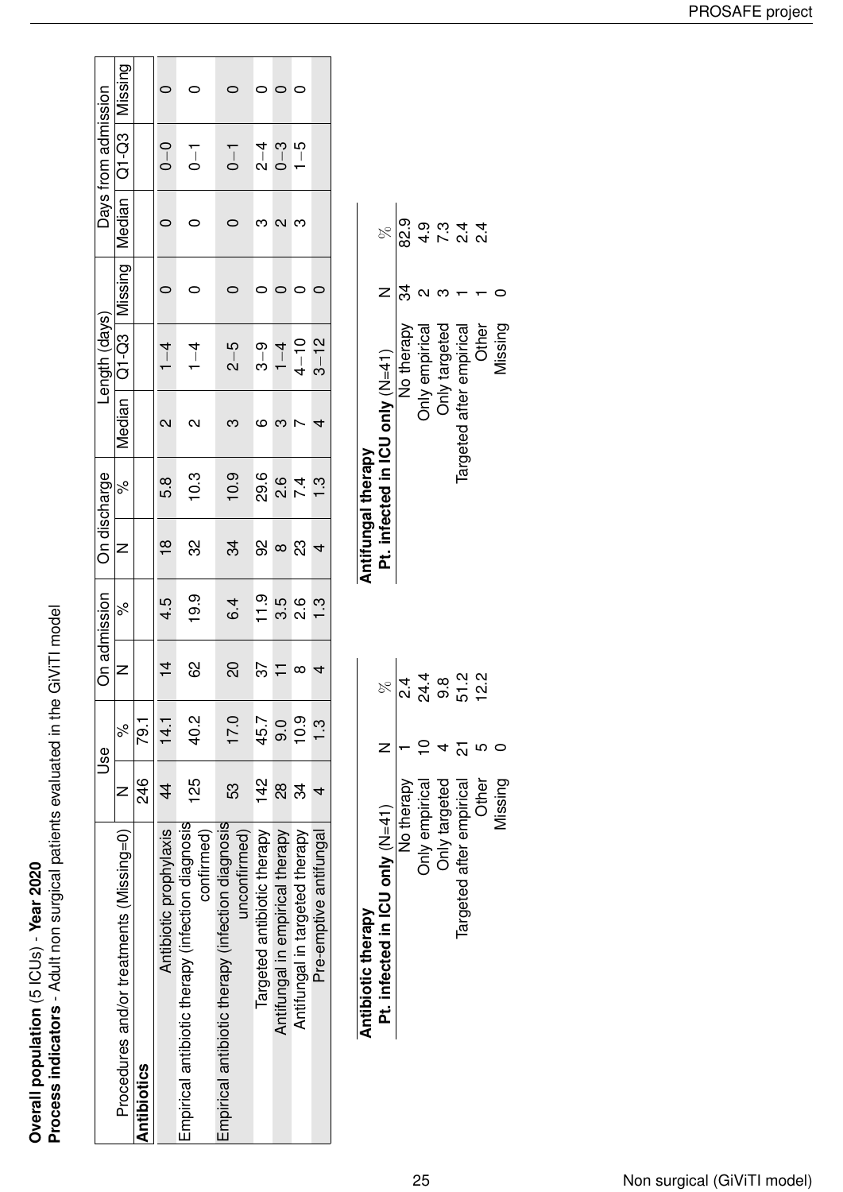**Overall population** (5 ICUs) - **Year 2020**

**Process indicators** - Adult non surgical patients evaluated in the GiViTI model

| Procedures and/or treatments (Missing=0) | Use | | On admission | | On discharge | | Length (days) | | | Days from admission | | |
|---|---|---|---|---|---|---|---|---|---|---|---|---|
| | N | % | N | % | N | % | Median | Q1-Q3 | Missing | Median | Q1-Q3 | Missing |
| **Antibiotics** | 246 | 79.1 | | | | | | | | | | |
| Antibiotic prophylaxis | 44 | 14.1 | 14 | 4.5 | 18 | 5.8 | 2 | 1–4 | 0 | 0 | 0–0 | 0 |
| Empirical antibiotic therapy (infection diagnosis confirmed) | 125 | 40.2 | 62 | 19.9 | 32 | 10.3 | 2 | 1–4 | 0 | 0 | 0–1 | 0 |
| Empirical antibiotic therapy (infection diagnosis unconfirmed) | 53 | 17.0 | 20 | 6.4 | 34 | 10.9 | 3 | 2–5 | 0 | 0 | 0–1 | 0 |
| Targeted antibiotic therapy | 142 | 45.7 | 37 | 11.9 | 92 | 29.6 | 6 | 3–9 | 0 | 3 | 2–4 | 0 |
| Antifungal in empirical therapy | 28 | 9.0 | 11 | 3.5 | 8 | 2.6 | 3 | 1–4 | 0 | 2 | 0–3 | 0 |
| Antifungal in targeted therapy | 34 | 10.9 | 8 | 2.6 | 23 | 7.4 | 7 | 4–10 | 0 | 3 | 1–5 | 0 |
| Pre-emptive antifungal | 4 | 1.3 | 4 | 1.3 | 4 | 1.3 | 4 | 3–12 | 0 | | | |

**Antibiotic therapy**

| **Pt. infected in ICU only** (N=41) | N | % |
|---|---|---|
| No therapy | 1 | 2.4 |
| Only empirical | 10 | 24.4 |
| Only targeted | 4 | 9.8 |
| Targeted after empirical | 21 | 51.2 |
| Other | 5 | 12.2 |
| Missing | 0 | |

**Antifungal therapy**

| **Pt. infected in ICU only** (N=41) | N | % |
|---|---|---|
| No therapy | 34 | 82.9 |
| Only empirical | 2 | 4.9 |
| Only targeted | 3 | 7.3 |
| Targeted after empirical | 1 | 2.4 |
| Other | 1 | 2.4 |
| Missing | 0 | |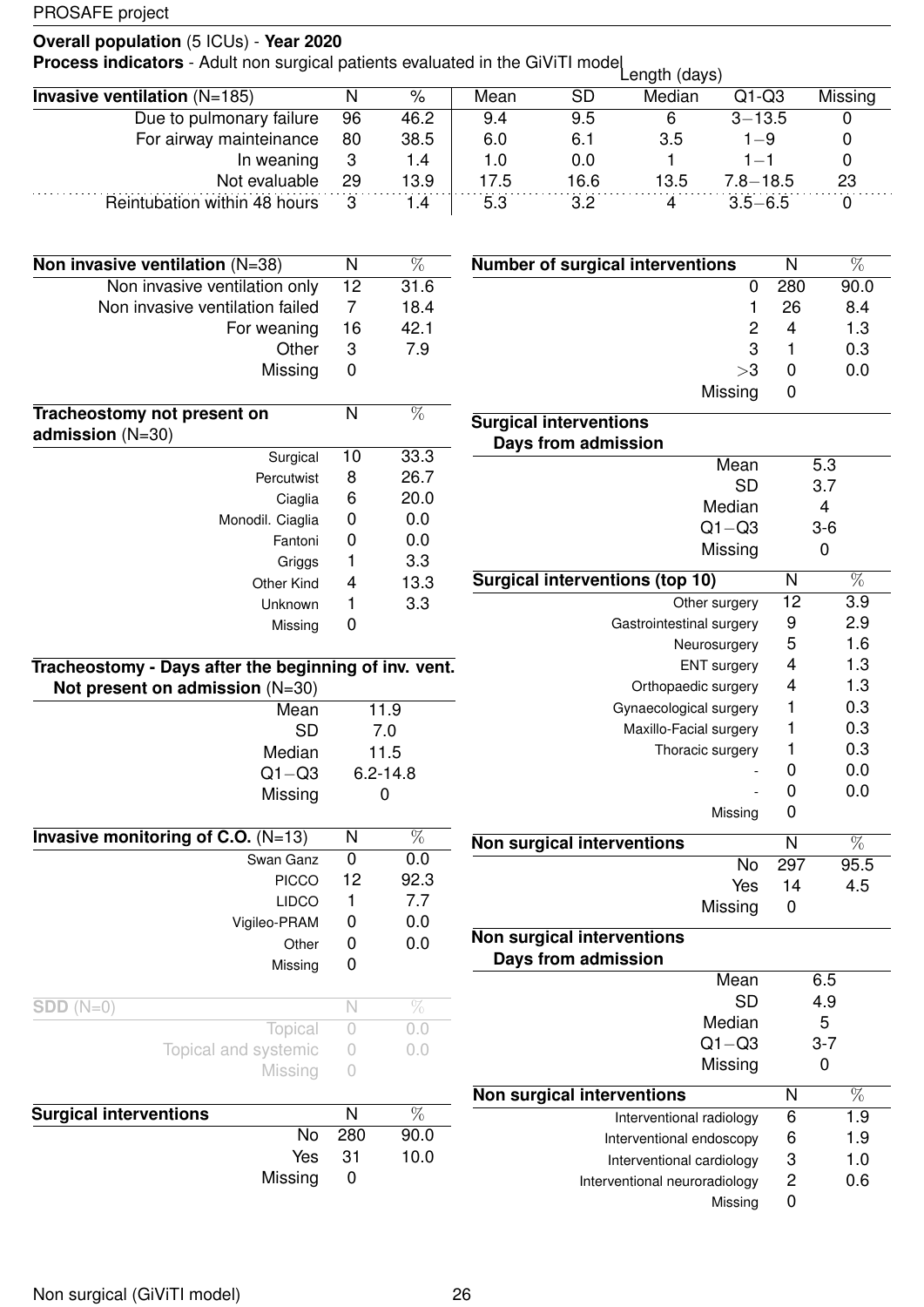**Overall population** (5 ICUs) - **Year 2020**

**Process indicators** - Adult non surgical patients evaluated in the GiViTI model

| **Invasive ventilation** (N=185) | N | % | Length (days) Mean | SD | Median | Q1−Q3 | Missing |
|---|---|---|---|---|---|---|---|
| Due to pulmonary failure | 96 | 46.2 | 9.4 | 9.5 | 6 | 3−13.5 | 0 |
| For airway mainteinance | 80 | 38.5 | 6.0 | 6.1 | 3.5 | 1−9 | 0 |
| In weaning | 3 | 1.4 | 1.0 | 0.0 | 1 | 1−1 | 0 |
| Not evaluable | 29 | 13.9 | 17.5 | 16.6 | 13.5 | 7.8−18.5 | 23 |
| Reintubation within 48 hours | 3 | 1.4 | 5.3 | 3.2 | 4 | 3.5−6.5 | 0 |

| **Non invasive ventilation** (N=38) | N | % |
|---|---|---|
| Non invasive ventilation only | 12 | 31.6 |
| Non invasive ventilation failed | 7 | 18.4 |
| For weaning | 16 | 42.1 |
| Other | 3 | 7.9 |
| Missing | 0 | |

| **Tracheostomy not present on admission** (N=30) | N | % |
|---|---|---|
| Surgical | 10 | 33.3 |
| Percutwist | 8 | 26.7 |
| Ciaglia | 6 | 20.0 |
| Monodil. Ciaglia | 0 | 0.0 |
| Fantoni | 0 | 0.0 |
| Griggs | 1 | 3.3 |
| Other Kind | 4 | 13.3 |
| Unknown | 1 | 3.3 |
| Missing | 0 | |

| **Tracheostomy - Days after the beginning of inv. vent. Not present on admission** (N=30) | |
|---|---|
| Mean | 11.9 |
| SD | 7.0 |
| Median | 11.5 |
| Q1−Q3 | 6.2-14.8 |
| Missing | 0 |

| **Invasive monitoring of C.O.** (N=13) | N | % |
|---|---|---|
| Swan Ganz | 0 | 0.0 |
| PICCO | 12 | 92.3 |
| LIDCO | 1 | 7.7 |
| Vigileo-PRAM | 0 | 0.0 |
| Other | 0 | 0.0 |
| Missing | 0 | |

| **SDD** (N=0) | N | % |
|---|---|---|
| Topical | 0 | 0.0 |
| Topical and systemic | 0 | 0.0 |
| Missing | 0 | |

| **Surgical interventions** | N | % |
|---|---|---|
| No | 280 | 90.0 |
| Yes | 31 | 10.0 |
| Missing | 0 | |

| **Number of surgical interventions** | N | % |
|---|---|---|
| 0 | 280 | 90.0 |
| 1 | 26 | 8.4 |
| 2 | 4 | 1.3 |
| 3 | 1 | 0.3 |
| >3 | 0 | 0.0 |
| Missing | 0 | |

| **Surgical interventions Days from admission** | |
|---|---|
| Mean | 5.3 |
| SD | 3.7 |
| Median | 4 |
| Q1−Q3 | 3-6 |
| Missing | 0 |

| **Surgical interventions (top 10)** | N | % |
|---|---|---|
| Other surgery | 12 | 3.9 |
| Gastrointestinal surgery | 9 | 2.9 |
| Neurosurgery | 5 | 1.6 |
| ENT surgery | 4 | 1.3 |
| Orthopaedic surgery | 4 | 1.3 |
| Gynaecological surgery | 1 | 0.3 |
| Maxillo-Facial surgery | 1 | 0.3 |
| Thoracic surgery | 1 | 0.3 |
| - | 0 | 0.0 |
| - | 0 | 0.0 |
| Missing | 0 | |

| **Non surgical interventions** | N | % |
|---|---|---|
| No | 297 | 95.5 |
| Yes | 14 | 4.5 |
| Missing | 0 | |

| **Non surgical interventions Days from admission** | |
|---|---|
| Mean | 6.5 |
| SD | 4.9 |
| Median | 5 |
| Q1−Q3 | 3-7 |
| Missing | 0 |

| **Non surgical interventions** | N | % |
|---|---|---|
| Interventional radiology | 6 | 1.9 |
| Interventional endoscopy | 6 | 1.9 |
| Interventional cardiology | 3 | 1.0 |
| Interventional neuroradiology | 2 | 0.6 |
| Missing | 0 | |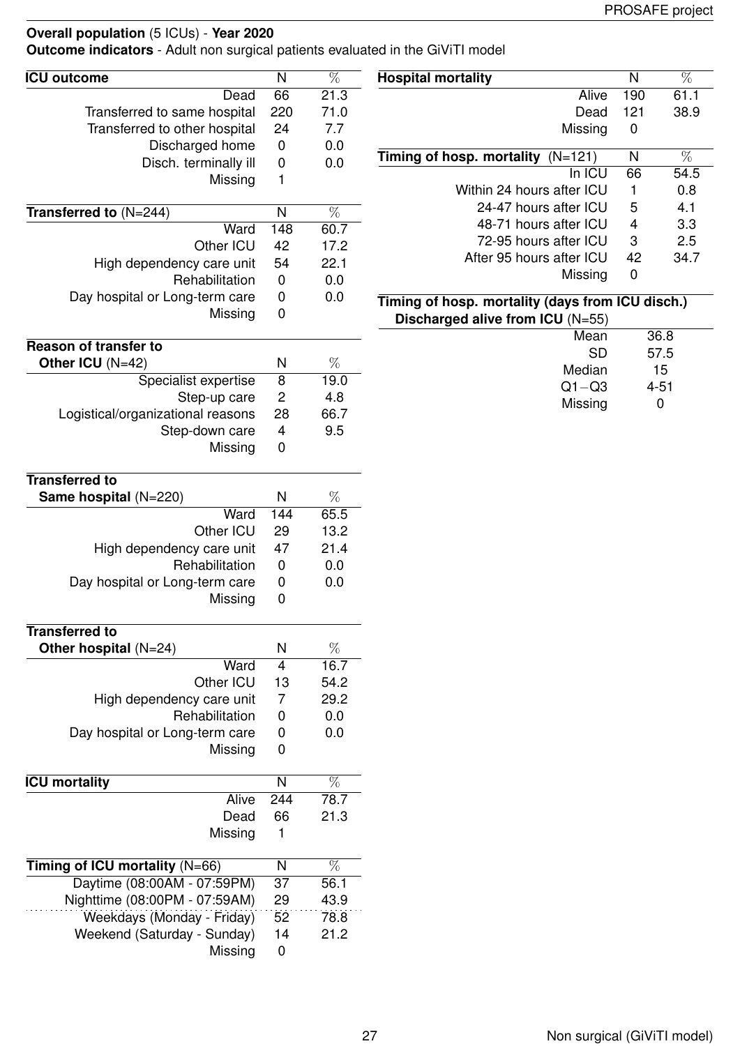**Overall population** (5 ICUs) - **Year 2020**

**Outcome indicators** - Adult non surgical patients evaluated in the GiViTI model

| **ICU outcome** | N | % |
|---|---|---|
| Dead | 66 | 21.3 |
| Transferred to same hospital | 220 | 71.0 |
| Transferred to other hospital | 24 | 7.7 |
| Discharged home | 0 | 0.0 |
| Disch. terminally ill | 0 | 0.0 |
| Missing | 1 | |

| **Transferred to** (N=244) | N | % |
|---|---|---|
| Ward | 148 | 60.7 |
| Other ICU | 42 | 17.2 |
| High dependency care unit | 54 | 22.1 |
| Rehabilitation | 0 | 0.0 |
| Day hospital or Long-term care | 0 | 0.0 |
| Missing | 0 | |

| **Reason of transfer to Other ICU** (N=42) | N | % |
|---|---|---|
| Specialist expertise | 8 | 19.0 |
| Step-up care | 2 | 4.8 |
| Logistical/organizational reasons | 28 | 66.7 |
| Step-down care | 4 | 9.5 |
| Missing | 0 | |

| **Transferred to Same hospital** (N=220) | N | % |
|---|---|---|
| Ward | 144 | 65.5 |
| Other ICU | 29 | 13.2 |
| High dependency care unit | 47 | 21.4 |
| Rehabilitation | 0 | 0.0 |
| Day hospital or Long-term care | 0 | 0.0 |
| Missing | 0 | |

| **Transferred to Other hospital** (N=24) | N | % |
|---|---|---|
| Ward | 4 | 16.7 |
| Other ICU | 13 | 54.2 |
| High dependency care unit | 7 | 29.2 |
| Rehabilitation | 0 | 0.0 |
| Day hospital or Long-term care | 0 | 0.0 |
| Missing | 0 | |

| **ICU mortality** | N | % |
|---|---|---|
| Alive | 244 | 78.7 |
| Dead | 66 | 21.3 |
| Missing | 1 | |

| **Timing of ICU mortality** (N=66) | N | % |
|---|---|---|
| Daytime (08:00AM - 07:59PM) | 37 | 56.1 |
| Nighttime (08:00PM - 07:59AM) | 29 | 43.9 |
| Weekdays (Monday - Friday) | 52 | 78.8 |
| Weekend (Saturday - Sunday) | 14 | 21.2 |
| Missing | 0 | |

| **Hospital mortality** | N | % |
|---|---|---|
| Alive | 190 | 61.1 |
| Dead | 121 | 38.9 |
| Missing | 0 | |

| **Timing of hosp. mortality** (N=121) | N | % |
|---|---|---|
| In ICU | 66 | 54.5 |
| Within 24 hours after ICU | 1 | 0.8 |
| 24-47 hours after ICU | 5 | 4.1 |
| 48-71 hours after ICU | 4 | 3.3 |
| 72-95 hours after ICU | 3 | 2.5 |
| After 95 hours after ICU | 42 | 34.7 |
| Missing | 0 | |

| **Timing of hosp. mortality (days from ICU disch.) Discharged alive from ICU** (N=55) | |
|---|---|
| Mean | 36.8 |
| SD | 57.5 |
| Median | 15 |
| Q1−Q3 | 4-51 |
| Missing | 0 |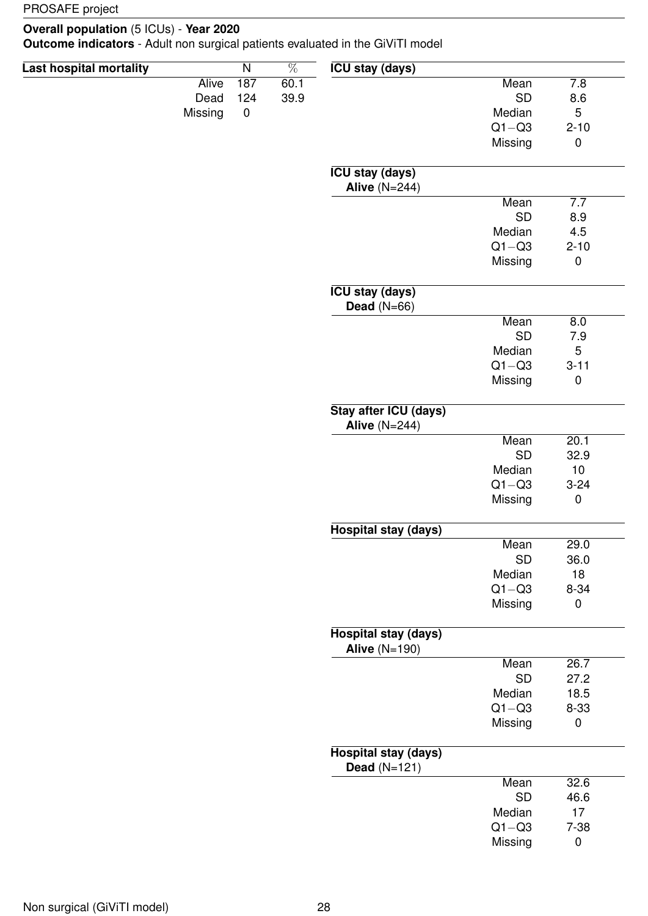**Overall population** (5 ICUs) - **Year 2020**
**Outcome indicators** - Adult non surgical patients evaluated in the GiViTI model

| **Last hospital mortality** | N | % |
|---|---|---|
| Alive | 187 | 60.1 |
| Dead | 124 | 39.9 |
| Missing | 0 | |

| **ICU stay (days)** | |
|---|---|
| Mean | 7.8 |
| SD | 8.6 |
| Median | 5 |
| Q1−Q3 | 2-10 |
| Missing | 0 |

| **ICU stay (days)** **Alive** (N=244) | |
|---|---|
| Mean | 7.7 |
| SD | 8.9 |
| Median | 4.5 |
| Q1−Q3 | 2-10 |
| Missing | 0 |

| **ICU stay (days)** **Dead** (N=66) | |
|---|---|
| Mean | 8.0 |
| SD | 7.9 |
| Median | 5 |
| Q1−Q3 | 3-11 |
| Missing | 0 |

| **Stay after ICU (days)** **Alive** (N=244) | |
|---|---|
| Mean | 20.1 |
| SD | 32.9 |
| Median | 10 |
| Q1−Q3 | 3-24 |
| Missing | 0 |

| **Hospital stay (days)** | |
|---|---|
| Mean | 29.0 |
| SD | 36.0 |
| Median | 18 |
| Q1−Q3 | 8-34 |
| Missing | 0 |

| **Hospital stay (days)** **Alive** (N=190) | |
|---|---|
| Mean | 26.7 |
| SD | 27.2 |
| Median | 18.5 |
| Q1−Q3 | 8-33 |
| Missing | 0 |

| **Hospital stay (days)** **Dead** (N=121) | |
|---|---|
| Mean | 32.6 |
| SD | 46.6 |
| Median | 17 |
| Q1−Q3 | 7-38 |
| Missing | 0 |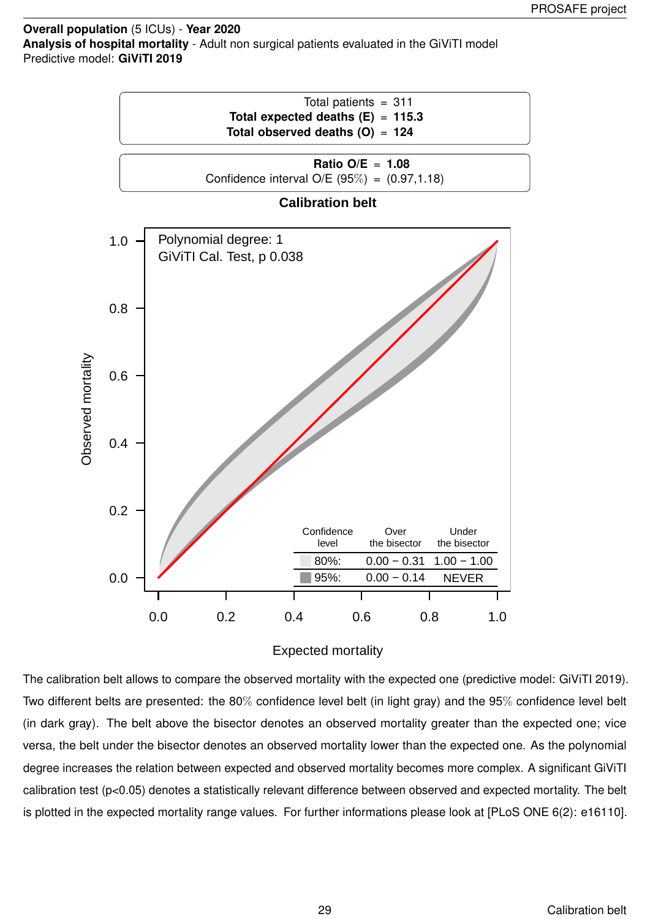**Overall population** (5 ICUs) - **Year 2020**
**Analysis of hospital mortality** - Adult non surgical patients evaluated in the GiViTI model
Predictive model: **GiViTI 2019**

| | |
|---|---|
| Total patients | = 311 |
| **Total expected deaths (E)** | = **115.3** |
| **Total observed deaths (O)** | = **124** |

| | |
|---|---|
| **Ratio O/E** | = **1.08** |
| Confidence interval O/E (95%) | = (0.97,1.18) |

**Calibration belt**

Polynomial degree: 1
GiViTI Cal. Test, p 0.038

| Confidence level | Over the bisector | Under the bisector |
|---|---|---|
| 80%: | 0.00 − 0.31 | 1.00 − 1.00 |
| 95%: | 0.00 − 0.14 | NEVER |

The calibration belt allows to compare the observed mortality with the expected one (predictive model: GiViTI 2019). Two different belts are presented: the 80% confidence level belt (in light gray) and the 95% confidence level belt (in dark gray). The belt above the bisector denotes an observed mortality greater than the expected one; vice versa, the belt under the bisector denotes an observed mortality lower than the expected one. As the polynomial degree increases the relation between expected and observed mortality becomes more complex. A significant GiViTI calibration test (p<0.05) denotes a statistically relevant difference between observed and expected mortality. The belt is plotted in the expected mortality range values. For further informations please look at [PLoS ONE 6(2): e16110].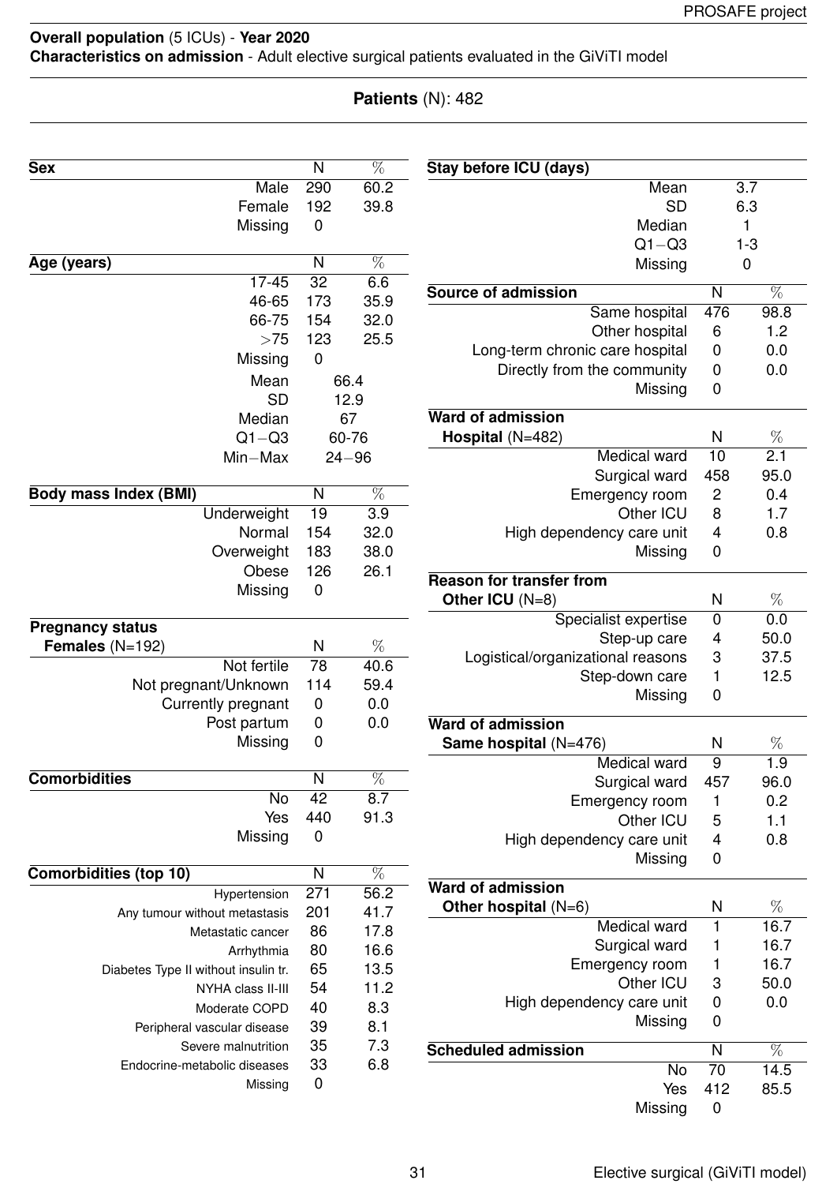**Overall population** (5 ICUs) - **Year 2020**
**Characteristics on admission** - Adult elective surgical patients evaluated in the GiViTI model

**Patients** (N): 482

| **Sex** | N | % |
|---|---|---|
| Male | 290 | 60.2 |
| Female | 192 | 39.8 |
| Missing | 0 | |

| **Age (years)** | N | % |
|---|---|---|
| 17-45 | 32 | 6.6 |
| 46-65 | 173 | 35.9 |
| 66-75 | 154 | 32.0 |
| >75 | 123 | 25.5 |
| Missing | 0 | |
| Mean | 66.4 | |
| SD | 12.9 | |
| Median | 67 | |
| Q1−Q3 | 60-76 | |
| Min−Max | 24−96 | |

| **Body mass Index (BMI)** | N | % |
|---|---|---|
| Underweight | 19 | 3.9 |
| Normal | 154 | 32.0 |
| Overweight | 183 | 38.0 |
| Obese | 126 | 26.1 |
| Missing | 0 | |

| **Pregnancy status** **Females** (N=192) | N | % |
|---|---|---|
| Not fertile | 78 | 40.6 |
| Not pregnant/Unknown | 114 | 59.4 |
| Currently pregnant | 0 | 0.0 |
| Post partum | 0 | 0.0 |
| Missing | 0 | |

| **Comorbidities** | N | % |
|---|---|---|
| No | 42 | 8.7 |
| Yes | 440 | 91.3 |
| Missing | 0 | |

| **Comorbidities (top 10)** | N | % |
|---|---|---|
| Hypertension | 271 | 56.2 |
| Any tumour without metastasis | 201 | 41.7 |
| Metastatic cancer | 86 | 17.8 |
| Arrhythmia | 80 | 16.6 |
| Diabetes Type II without insulin tr. | 65 | 13.5 |
| NYHA class II-III | 54 | 11.2 |
| Moderate COPD | 40 | 8.3 |
| Peripheral vascular disease | 39 | 8.1 |
| Severe malnutrition | 35 | 7.3 |
| Endocrine-metabolic diseases | 33 | 6.8 |
| Missing | 0 | |

| **Stay before ICU (days)** | |
|---|---|
| Mean | 3.7 |
| SD | 6.3 |
| Median | 1 |
| Q1−Q3 | 1-3 |
| Missing | 0 |

| **Source of admission** | N | % |
|---|---|---|
| Same hospital | 476 | 98.8 |
| Other hospital | 6 | 1.2 |
| Long-term chronic care hospital | 0 | 0.0 |
| Directly from the community | 0 | 0.0 |
| Missing | 0 | |

| **Ward of admission** **Hospital** (N=482) | N | % |
|---|---|---|
| Medical ward | 10 | 2.1 |
| Surgical ward | 458 | 95.0 |
| Emergency room | 2 | 0.4 |
| Other ICU | 8 | 1.7 |
| High dependency care unit | 4 | 0.8 |
| Missing | 0 | |

| **Reason for transfer from** **Other ICU** (N=8) | N | % |
|---|---|---|
| Specialist expertise | 0 | 0.0 |
| Step-up care | 4 | 50.0 |
| Logistical/organizational reasons | 3 | 37.5 |
| Step-down care | 1 | 12.5 |
| Missing | 0 | |

| **Ward of admission** **Same hospital** (N=476) | N | % |
|---|---|---|
| Medical ward | 9 | 1.9 |
| Surgical ward | 457 | 96.0 |
| Emergency room | 1 | 0.2 |
| Other ICU | 5 | 1.1 |
| High dependency care unit | 4 | 0.8 |
| Missing | 0 | |

| **Ward of admission** **Other hospital** (N=6) | N | % |
|---|---|---|
| Medical ward | 1 | 16.7 |
| Surgical ward | 1 | 16.7 |
| Emergency room | 1 | 16.7 |
| Other ICU | 3 | 50.0 |
| High dependency care unit | 0 | 0.0 |
| Missing | 0 | |

| **Scheduled admission** | N | % |
|---|---|---|
| No | 70 | 14.5 |
| Yes | 412 | 85.5 |
| Missing | 0 | |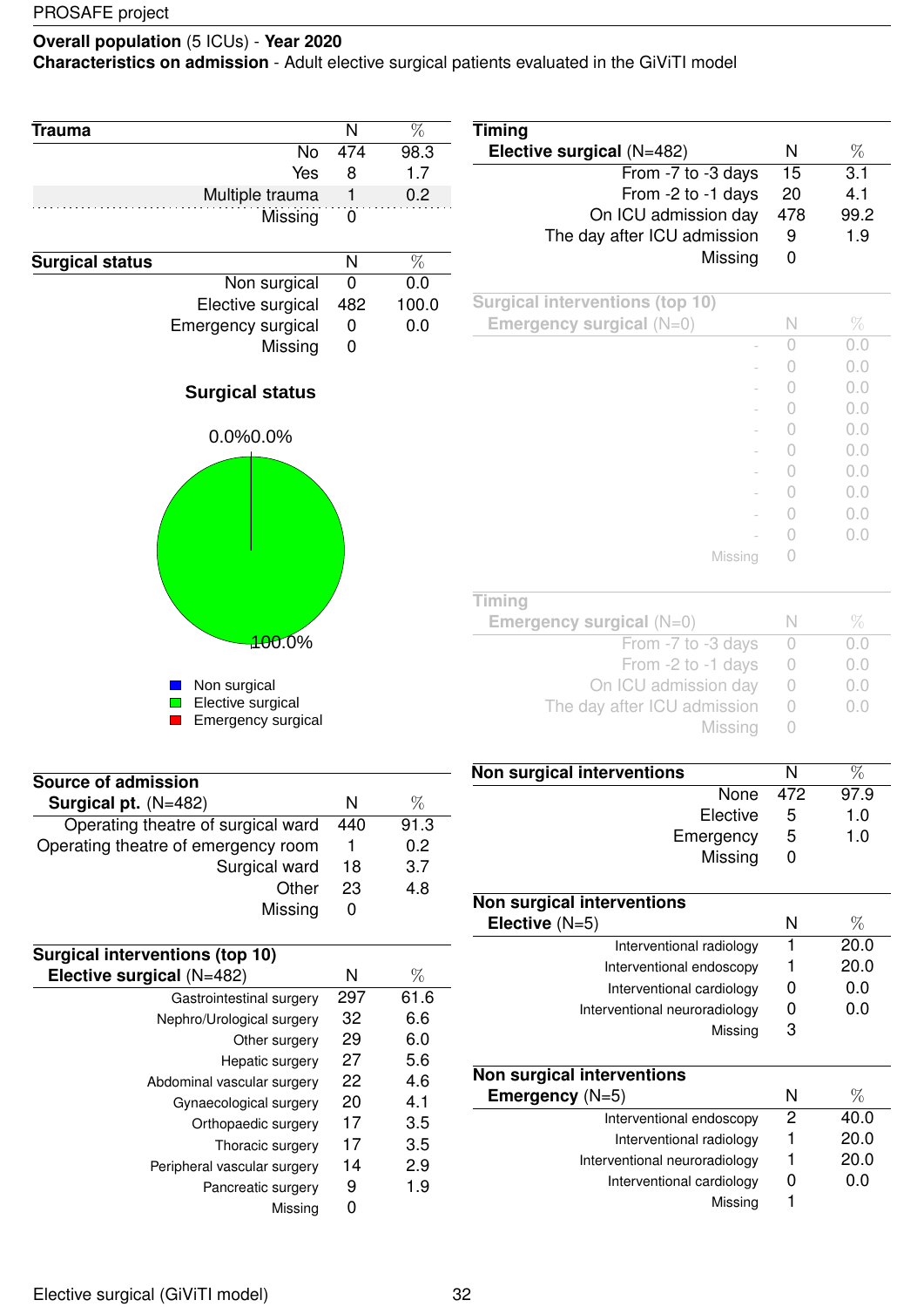PROSAFE project

**Overall population** (5 ICUs) - **Year 2020**
**Characteristics on admission** - Adult elective surgical patients evaluated in the GiViTI model

| **Trauma** | N | % |
|---|---|---|
| No | 474 | 98.3 |
| Yes | 8 | 1.7 |
| Multiple trauma | 1 | 0.2 |
| Missing | 0 | |

| **Surgical status** | N | % |
|---|---|---|
| Non surgical | 0 | 0.0 |
| Elective surgical | 482 | 100.0 |
| Emergency surgical | 0 | 0.0 |
| Missing | 0 | |

**Surgical status**

0.0%0.0%

100.0%

Non surgical
Elective surgical
Emergency surgical

| **Source of admission** **Surgical pt.** (N=482) | N | % |
|---|---|---|
| Operating theatre of surgical ward | 440 | 91.3 |
| Operating theatre of emergency room | 1 | 0.2 |
| Surgical ward | 18 | 3.7 |
| Other | 23 | 4.8 |
| Missing | 0 | |

| **Surgical interventions (top 10)** **Elective surgical** (N=482) | N | % |
|---|---|---|
| Gastrointestinal surgery | 297 | 61.6 |
| Nephro/Urological surgery | 32 | 6.6 |
| Other surgery | 29 | 6.0 |
| Hepatic surgery | 27 | 5.6 |
| Abdominal vascular surgery | 22 | 4.6 |
| Gynaecological surgery | 20 | 4.1 |
| Orthopaedic surgery | 17 | 3.5 |
| Thoracic surgery | 17 | 3.5 |
| Peripheral vascular surgery | 14 | 2.9 |
| Pancreatic surgery | 9 | 1.9 |
| Missing | 0 | |

| **Timing** **Elective surgical** (N=482) | N | % |
|---|---|---|
| From -7 to -3 days | 15 | 3.1 |
| From -2 to -1 days | 20 | 4.1 |
| On ICU admission day | 478 | 99.2 |
| The day after ICU admission | 9 | 1.9 |
| Missing | 0 | |

| **Surgical interventions (top 10)** **Emergency surgical** (N=0) | N | % |
|---|---|---|
| - | 0 | 0.0 |
| - | 0 | 0.0 |
| - | 0 | 0.0 |
| - | 0 | 0.0 |
| - | 0 | 0.0 |
| - | 0 | 0.0 |
| - | 0 | 0.0 |
| - | 0 | 0.0 |
| - | 0 | 0.0 |
| - | 0 | 0.0 |
| Missing | 0 | |

| **Timing** **Emergency surgical** (N=0) | N | % |
|---|---|---|
| From -7 to -3 days | 0 | 0.0 |
| From -2 to -1 days | 0 | 0.0 |
| On ICU admission day | 0 | 0.0 |
| The day after ICU admission | 0 | 0.0 |
| Missing | 0 | |

| **Non surgical interventions** | N | % |
|---|---|---|
| None | 472 | 97.9 |
| Elective | 5 | 1.0 |
| Emergency | 5 | 1.0 |
| Missing | 0 | |

| **Non surgical interventions** **Elective** (N=5) | N | % |
|---|---|---|
| Interventional radiology | 1 | 20.0 |
| Interventional endoscopy | 1 | 20.0 |
| Interventional cardiology | 0 | 0.0 |
| Interventional neuroradiology | 0 | 0.0 |
| Missing | 3 | |

| **Non surgical interventions** **Emergency** (N=5) | N | % |
|---|---|---|
| Interventional endoscopy | 2 | 40.0 |
| Interventional radiology | 1 | 20.0 |
| Interventional neuroradiology | 1 | 20.0 |
| Interventional cardiology | 0 | 0.0 |
| Missing | 1 | |

Elective surgical (GiViTI model)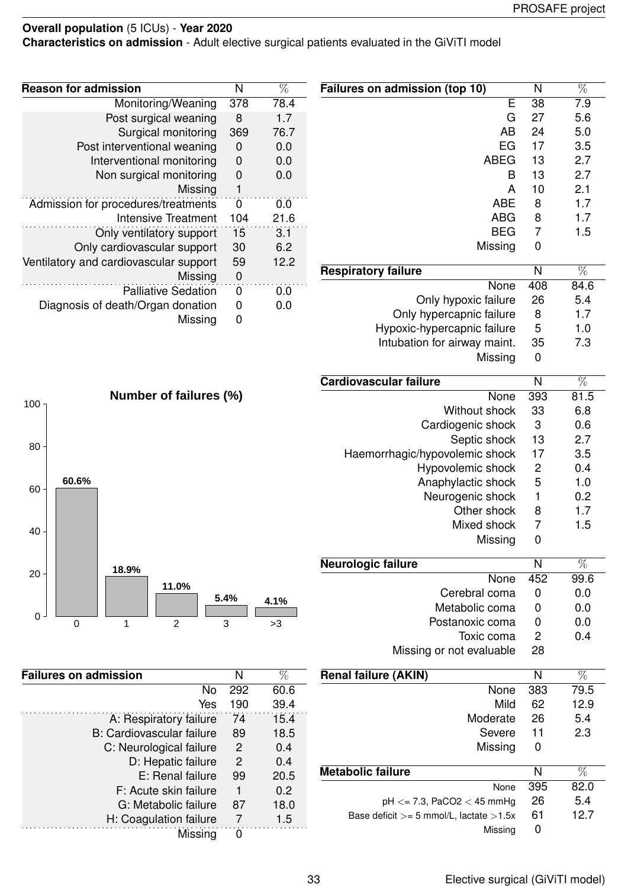**Overall population** (5 ICUs) - **Year 2020**

**Characteristics on admission** - Adult elective surgical patients evaluated in the GiViTI model

| Reason for admission | N | % |
|---|---|---|
| Monitoring/Weaning | 378 | 78.4 |
| Post surgical weaning | 8 | 1.7 |
| Surgical monitoring | 369 | 76.7 |
| Post interventional weaning | 0 | 0.0 |
| Interventional monitoring | 0 | 0.0 |
| Non surgical monitoring | 0 | 0.0 |
| Missing | 1 | |
| Admission for procedures/treatments | 0 | 0.0 |
| Intensive Treatment | 104 | 21.6 |
| Only ventilatory support | 15 | 3.1 |
| Only cardiovascular support | 30 | 6.2 |
| Ventilatory and cardiovascular support | 59 | 12.2 |
| Missing | 0 | |
| Palliative Sedation | 0 | 0.0 |
| Diagnosis of death/Organ donation | 0 | 0.0 |
| Missing | 0 | |

**Number of failures (%)**

| Number of failures | % |
|---|---|
| 0 | 60.6% |
| 1 | 18.9% |
| 2 | 11.0% |
| 3 | 5.4% |
| >3 | 4.1% |

| Failures on admission | N | % |
|---|---|---|
| No | 292 | 60.6 |
| Yes | 190 | 39.4 |
| A: Respiratory failure | 74 | 15.4 |
| B: Cardiovascular failure | 89 | 18.5 |
| C: Neurological failure | 2 | 0.4 |
| D: Hepatic failure | 2 | 0.4 |
| E: Renal failure | 99 | 20.5 |
| F: Acute skin failure | 1 | 0.2 |
| G: Metabolic failure | 87 | 18.0 |
| H: Coagulation failure | 7 | 1.5 |
| Missing | 0 | |

| Failures on admission (top 10) | N | % |
|---|---|---|
| E | 38 | 7.9 |
| G | 27 | 5.6 |
| AB | 24 | 5.0 |
| EG | 17 | 3.5 |
| ABEG | 13 | 2.7 |
| B | 13 | 2.7 |
| A | 10 | 2.1 |
| ABE | 8 | 1.7 |
| ABG | 8 | 1.7 |
| BEG | 7 | 1.5 |
| Missing | 0 | |

| Respiratory failure | N | % |
|---|---|---|
| None | 408 | 84.6 |
| Only hypoxic failure | 26 | 5.4 |
| Only hypercapnic failure | 8 | 1.7 |
| Hypoxic-hypercapnic failure | 5 | 1.0 |
| Intubation for airway maint. | 35 | 7.3 |
| Missing | 0 | |

| Cardiovascular failure | N | % |
|---|---|---|
| None | 393 | 81.5 |
| Without shock | 33 | 6.8 |
| Cardiogenic shock | 3 | 0.6 |
| Septic shock | 13 | 2.7 |
| Haemorrhagic/hypovolemic shock | 17 | 3.5 |
| Hypovolemic shock | 2 | 0.4 |
| Anaphylactic shock | 5 | 1.0 |
| Neurogenic shock | 1 | 0.2 |
| Other shock | 8 | 1.7 |
| Mixed shock | 7 | 1.5 |
| Missing | 0 | |

| Neurologic failure | N | % |
|---|---|---|
| None | 452 | 99.6 |
| Cerebral coma | 0 | 0.0 |
| Metabolic coma | 0 | 0.0 |
| Postanoxic coma | 0 | 0.0 |
| Toxic coma | 2 | 0.4 |
| Missing or not evaluable | 28 | |

| Renal failure (AKIN) | N | % |
|---|---|---|
| None | 383 | 79.5 |
| Mild | 62 | 12.9 |
| Moderate | 26 | 5.4 |
| Severe | 11 | 2.3 |
| Missing | 0 | |

| Metabolic failure | N | % |
|---|---|---|
| None | 395 | 82.0 |
| pH <= 7.3, PaCO2 < 45 mmHg | 26 | 5.4 |
| Base deficit >= 5 mmol/L, lactate >1.5x | 61 | 12.7 |
| Missing | 0 | |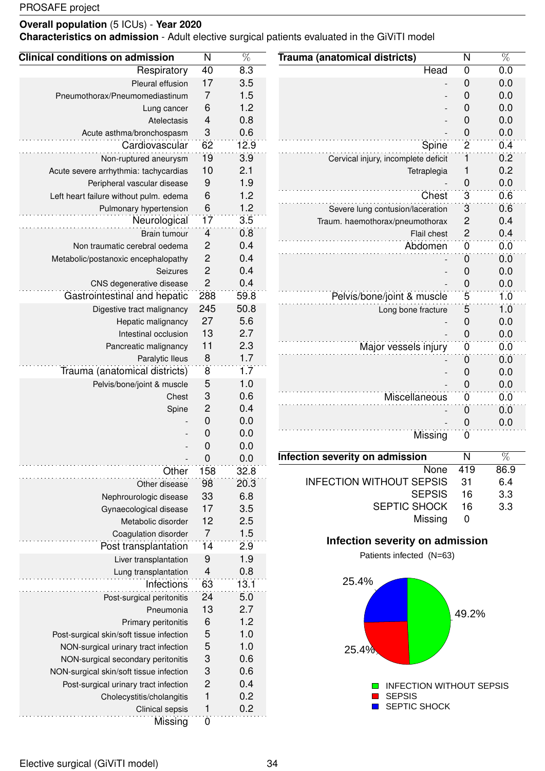**Overall population** (5 ICUs) - **Year 2020**
**Characteristics on admission** - Adult elective surgical patients evaluated in the GiViTI model

| Clinical conditions on admission | N | % |
|---|---|---|
| Respiratory | 40 | 8.3 |
| Pleural effusion | 17 | 3.5 |
| Pneumothorax/Pneumomediastinum | 7 | 1.5 |
| Lung cancer | 6 | 1.2 |
| Atelectasis | 4 | 0.8 |
| Acute asthma/bronchospasm | 3 | 0.6 |
| Cardiovascular | 62 | 12.9 |
| Non-ruptured aneurysm | 19 | 3.9 |
| Acute severe arrhythmia: tachycardias | 10 | 2.1 |
| Peripheral vascular disease | 9 | 1.9 |
| Left heart failure without pulm. edema | 6 | 1.2 |
| Pulmonary hypertension | 6 | 1.2 |
| Neurological | 17 | 3.5 |
| Brain tumour | 4 | 0.8 |
| Non traumatic cerebral oedema | 2 | 0.4 |
| Metabolic/postanoxic encephalopathy | 2 | 0.4 |
| Seizures | 2 | 0.4 |
| CNS degenerative disease | 2 | 0.4 |
| Gastrointestinal and hepatic | 288 | 59.8 |
| Digestive tract malignancy | 245 | 50.8 |
| Hepatic malignancy | 27 | 5.6 |
| Intestinal occlusion | 13 | 2.7 |
| Pancreatic malignancy | 11 | 2.3 |
| Paralytic Ileus | 8 | 1.7 |
| Trauma (anatomical districts) | 8 | 1.7 |
| Pelvis/bone/joint & muscle | 5 | 1.0 |
| Chest | 3 | 0.6 |
| Spine | 2 | 0.4 |
| - | 0 | 0.0 |
| - | 0 | 0.0 |
| - | 0 | 0.0 |
| - | 0 | 0.0 |
| Other | 158 | 32.8 |
| Other disease | 98 | 20.3 |
| Nephrourologic disease | 33 | 6.8 |
| Gynaecological disease | 17 | 3.5 |
| Metabolic disorder | 12 | 2.5 |
| Coagulation disorder | 7 | 1.5 |
| Post transplantation | 14 | 2.9 |
| Liver transplantation | 9 | 1.9 |
| Lung transplantation | 4 | 0.8 |
| Infections | 63 | 13.1 |
| Post-surgical peritonitis | 24 | 5.0 |
| Pneumonia | 13 | 2.7 |
| Primary peritonitis | 6 | 1.2 |
| Post-surgical skin/soft tissue infection | 5 | 1.0 |
| NON-surgical urinary tract infection | 5 | 1.0 |
| NON-surgical secondary peritonitis | 3 | 0.6 |
| NON-surgical skin/soft tissue infection | 3 | 0.6 |
| Post-surgical urinary tract infection | 2 | 0.4 |
| Cholecystitis/cholangitis | 1 | 0.2 |
| Clinical sepsis | 1 | 0.2 |
| Missing | 0 | |

| Trauma (anatomical districts) | N | % |
|---|---|---|
| Head | 0 | 0.0 |
| - | 0 | 0.0 |
| - | 0 | 0.0 |
| - | 0 | 0.0 |
| - | 0 | 0.0 |
| - | 0 | 0.0 |
| Spine | 2 | 0.4 |
| Cervical injury, incomplete deficit | 1 | 0.2 |
| Tetraplegia | 1 | 0.2 |
| - | 0 | 0.0 |
| Chest | 3 | 0.6 |
| Severe lung contusion/laceration | 3 | 0.6 |
| Traum. haemothorax/pneumothorax | 2 | 0.4 |
| Flail chest | 2 | 0.4 |
| Abdomen | 0 | 0.0 |
| - | 0 | 0.0 |
| - | 0 | 0.0 |
| - | 0 | 0.0 |
| Pelvis/bone/joint & muscle | 5 | 1.0 |
| Long bone fracture | 5 | 1.0 |
| - | 0 | 0.0 |
| - | 0 | 0.0 |
| Major vessels injury | 0 | 0.0 |
| - | 0 | 0.0 |
| - | 0 | 0.0 |
| - | 0 | 0.0 |
| Miscellaneous | 0 | 0.0 |
| - | 0 | 0.0 |
| - | 0 | 0.0 |
| Missing | 0 | |

| Infection severity on admission | N | % |
|---|---|---|
| None | 419 | 86.9 |
| INFECTION WITHOUT SEPSIS | 31 | 6.4 |
| SEPSIS | 16 | 3.3 |
| SEPTIC SHOCK | 16 | 3.3 |
| Missing | 0 | |

**Infection severity on admission**

Patients infected (N=63)

- INFECTION WITHOUT SEPSIS: 49.2%
- SEPSIS: 25.4%
- SEPTIC SHOCK: 25.4%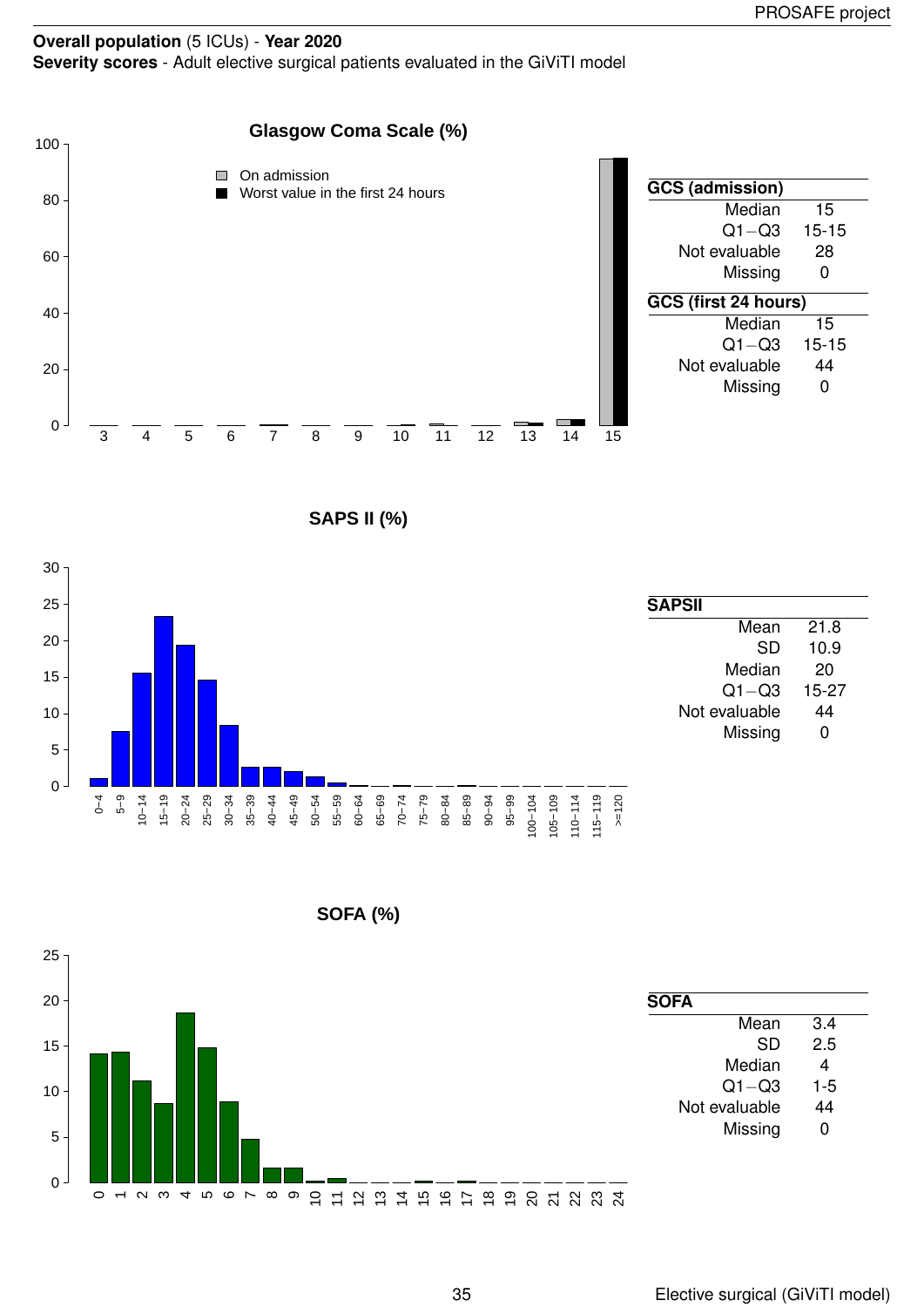**Overall population** (5 ICUs) - **Year 2020**

**Severity scores** - Adult elective surgical patients evaluated in the GiViTI model

**Glasgow Coma Scale (%)**

| GCS (admission) | |
|---|---|
| Median | 15 |
| Q1−Q3 | 15-15 |
| Not evaluable | 28 |
| Missing | 0 |

| GCS (first 24 hours) | |
|---|---|
| Median | 15 |
| Q1−Q3 | 15-15 |
| Not evaluable | 44 |
| Missing | 0 |

**SAPS II (%)**

| SAPSII | |
|---|---|
| Mean | 21.8 |
| SD | 10.9 |
| Median | 20 |
| Q1−Q3 | 15-27 |
| Not evaluable | 44 |
| Missing | 0 |

**SOFA (%)**

| SOFA | |
|---|---|
| Mean | 3.4 |
| SD | 2.5 |
| Median | 4 |
| Q1−Q3 | 1-5 |
| Not evaluable | 44 |
| Missing | 0 |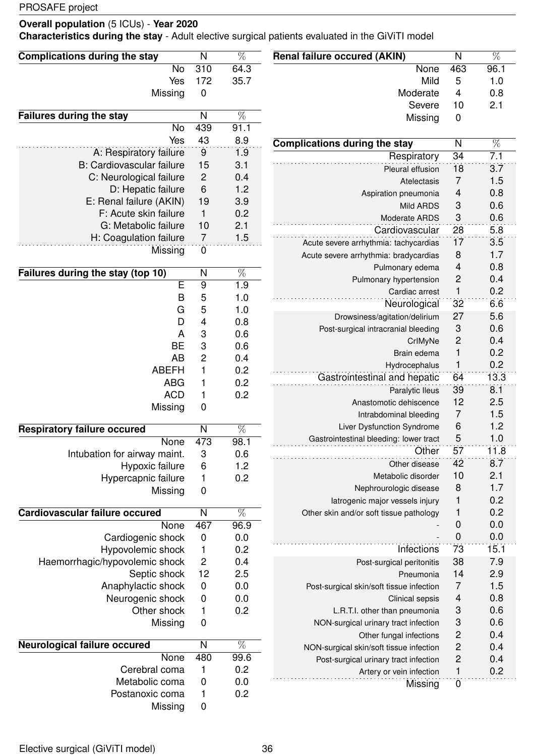**Overall population** (5 ICUs) - **Year 2020**
**Characteristics during the stay** - Adult elective surgical patients evaluated in the GiViTI model

| Complications during the stay | N | % |
|---|---|---|
| No | 310 | 64.3 |
| Yes | 172 | 35.7 |
| Missing | 0 | |

| Failures during the stay | N | % |
|---|---|---|
| No | 439 | 91.1 |
| Yes | 43 | 8.9 |
| A: Respiratory failure | 9 | 1.9 |
| B: Cardiovascular failure | 15 | 3.1 |
| C: Neurological failure | 2 | 0.4 |
| D: Hepatic failure | 6 | 1.2 |
| E: Renal failure (AKIN) | 19 | 3.9 |
| F: Acute skin failure | 1 | 0.2 |
| G: Metabolic failure | 10 | 2.1 |
| H: Coagulation failure | 7 | 1.5 |
| Missing | 0 | |

| Failures during the stay (top 10) | N | % |
|---|---|---|
| E | 9 | 1.9 |
| B | 5 | 1.0 |
| G | 5 | 1.0 |
| D | 4 | 0.8 |
| A | 3 | 0.6 |
| BE | 3 | 0.6 |
| AB | 2 | 0.4 |
| ABEFH | 1 | 0.2 |
| ABG | 1 | 0.2 |
| ACD | 1 | 0.2 |
| Missing | 0 | |

| Respiratory failure occured | N | % |
|---|---|---|
| None | 473 | 98.1 |
| Intubation for airway maint. | 3 | 0.6 |
| Hypoxic failure | 6 | 1.2 |
| Hypercapnic failure | 1 | 0.2 |
| Missing | 0 | |

| Cardiovascular failure occured | N | % |
|---|---|---|
| None | 467 | 96.9 |
| Cardiogenic shock | 0 | 0.0 |
| Hypovolemic shock | 1 | 0.2 |
| Haemorrhagic/hypovolemic shock | 2 | 0.4 |
| Septic shock | 12 | 2.5 |
| Anaphylactic shock | 0 | 0.0 |
| Neurogenic shock | 0 | 0.0 |
| Other shock | 1 | 0.2 |
| Missing | 0 | |

| Neurological failure occured | N | % |
|---|---|---|
| None | 480 | 99.6 |
| Cerebral coma | 1 | 0.2 |
| Metabolic coma | 0 | 0.0 |
| Postanoxic coma | 1 | 0.2 |
| Missing | 0 | |

| Renal failure occured (AKIN) | N | % |
|---|---|---|
| None | 463 | 96.1 |
| Mild | 5 | 1.0 |
| Moderate | 4 | 0.8 |
| Severe | 10 | 2.1 |
| Missing | 0 | |

| Complications during the stay | N | % |
|---|---|---|
| Respiratory | 34 | 7.1 |
| Pleural effusion | 18 | 3.7 |
| Atelectasis | 7 | 1.5 |
| Aspiration pneumonia | 4 | 0.8 |
| Mild ARDS | 3 | 0.6 |
| Moderate ARDS | 3 | 0.6 |
| Cardiovascular | 28 | 5.8 |
| Acute severe arrhythmia: tachycardias | 17 | 3.5 |
| Acute severe arrhythmia: bradycardias | 8 | 1.7 |
| Pulmonary edema | 4 | 0.8 |
| Pulmonary hypertension | 2 | 0.4 |
| Cardiac arrest | 1 | 0.2 |
| Neurological | 32 | 6.6 |
| Drowsiness/agitation/delirium | 27 | 5.6 |
| Post-surgical intracranial bleeding | 3 | 0.6 |
| CrIMyNe | 2 | 0.4 |
| Brain edema | 1 | 0.2 |
| Hydrocephalus | 1 | 0.2 |
| Gastrointestinal and hepatic | 64 | 13.3 |
| Paralytic Ileus | 39 | 8.1 |
| Anastomotic dehiscence | 12 | 2.5 |
| Intrabdominal bleeding | 7 | 1.5 |
| Liver Dysfunction Syndrome | 6 | 1.2 |
| Gastrointestinal bleeding: lower tract | 5 | 1.0 |
| Other | 57 | 11.8 |
| Other disease | 42 | 8.7 |
| Metabolic disorder | 10 | 2.1 |
| Nephrourologic disease | 8 | 1.7 |
| Iatrogenic major vessels injury | 1 | 0.2 |
| Other skin and/or soft tissue pathology | 1 | 0.2 |
| - | 0 | 0.0 |
| - | 0 | 0.0 |
| Infections | 73 | 15.1 |
| Post-surgical peritonitis | 38 | 7.9 |
| Pneumonia | 14 | 2.9 |
| Post-surgical skin/soft tissue infection | 7 | 1.5 |
| Clinical sepsis | 4 | 0.8 |
| L.R.T.I. other than pneumonia | 3 | 0.6 |
| NON-surgical urinary tract infection | 3 | 0.6 |
| Other fungal infections | 2 | 0.4 |
| NON-surgical skin/soft tissue infection | 2 | 0.4 |
| Post-surgical urinary tract infection | 2 | 0.4 |
| Artery or vein infection | 1 | 0.2 |
| Missing | 0 | |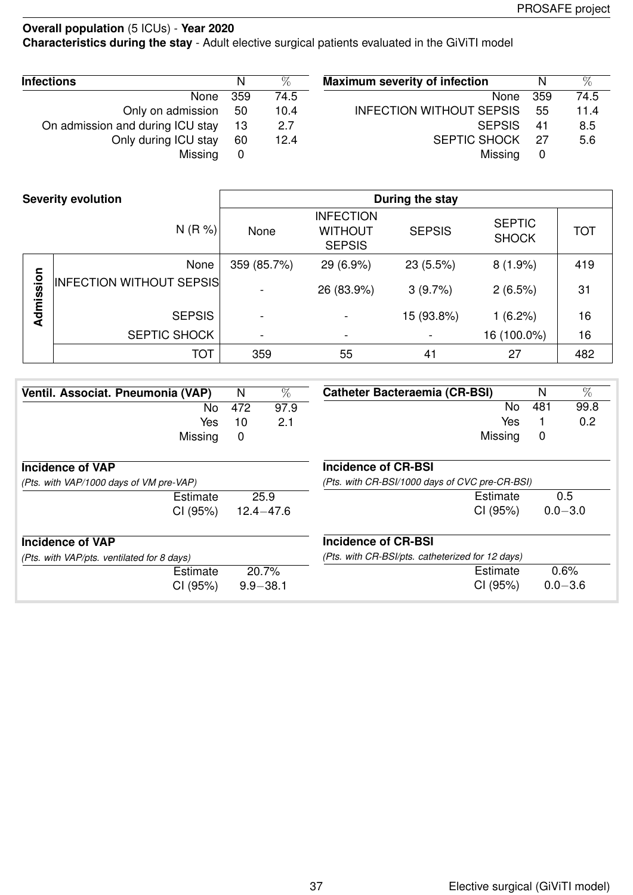**Overall population** (5 ICUs) - **Year 2020**
**Characteristics during the stay** - Adult elective surgical patients evaluated in the GiViTI model

| **Infections** | N | % |
|---|---|---|
| None | 359 | 74.5 |
| Only on admission | 50 | 10.4 |
| On admission and during ICU stay | 13 | 2.7 |
| Only during ICU stay | 60 | 12.4 |
| Missing | 0 | |

| **Maximum severity of infection** | N | % |
|---|---|---|
| None | 359 | 74.5 |
| INFECTION WITHOUT SEPSIS | 55 | 11.4 |
| SEPSIS | 41 | 8.5 |
| SEPTIC SHOCK | 27 | 5.6 |
| Missing | 0 | |

| **Severity evolution** | | **During the stay** | | | | |
|---|---|---|---|---|---|---|
| | N (R %) | None | INFECTION WITHOUT SEPSIS | SEPSIS | SEPTIC SHOCK | TOT |
| **Admission** | None | 359 (85.7%) | 29 (6.9%) | 23 (5.5%) | 8 (1.9%) | 419 |
| | INFECTION WITHOUT SEPSIS | - | 26 (83.9%) | 3 (9.7%) | 2 (6.5%) | 31 |
| | SEPSIS | - | - | 15 (93.8%) | 1 (6.2%) | 16 |
| | SEPTIC SHOCK | - | - | - | 16 (100.0%) | 16 |
| | TOT | 359 | 55 | 41 | 27 | 482 |

| **Ventil. Associat. Pneumonia (VAP)** | N | % |
|---|---|---|
| No | 472 | 97.9 |
| Yes | 10 | 2.1 |
| Missing | 0 | |

| **Catheter Bacteraemia (CR-BSI)** | N | % |
|---|---|---|
| No | 481 | 99.8 |
| Yes | 1 | 0.2 |
| Missing | 0 | |

**Incidence of VAP**
*(Pts. with VAP/1000 days of VM pre-VAP)*

| | |
|---|---|
| Estimate | 25.9 |
| CI (95%) | 12.4−47.6 |

**Incidence of CR-BSI**
*(Pts. with CR-BSI/1000 days of CVC pre-CR-BSI)*

| | |
|---|---|
| Estimate | 0.5 |
| CI (95%) | 0.0−3.0 |

**Incidence of VAP**
*(Pts. with VAP/pts. ventilated for 8 days)*

| | |
|---|---|
| Estimate | 20.7% |
| CI (95%) | 9.9−38.1 |

**Incidence of CR-BSI**
*(Pts. with CR-BSI/pts. catheterized for 12 days)*

| | |
|---|---|
| Estimate | 0.6% |
| CI (95%) | 0.0−3.6 |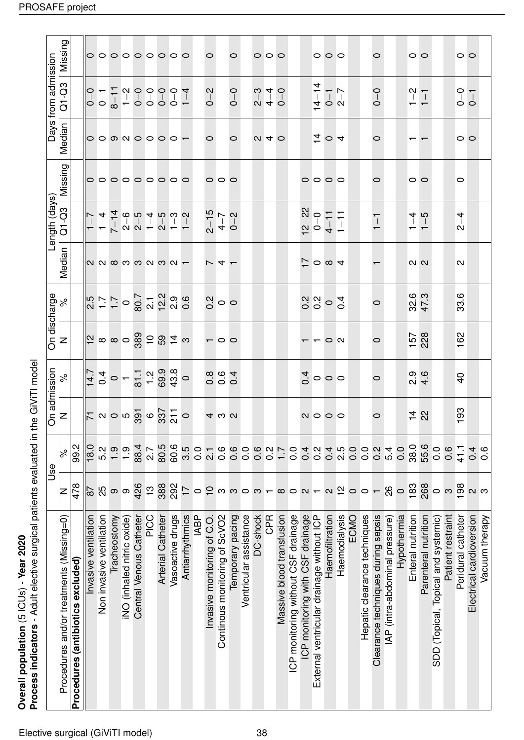**Overall population** (5 ICUs) - **Year 2020**
**Process indicators** - Adult elective surgical patients evaluated in the GiViTI model

| Procedures and/or treatments (Missing=0) | Use | | On admission | | On discharge | | Length (days) | | | Days from admission | | |
|---|---|---|---|---|---|---|---|---|---|---|---|---|
| | N | % | N | % | N | % | Median | Q1-Q3 | Missing | Median | Q1-Q3 | Missing |
| **Procedures (antibiotics excluded)** | 478 | 99.2 | | | | | | | | | | |
| Invasive ventilation | 87 | 18.0 | 71 | 14.7 | 12 | 2.5 | 2 | 1–7 | 0 | 0 | 0–0 | 0 |
| Non invasive ventilation | 25 | 5.2 | 2 | 0.4 | 8 | 1.7 | 2 | 1–4 | 0 | 0 | 0–1 | 0 |
| Tracheostomy | 9 | 1.9 | 0 | 0 | 8 | 1.7 | 8 | 7–14 | 0 | 9 | 8–11 | 0 |
| iNO (inhaled nitric oxide) | 9 | 1.9 | 5 | 1 | 0 | 0 | 3 | 2–6 | 0 | 2 | 1–2 | 0 |
| Central Venous Catheter | 426 | 88.4 | 391 | 81.1 | 389 | 80.7 | 3 | 2–5 | 0 | 0 | 0–0 | 0 |
| PICC | 13 | 2.7 | 6 | 1.2 | 10 | 2.1 | 2 | 1–4 | 0 | 0 | 0–0 | 0 |
| Arterial Catheter | 388 | 80.5 | 337 | 69.9 | 59 | 12.2 | 3 | 2–5 | 0 | 0 | 0–0 | 0 |
| Vasoactive drugs | 292 | 60.6 | 211 | 43.8 | 14 | 2.9 | 2 | 1–3 | 0 | 0 | 0–0 | 0 |
| Antiarrhythmics | 17 | 3.5 | 0 | 0 | 3 | 0.6 | 1 | 1–2 | 0 | 1 | 1–4 | 0 |
| IABP | 0 | 0.0 | | | | | | | | | | |
| Invasive monitoring of C.O. | 10 | 2.1 | 4 | 0.8 | 1 | 0.2 | 7 | 2–15 | 0 | 0 | 0–2 | 0 |
| Continous monitoring of ScVO2 | 3 | 0.6 | 3 | 0.6 | 0 | 0 | 4 | 4–7 | 0 | | | |
| Temporary pacing | 3 | 0.6 | 2 | 0.4 | 0 | 0 | 1 | 0–2 | 0 | 0 | 0–0 | 0 |
| Ventricular assistance | 0 | 0.0 | | | | | | | | | | |
| DC-shock | 3 | 0.6 | | | | | | | | 2 | 2–3 | 0 |
| CPR | 1 | 0.2 | | | | | | | | 4 | 4–4 | 0 |
| Massive blood transfusion | 8 | 1.7 | | | | | | | | 0 | 0–0 | 0 |
| ICP monitoring without CSF drainage | 0 | 0.0 | | | | | | | | | | |
| ICP monitoring with CSF drainage | 2 | 0.4 | 2 | 0.4 | 1 | 0.2 | 17 | 12–22 | 0 | | | |
| External ventricular drainage without ICP | 1 | 0.2 | 0 | 0 | 1 | 0.2 | 0 | 0–0 | 0 | 14 | 14–14 | 0 |
| Haemofiltration | 2 | 0.4 | 0 | 0 | 0 | 0 | 8 | 4–11 | 0 | 0 | 0–1 | 0 |
| Haemodialysis | 12 | 2.5 | 0 | 0 | 2 | 0.4 | 4 | 1–11 | 0 | 4 | 2–7 | 0 |
| ECMO | 0 | 0.0 | | | | | | | | | | |
| Hepatic clearance techniques | 0 | 0.0 | | | | | | | | | | |
| Clearance techniques during sepsis | 1 | 0.2 | 0 | 0 | 0 | 0 | 1 | 1–1 | 0 | 0 | 0–0 | 0 |
| IAP (intra-abdominal pressure) | 26 | 5.4 | | | | | | | | | | |
| Hypothermia | 0 | 0.0 | | | | | | | | | | |
| Enteral nutrition | 183 | 38.0 | 14 | 2.9 | 157 | 32.6 | 2 | 1–4 | 0 | 1 | 1–2 | 0 |
| Parenteral nutrition | 268 | 55.6 | 22 | 4.6 | 228 | 47.3 | 2 | 1–5 | 0 | 1 | 1–1 | 0 |
| SDD (Topical, Topical and systemic) | 0 | 0.0 | | | | | | | | | | |
| Patient restraint | 3 | 0.6 | | | | | | | | | | |
| Peridural catheter | 198 | 41.1 | 193 | 40 | 162 | 33.6 | 2 | 2–4 | 0 | 0 | 0–0 | 0 |
| Electrical cardioversion | 2 | 0.4 | | | | | | | | 0 | 0–1 | 0 |
| Vacuum therapy | 3 | 0.6 | | | | | | | | | | |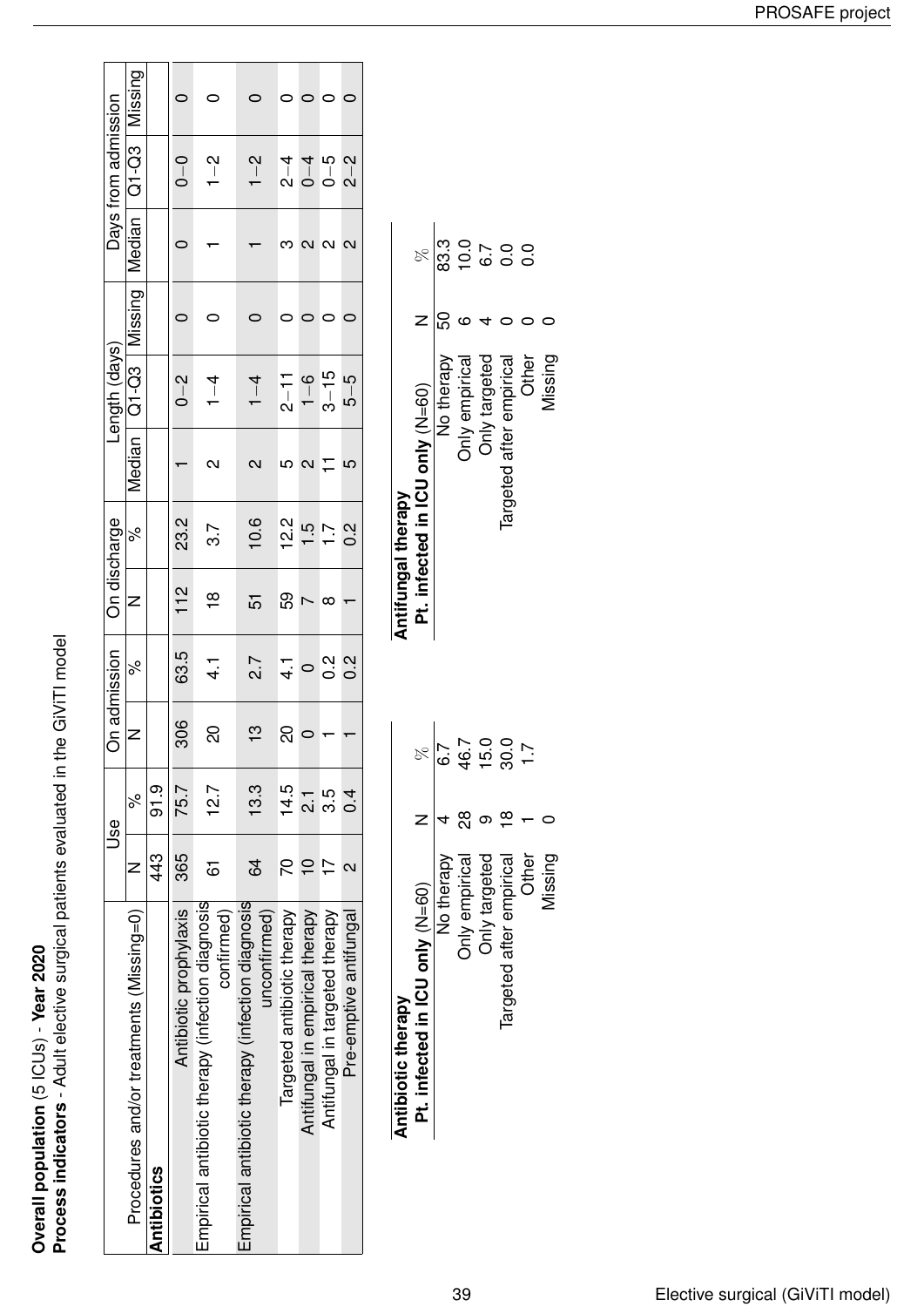**Overall population** (5 ICUs) - **Year 2020**
**Process indicators** - Adult elective surgical patients evaluated in the GiViTI model

| Procedures and/or treatments (Missing=0) | Use | | On admission | | On discharge | | Length (days) | | | Days from admission | | |
|---|---|---|---|---|---|---|---|---|---|---|---|---|
| | N | % | N | % | N | % | Median | Q1-Q3 | Missing | Median | Q1-Q3 | Missing |
| **Antibiotics** | 443 | 91.9 | | | | | | | | | | |
| Antibiotic prophylaxis | 365 | 75.7 | 306 | 63.5 | 112 | 23.2 | 1 | 0 – 2 | 0 | 0 | 0 – 0 | 0 |
| Empirical antibiotic therapy (infection diagnosis confirmed) | 61 | 12.7 | 20 | 4.1 | 18 | 3.7 | 2 | 1 – 4 | 0 | 1 | 1 – 2 | 0 |
| Empirical antibiotic therapy (infection diagnosis unconfirmed) | 64 | 13.3 | 13 | 2.7 | 51 | 10.6 | 2 | 1 – 4 | 0 | 1 | 1 – 2 | 0 |
| Targeted antibiotic therapy | 70 | 14.5 | 20 | 4.1 | 59 | 12.2 | 5 | 2 – 11 | 0 | 3 | 2 – 4 | 0 |
| Antifungal in empirical therapy | 10 | 2.1 | 0 | 0 | 7 | 1.5 | 2 | 1 – 6 | 0 | 2 | 0 – 4 | 0 |
| Antifungal in targeted therapy | 17 | 3.5 | 1 | 0.2 | 8 | 1.7 | 11 | 3 – 15 | 0 | 2 | 0 – 5 | 0 |
| Pre-emptive antifungal | 2 | 0.4 | 1 | 0.2 | 1 | 0.2 | 5 | 5 – 5 | 0 | 2 | 2 – 2 | 0 |

**Antibiotic therapy**

| **Pt. infected in ICU only** (N=60) | N | % |
|---|---|---|
| No therapy | 4 | 6.7 |
| Only empirical | 28 | 46.7 |
| Only targeted | 9 | 15.0 |
| Targeted after empirical | 18 | 30.0 |
| Other | 1 | 1.7 |
| Missing | 0 | |

**Antifungal therapy**

| **Pt. infected in ICU only** (N=60) | N | % |
|---|---|---|
| No therapy | 50 | 83.3 |
| Only empirical | 6 | 10.0 |
| Only targeted | 4 | 6.7 |
| Targeted after empirical | 0 | 0.0 |
| Other | 0 | 0.0 |
| Missing | 0 | |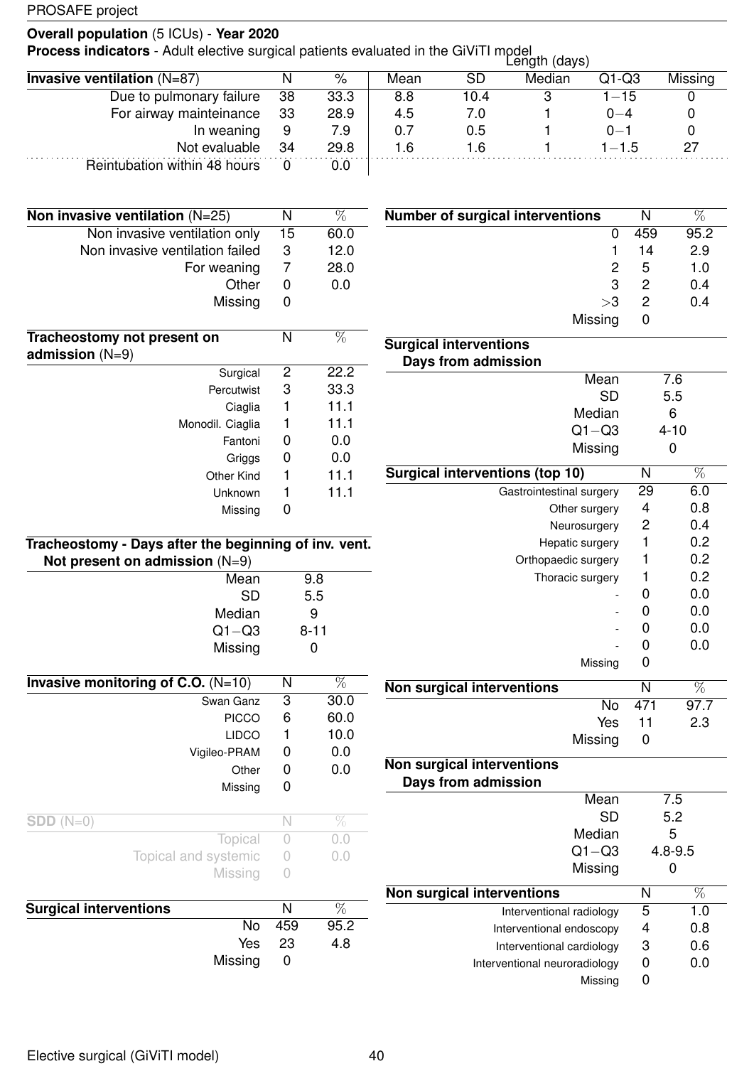**Overall population** (5 ICUs) - **Year 2020**

**Process indicators** - Adult elective surgical patients evaluated in the GiViTI model

| **Invasive ventilation** (N=87) | N | % | Length (days) Mean | SD | Median | Q1-Q3 | Missing |
|---|---|---|---|---|---|---|---|
| Due to pulmonary failure | 38 | 33.3 | 8.8 | 10.4 | 3 | 1−15 | 0 |
| For airway mainteinance | 33 | 28.9 | 4.5 | 7.0 | 1 | 0−4 | 0 |
| In weaning | 9 | 7.9 | 0.7 | 0.5 | 1 | 0−1 | 0 |
| Not evaluable | 34 | 29.8 | 1.6 | 1.6 | 1 | 1−1.5 | 27 |
| Reintubation within 48 hours | 0 | 0.0 | | | | | |

| **Non invasive ventilation** (N=25) | N | % |
|---|---|---|
| Non invasive ventilation only | 15 | 60.0 |
| Non invasive ventilation failed | 3 | 12.0 |
| For weaning | 7 | 28.0 |
| Other | 0 | 0.0 |
| Missing | 0 | |

| **Tracheostomy not present on admission** (N=9) | N | % |
|---|---|---|
| Surgical | 2 | 22.2 |
| Percutwist | 3 | 33.3 |
| Ciaglia | 1 | 11.1 |
| Monodil. Ciaglia | 1 | 11.1 |
| Fantoni | 0 | 0.0 |
| Griggs | 0 | 0.0 |
| Other Kind | 1 | 11.1 |
| Unknown | 1 | 11.1 |
| Missing | 0 | |

| **Tracheostomy - Days after the beginning of inv. vent. Not present on admission** (N=9) | |
|---|---|
| Mean | 9.8 |
| SD | 5.5 |
| Median | 9 |
| Q1−Q3 | 8-11 |
| Missing | 0 |

| **Invasive monitoring of C.O.** (N=10) | N | % |
|---|---|---|
| Swan Ganz | 3 | 30.0 |
| PICCO | 6 | 60.0 |
| LIDCO | 1 | 10.0 |
| Vigileo-PRAM | 0 | 0.0 |
| Other | 0 | 0.0 |
| Missing | 0 | |

| **SDD** (N=0) | N | % |
|---|---|---|
| Topical | 0 | 0.0 |
| Topical and systemic | 0 | 0.0 |
| Missing | 0 | |

| **Surgical interventions** | N | % |
|---|---|---|
| No | 459 | 95.2 |
| Yes | 23 | 4.8 |
| Missing | 0 | |

| **Number of surgical interventions** | N | % |
|---|---|---|
| 0 | 459 | 95.2 |
| 1 | 14 | 2.9 |
| 2 | 5 | 1.0 |
| 3 | 2 | 0.4 |
| >3 | 2 | 0.4 |
| Missing | 0 | |

| **Surgical interventions Days from admission** | |
|---|---|
| Mean | 7.6 |
| SD | 5.5 |
| Median | 6 |
| Q1−Q3 | 4-10 |
| Missing | 0 |

| **Surgical interventions (top 10)** | N | % |
|---|---|---|
| Gastrointestinal surgery | 29 | 6.0 |
| Other surgery | 4 | 0.8 |
| Neurosurgery | 2 | 0.4 |
| Hepatic surgery | 1 | 0.2 |
| Orthopaedic surgery | 1 | 0.2 |
| Thoracic surgery | 1 | 0.2 |
| - | 0 | 0.0 |
| - | 0 | 0.0 |
| - | 0 | 0.0 |
| - | 0 | 0.0 |
| Missing | 0 | |

| **Non surgical interventions** | N | % |
|---|---|---|
| No | 471 | 97.7 |
| Yes | 11 | 2.3 |
| Missing | 0 | |

| **Non surgical interventions Days from admission** | |
|---|---|
| Mean | 7.5 |
| SD | 5.2 |
| Median | 5 |
| Q1−Q3 | 4.8-9.5 |
| Missing | 0 |

| **Non surgical interventions** | N | % |
|---|---|---|
| Interventional radiology | 5 | 1.0 |
| Interventional endoscopy | 4 | 0.8 |
| Interventional cardiology | 3 | 0.6 |
| Interventional neuroradiology | 0 | 0.0 |
| Missing | 0 | |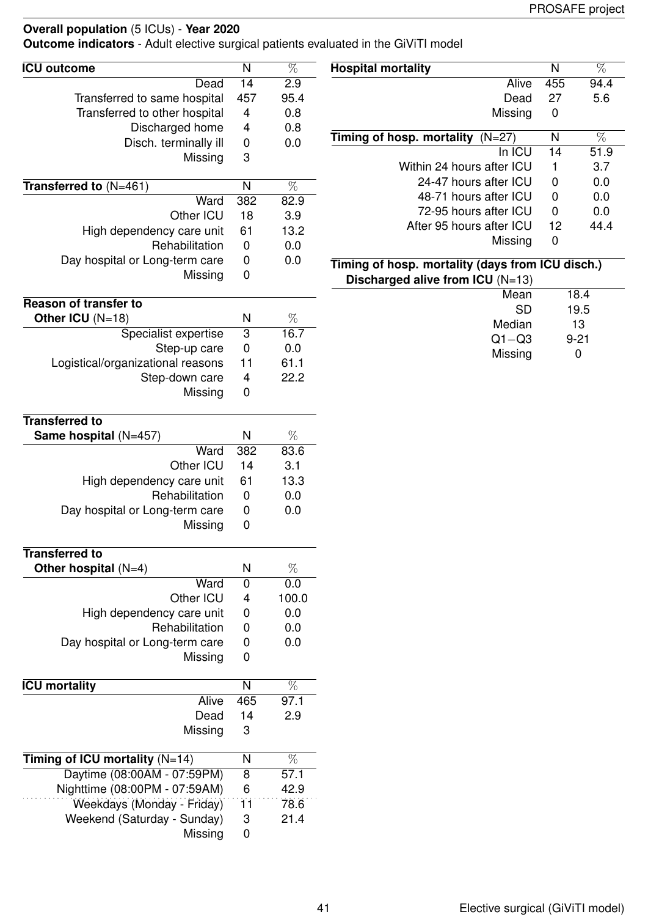**Overall population** (5 ICUs) - **Year 2020**

**Outcome indicators** - Adult elective surgical patients evaluated in the GiViTI model

| **ICU outcome** | N | % |
|---:|---|---|
| Dead | 14 | 2.9 |
| Transferred to same hospital | 457 | 95.4 |
| Transferred to other hospital | 4 | 0.8 |
| Discharged home | 4 | 0.8 |
| Disch. terminally ill | 0 | 0.0 |
| Missing | 3 | |

| **Transferred to** (N=461) | N | % |
|---:|---|---|
| Ward | 382 | 82.9 |
| Other ICU | 18 | 3.9 |
| High dependency care unit | 61 | 13.2 |
| Rehabilitation | 0 | 0.0 |
| Day hospital or Long-term care | 0 | 0.0 |
| Missing | 0 | |

| **Reason of transfer to Other ICU** (N=18) | N | % |
|---:|---|---|
| Specialist expertise | 3 | 16.7 |
| Step-up care | 0 | 0.0 |
| Logistical/organizational reasons | 11 | 61.1 |
| Step-down care | 4 | 22.2 |
| Missing | 0 | |

| **Transferred to Same hospital** (N=457) | N | % |
|---:|---|---|
| Ward | 382 | 83.6 |
| Other ICU | 14 | 3.1 |
| High dependency care unit | 61 | 13.3 |
| Rehabilitation | 0 | 0.0 |
| Day hospital or Long-term care | 0 | 0.0 |
| Missing | 0 | |

| **Transferred to Other hospital** (N=4) | N | % |
|---:|---|---|
| Ward | 0 | 0.0 |
| Other ICU | 4 | 100.0 |
| High dependency care unit | 0 | 0.0 |
| Rehabilitation | 0 | 0.0 |
| Day hospital or Long-term care | 0 | 0.0 |
| Missing | 0 | |

| **ICU mortality** | N | % |
|---:|---|---|
| Alive | 465 | 97.1 |
| Dead | 14 | 2.9 |
| Missing | 3 | |

| **Timing of ICU mortality** (N=14) | N | % |
|---:|---|---|
| Daytime (08:00AM - 07:59PM) | 8 | 57.1 |
| Nighttime (08:00PM - 07:59AM) | 6 | 42.9 |
| Weekdays (Monday - Friday) | 11 | 78.6 |
| Weekend (Saturday - Sunday) | 3 | 21.4 |
| Missing | 0 | |

| **Hospital mortality** | N | % |
|---:|---|---|
| Alive | 455 | 94.4 |
| Dead | 27 | 5.6 |
| Missing | 0 | |

| **Timing of hosp. mortality** (N=27) | N | % |
|---:|---|---|
| In ICU | 14 | 51.9 |
| Within 24 hours after ICU | 1 | 3.7 |
| 24-47 hours after ICU | 0 | 0.0 |
| 48-71 hours after ICU | 0 | 0.0 |
| 72-95 hours after ICU | 0 | 0.0 |
| After 95 hours after ICU | 12 | 44.4 |
| Missing | 0 | |

| **Timing of hosp. mortality (days from ICU disch.) Discharged alive from ICU** (N=13) | |
|---:|---|
| Mean | 18.4 |
| SD | 19.5 |
| Median | 13 |
| Q1−Q3 | 9-21 |
| Missing | 0 |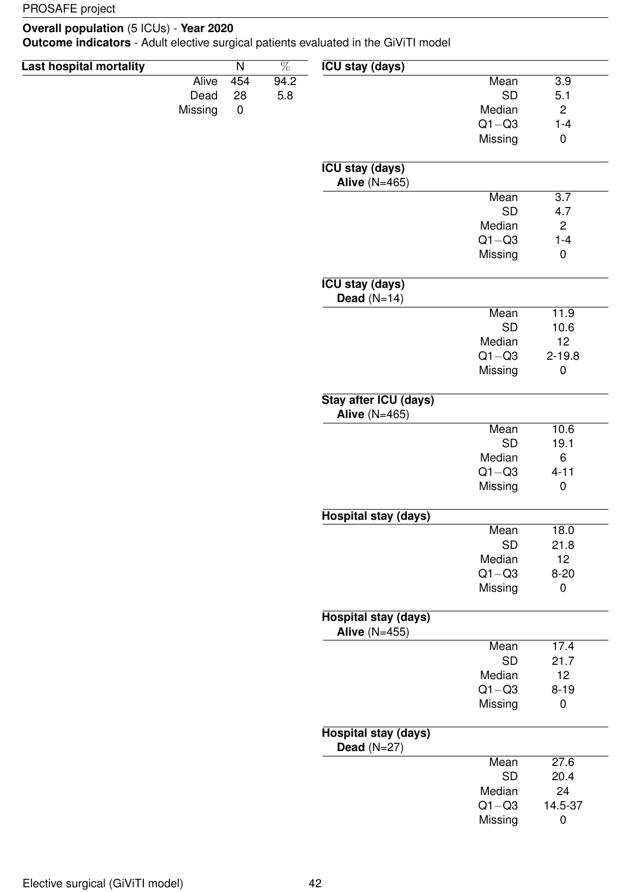**Overall population** (5 ICUs) - **Year 2020**
**Outcome indicators** - Adult elective surgical patients evaluated in the GiViTI model

| **Last hospital mortality** | N | % |
|---|---|---|
| Alive | 454 | 94.2 |
| Dead | 28 | 5.8 |
| Missing | 0 | |

| **ICU stay (days)** | |
|---|---|
| Mean | 3.9 |
| SD | 5.1 |
| Median | 2 |
| Q1−Q3 | 1-4 |
| Missing | 0 |

| **ICU stay (days)** **Alive** (N=465) | |
|---|---|
| Mean | 3.7 |
| SD | 4.7 |
| Median | 2 |
| Q1−Q3 | 1-4 |
| Missing | 0 |

| **ICU stay (days)** **Dead** (N=14) | |
|---|---|
| Mean | 11.9 |
| SD | 10.6 |
| Median | 12 |
| Q1−Q3 | 2-19.8 |
| Missing | 0 |

| **Stay after ICU (days)** **Alive** (N=465) | |
|---|---|
| Mean | 10.6 |
| SD | 19.1 |
| Median | 6 |
| Q1−Q3 | 4-11 |
| Missing | 0 |

| **Hospital stay (days)** | |
|---|---|
| Mean | 18.0 |
| SD | 21.8 |
| Median | 12 |
| Q1−Q3 | 8-20 |
| Missing | 0 |

| **Hospital stay (days)** **Alive** (N=455) | |
|---|---|
| Mean | 17.4 |
| SD | 21.7 |
| Median | 12 |
| Q1−Q3 | 8-19 |
| Missing | 0 |

| **Hospital stay (days)** **Dead** (N=27) | |
|---|---|
| Mean | 27.6 |
| SD | 20.4 |
| Median | 24 |
| Q1−Q3 | 14.5-37 |
| Missing | 0 |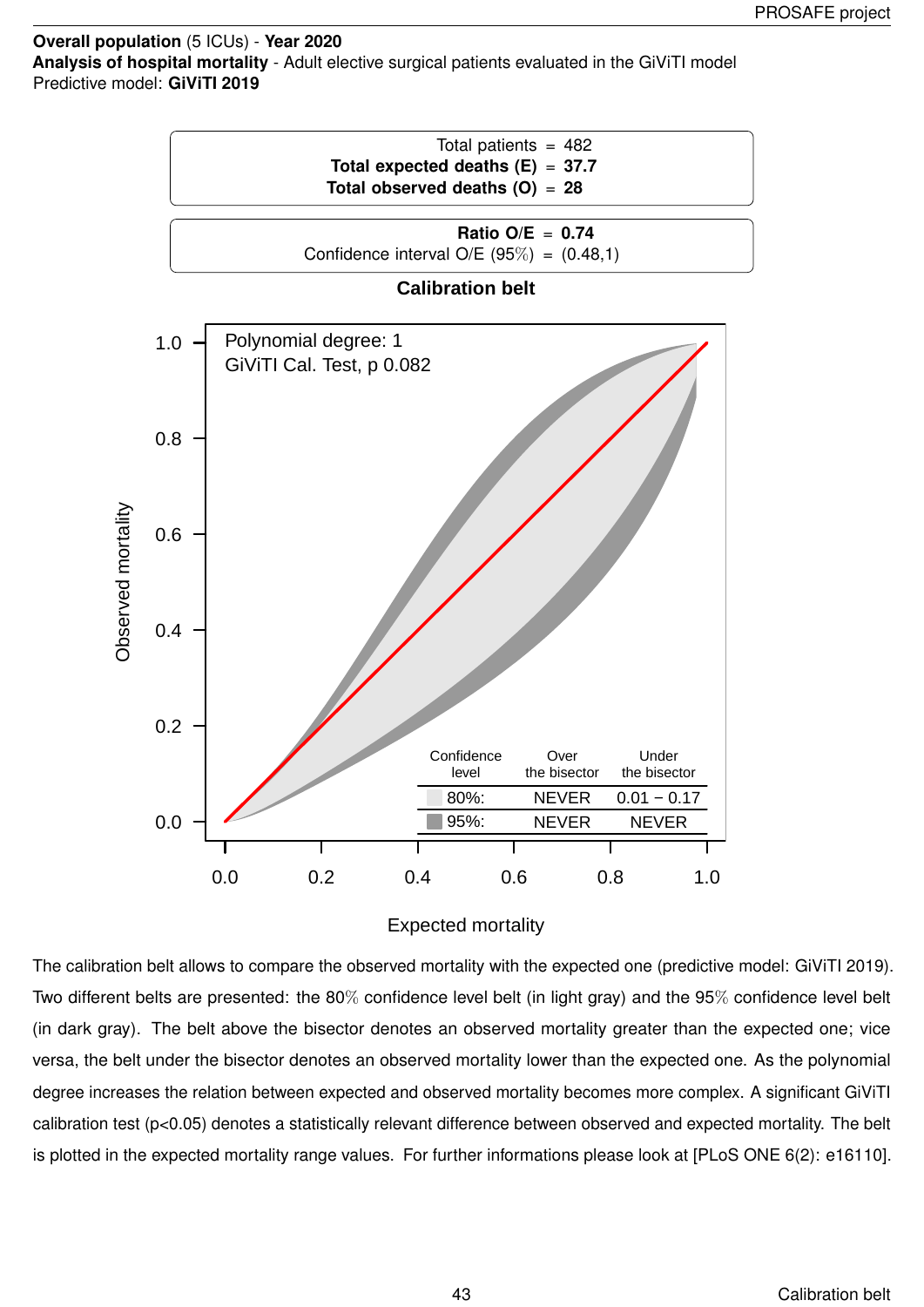**Overall population** (5 ICUs) - **Year 2020**
**Analysis of hospital mortality** - Adult elective surgical patients evaluated in the GiViTI model
Predictive model: **GiViTI 2019**

| | |
|---|---|
| Total patients | = 482 |
| **Total expected deaths (E)** | = **37.7** |
| **Total observed deaths (O)** | = **28** |

| | |
|---|---|
| **Ratio O/E** | = **0.74** |
| Confidence interval O/E (95%) | = (0.48,1) |

**Calibration belt**

Polynomial degree: 1
GiViTI Cal. Test, p 0.082

| Confidence level | Over the bisector | Under the bisector |
|---|---|---|
| 80%: | NEVER | 0.01 − 0.17 |
| 95%: | NEVER | NEVER |

The calibration belt allows to compare the observed mortality with the expected one (predictive model: GiViTI 2019). Two different belts are presented: the 80% confidence level belt (in light gray) and the 95% confidence level belt (in dark gray). The belt above the bisector denotes an observed mortality greater than the expected one; vice versa, the belt under the bisector denotes an observed mortality lower than the expected one. As the polynomial degree increases the relation between expected and observed mortality becomes more complex. A significant GiViTI calibration test ($p<0.05$) denotes a statistically relevant difference between observed and expected mortality. The belt is plotted in the expected mortality range values. For further informations please look at [PLoS ONE 6(2): e16110].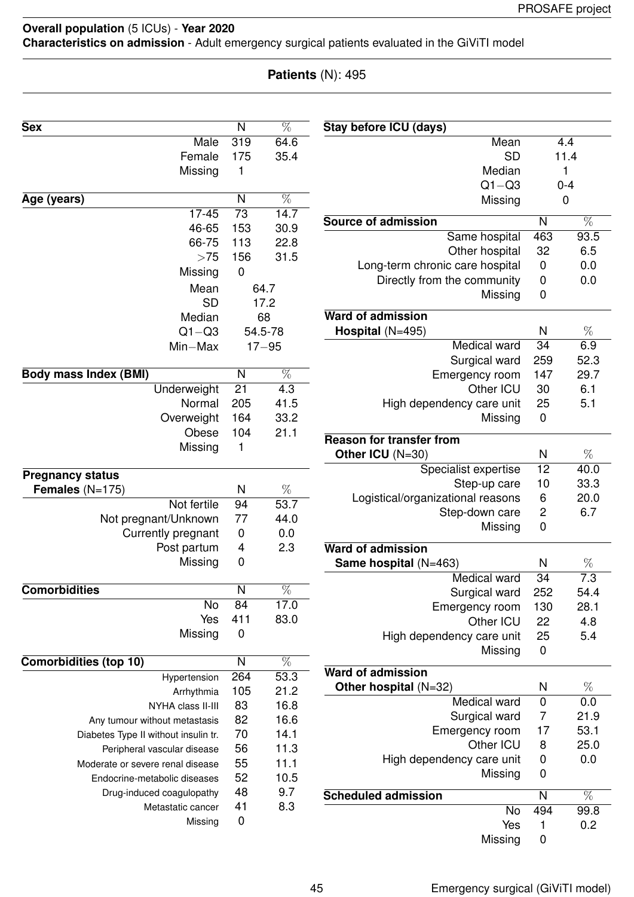**Overall population** (5 ICUs) - **Year 2020**
**Characteristics on admission** - Adult emergency surgical patients evaluated in the GiViTI model

**Patients** (N): 495

| **Sex** | N | % |
|---|---|---|
| Male | 319 | 64.6 |
| Female | 175 | 35.4 |
| Missing | 1 | |

| **Age (years)** | N | % |
|---|---|---|
| 17-45 | 73 | 14.7 |
| 46-65 | 153 | 30.9 |
| 66-75 | 113 | 22.8 |
| >75 | 156 | 31.5 |
| Missing | 0 | |
| Mean | 64.7 | |
| SD | 17.2 | |
| Median | 68 | |
| Q1−Q3 | 54.5-78 | |
| Min−Max | 17−95 | |

| **Body mass Index (BMI)** | N | % |
|---|---|---|
| Underweight | 21 | 4.3 |
| Normal | 205 | 41.5 |
| Overweight | 164 | 33.2 |
| Obese | 104 | 21.1 |
| Missing | 1 | |

| **Pregnancy status** **Females** (N=175) | N | % |
|---|---|---|
| Not fertile | 94 | 53.7 |
| Not pregnant/Unknown | 77 | 44.0 |
| Currently pregnant | 0 | 0.0 |
| Post partum | 4 | 2.3 |
| Missing | 0 | |

| **Comorbidities** | N | % |
|---|---|---|
| No | 84 | 17.0 |
| Yes | 411 | 83.0 |
| Missing | 0 | |

| **Comorbidities (top 10)** | N | % |
|---|---|---|
| Hypertension | 264 | 53.3 |
| Arrhythmia | 105 | 21.2 |
| NYHA class II-III | 83 | 16.8 |
| Any tumour without metastasis | 82 | 16.6 |
| Diabetes Type II without insulin tr. | 70 | 14.1 |
| Peripheral vascular disease | 56 | 11.3 |
| Moderate or severe renal disease | 55 | 11.1 |
| Endocrine-metabolic diseases | 52 | 10.5 |
| Drug-induced coagulopathy | 48 | 9.7 |
| Metastatic cancer | 41 | 8.3 |
| Missing | 0 | |

| **Stay before ICU (days)** | |
|---|---|
| Mean | 4.4 |
| SD | 11.4 |
| Median | 1 |
| Q1−Q3 | 0-4 |
| Missing | 0 |

| **Source of admission** | N | % |
|---|---|---|
| Same hospital | 463 | 93.5 |
| Other hospital | 32 | 6.5 |
| Long-term chronic care hospital | 0 | 0.0 |
| Directly from the community | 0 | 0.0 |
| Missing | 0 | |

| **Ward of admission** **Hospital** (N=495) | N | % |
|---|---|---|
| Medical ward | 34 | 6.9 |
| Surgical ward | 259 | 52.3 |
| Emergency room | 147 | 29.7 |
| Other ICU | 30 | 6.1 |
| High dependency care unit | 25 | 5.1 |
| Missing | 0 | |

| **Reason for transfer from** **Other ICU** (N=30) | N | % |
|---|---|---|
| Specialist expertise | 12 | 40.0 |
| Step-up care | 10 | 33.3 |
| Logistical/organizational reasons | 6 | 20.0 |
| Step-down care | 2 | 6.7 |
| Missing | 0 | |

| **Ward of admission** **Same hospital** (N=463) | N | % |
|---|---|---|
| Medical ward | 34 | 7.3 |
| Surgical ward | 252 | 54.4 |
| Emergency room | 130 | 28.1 |
| Other ICU | 22 | 4.8 |
| High dependency care unit | 25 | 5.4 |
| Missing | 0 | |

| **Ward of admission** **Other hospital** (N=32) | N | % |
|---|---|---|
| Medical ward | 0 | 0.0 |
| Surgical ward | 7 | 21.9 |
| Emergency room | 17 | 53.1 |
| Other ICU | 8 | 25.0 |
| High dependency care unit | 0 | 0.0 |
| Missing | 0 | |

| **Scheduled admission** | N | % |
|---|---|---|
| No | 494 | 99.8 |
| Yes | 1 | 0.2 |
| Missing | 0 | |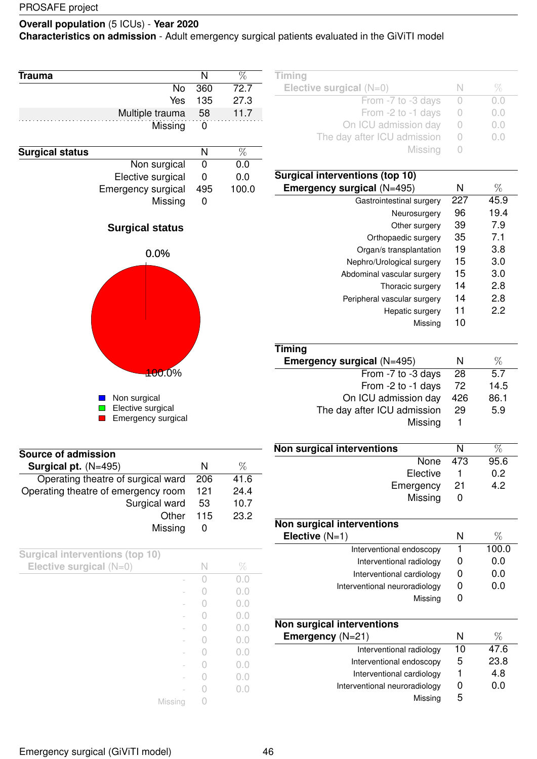PROSAFE project

**Overall population** (5 ICUs) - **Year 2020**
**Characteristics on admission** - Adult emergency surgical patients evaluated in the GiViTI model

| **Trauma** | N | % |
|---|---|---|
| No | 360 | 72.7 |
| Yes | 135 | 27.3 |
| Multiple trauma | 58 | 11.7 |
| Missing | 0 | |

| **Surgical status** | N | % |
|---|---|---|
| Non surgical | 0 | 0.0 |
| Elective surgical | 0 | 0.0 |
| Emergency surgical | 495 | 100.0 |
| Missing | 0 | |

**Surgical status**

0.0%

100.0%

- Non surgical
- Elective surgical
- Emergency surgical

| **Source of admission** **Surgical pt.** (N=495) | N | % |
|---|---|---|
| Operating theatre of surgical ward | 206 | 41.6 |
| Operating theatre of emergency room | 121 | 24.4 |
| Surgical ward | 53 | 10.7 |
| Other | 115 | 23.2 |
| Missing | 0 | |

| **Surgical interventions (top 10)** **Elective surgical** (N=0) | N | % |
|---|---|---|
| - | 0 | 0.0 |
| - | 0 | 0.0 |
| - | 0 | 0.0 |
| - | 0 | 0.0 |
| - | 0 | 0.0 |
| - | 0 | 0.0 |
| - | 0 | 0.0 |
| - | 0 | 0.0 |
| - | 0 | 0.0 |
| - | 0 | 0.0 |
| Missing | 0 | |

| **Timing** **Elective surgical** (N=0) | N | % |
|---|---|---|
| From -7 to -3 days | 0 | 0.0 |
| From -2 to -1 days | 0 | 0.0 |
| On ICU admission day | 0 | 0.0 |
| The day after ICU admission | 0 | 0.0 |
| Missing | 0 | |

| **Surgical interventions (top 10)** **Emergency surgical** (N=495) | N | % |
|---|---|---|
| Gastrointestinal surgery | 227 | 45.9 |
| Neurosurgery | 96 | 19.4 |
| Other surgery | 39 | 7.9 |
| Orthopaedic surgery | 35 | 7.1 |
| Organ/s transplantation | 19 | 3.8 |
| Nephro/Urological surgery | 15 | 3.0 |
| Abdominal vascular surgery | 15 | 3.0 |
| Thoracic surgery | 14 | 2.8 |
| Peripheral vascular surgery | 14 | 2.8 |
| Hepatic surgery | 11 | 2.2 |
| Missing | 10 | |

| **Timing** **Emergency surgical** (N=495) | N | % |
|---|---|---|
| From -7 to -3 days | 28 | 5.7 |
| From -2 to -1 days | 72 | 14.5 |
| On ICU admission day | 426 | 86.1 |
| The day after ICU admission | 29 | 5.9 |
| Missing | 1 | |

| **Non surgical interventions** | N | % |
|---|---|---|
| None | 473 | 95.6 |
| Elective | 1 | 0.2 |
| Emergency | 21 | 4.2 |
| Missing | 0 | |

| **Non surgical interventions** **Elective** (N=1) | N | % |
|---|---|---|
| Interventional endoscopy | 1 | 100.0 |
| Interventional radiology | 0 | 0.0 |
| Interventional cardiology | 0 | 0.0 |
| Interventional neuroradiology | 0 | 0.0 |
| Missing | 0 | |

| **Non surgical interventions** **Emergency** (N=21) | N | % |
|---|---|---|
| Interventional radiology | 10 | 47.6 |
| Interventional endoscopy | 5 | 23.8 |
| Interventional cardiology | 1 | 4.8 |
| Interventional neuroradiology | 0 | 0.0 |
| Missing | 5 | |

Emergency surgical (GiViTI model)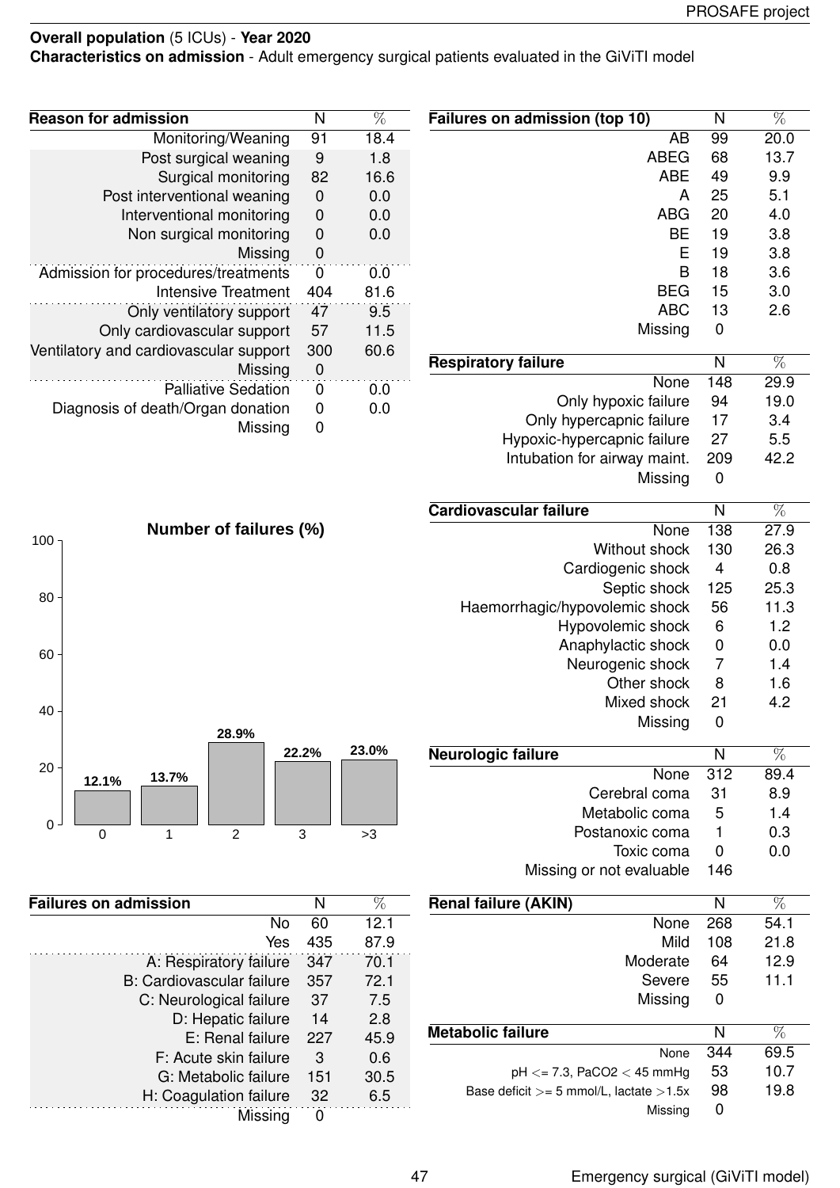**Overall population** (5 ICUs) - **Year 2020**

**Characteristics on admission** - Adult emergency surgical patients evaluated in the GiViTI model

| Reason for admission | N | % |
|---|---|---|
| Monitoring/Weaning | 91 | 18.4 |
| Post surgical weaning | 9 | 1.8 |
| Surgical monitoring | 82 | 16.6 |
| Post interventional weaning | 0 | 0.0 |
| Interventional monitoring | 0 | 0.0 |
| Non surgical monitoring | 0 | 0.0 |
| Missing | 0 | |
| Admission for procedures/treatments | 0 | 0.0 |
| Intensive Treatment | 404 | 81.6 |
| Only ventilatory support | 47 | 9.5 |
| Only cardiovascular support | 57 | 11.5 |
| Ventilatory and cardiovascular support | 300 | 60.6 |
| Missing | 0 | |
| Palliative Sedation | 0 | 0.0 |
| Diagnosis of death/Organ donation | 0 | 0.0 |
| Missing | 0 | |

**Number of failures (%)**

| Number of failures | % |
|---|---|
| 0 | 12.1% |
| 1 | 13.7% |
| 2 | 28.9% |
| 3 | 22.2% |
| >3 | 23.0% |

| Failures on admission | N | % |
|---|---|---|
| No | 60 | 12.1 |
| Yes | 435 | 87.9 |
| A: Respiratory failure | 347 | 70.1 |
| B: Cardiovascular failure | 357 | 72.1 |
| C: Neurological failure | 37 | 7.5 |
| D: Hepatic failure | 14 | 2.8 |
| E: Renal failure | 227 | 45.9 |
| F: Acute skin failure | 3 | 0.6 |
| G: Metabolic failure | 151 | 30.5 |
| H: Coagulation failure | 32 | 6.5 |
| Missing | 0 | |

| Failures on admission (top 10) | N | % |
|---|---|---|
| AB | 99 | 20.0 |
| ABEG | 68 | 13.7 |
| ABE | 49 | 9.9 |
| A | 25 | 5.1 |
| ABG | 20 | 4.0 |
| BE | 19 | 3.8 |
| E | 19 | 3.8 |
| B | 18 | 3.6 |
| BEG | 15 | 3.0 |
| ABC | 13 | 2.6 |
| Missing | 0 | |

| Respiratory failure | N | % |
|---|---|---|
| None | 148 | 29.9 |
| Only hypoxic failure | 94 | 19.0 |
| Only hypercapnic failure | 17 | 3.4 |
| Hypoxic-hypercapnic failure | 27 | 5.5 |
| Intubation for airway maint. | 209 | 42.2 |
| Missing | 0 | |

| Cardiovascular failure | N | % |
|---|---|---|
| None | 138 | 27.9 |
| Without shock | 130 | 26.3 |
| Cardiogenic shock | 4 | 0.8 |
| Septic shock | 125 | 25.3 |
| Haemorrhagic/hypovolemic shock | 56 | 11.3 |
| Hypovolemic shock | 6 | 1.2 |
| Anaphylactic shock | 0 | 0.0 |
| Neurogenic shock | 7 | 1.4 |
| Other shock | 8 | 1.6 |
| Mixed shock | 21 | 4.2 |
| Missing | 0 | |

| Neurologic failure | N | % |
|---|---|---|
| None | 312 | 89.4 |
| Cerebral coma | 31 | 8.9 |
| Metabolic coma | 5 | 1.4 |
| Postanoxic coma | 1 | 0.3 |
| Toxic coma | 0 | 0.0 |
| Missing or not evaluable | 146 | |

| Renal failure (AKIN) | N | % |
|---|---|---|
| None | 268 | 54.1 |
| Mild | 108 | 21.8 |
| Moderate | 64 | 12.9 |
| Severe | 55 | 11.1 |
| Missing | 0 | |

| Metabolic failure | N | % |
|---|---|---|
| None | 344 | 69.5 |
| pH <= 7.3, PaCO2 < 45 mmHg | 53 | 10.7 |
| Base deficit >= 5 mmol/L, lactate >1.5x | 98 | 19.8 |
| Missing | 0 | |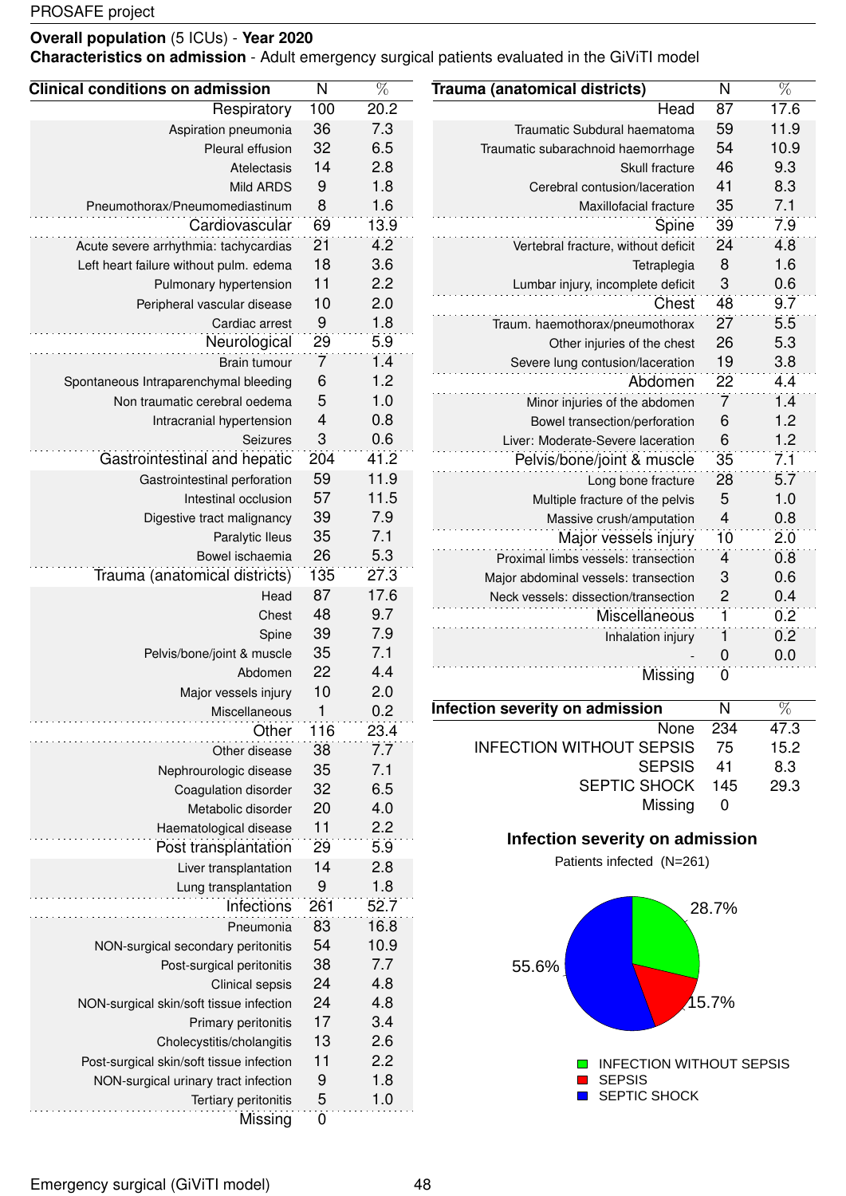**Overall population** (5 ICUs) - **Year 2020**

**Characteristics on admission** - Adult emergency surgical patients evaluated in the GiViTI model

| Clinical conditions on admission | N | % |
|---|---|---|
| Respiratory | 100 | 20.2 |
| Aspiration pneumonia | 36 | 7.3 |
| Pleural effusion | 32 | 6.5 |
| Atelectasis | 14 | 2.8 |
| Mild ARDS | 9 | 1.8 |
| Pneumothorax/Pneumomediastinum | 8 | 1.6 |
| Cardiovascular | 69 | 13.9 |
| Acute severe arrhythmia: tachycardias | 21 | 4.2 |
| Left heart failure without pulm. edema | 18 | 3.6 |
| Pulmonary hypertension | 11 | 2.2 |
| Peripheral vascular disease | 10 | 2.0 |
| Cardiac arrest | 9 | 1.8 |
| Neurological | 29 | 5.9 |
| Brain tumour | 7 | 1.4 |
| Spontaneous Intraparenchymal bleeding | 6 | 1.2 |
| Non traumatic cerebral oedema | 5 | 1.0 |
| Intracranial hypertension | 4 | 0.8 |
| Seizures | 3 | 0.6 |
| Gastrointestinal and hepatic | 204 | 41.2 |
| Gastrointestinal perforation | 59 | 11.9 |
| Intestinal occlusion | 57 | 11.5 |
| Digestive tract malignancy | 39 | 7.9 |
| Paralytic Ileus | 35 | 7.1 |
| Bowel ischaemia | 26 | 5.3 |
| Trauma (anatomical districts) | 135 | 27.3 |
| Head | 87 | 17.6 |
| Chest | 48 | 9.7 |
| Spine | 39 | 7.9 |
| Pelvis/bone/joint & muscle | 35 | 7.1 |
| Abdomen | 22 | 4.4 |
| Major vessels injury | 10 | 2.0 |
| Miscellaneous | 1 | 0.2 |
| Other | 116 | 23.4 |
| Other disease | 38 | 7.7 |
| Nephrourologic disease | 35 | 7.1 |
| Coagulation disorder | 32 | 6.5 |
| Metabolic disorder | 20 | 4.0 |
| Haematological disease | 11 | 2.2 |
| Post transplantation | 29 | 5.9 |
| Liver transplantation | 14 | 2.8 |
| Lung transplantation | 9 | 1.8 |
| Infections | 261 | 52.7 |
| Pneumonia | 83 | 16.8 |
| NON-surgical secondary peritonitis | 54 | 10.9 |
| Post-surgical peritonitis | 38 | 7.7 |
| Clinical sepsis | 24 | 4.8 |
| NON-surgical skin/soft tissue infection | 24 | 4.8 |
| Primary peritonitis | 17 | 3.4 |
| Cholecystitis/cholangitis | 13 | 2.6 |
| Post-surgical skin/soft tissue infection | 11 | 2.2 |
| NON-surgical urinary tract infection | 9 | 1.8 |
| Tertiary peritonitis | 5 | 1.0 |
| Missing | 0 | |

| Trauma (anatomical districts) | N | % |
|---|---|---|
| Head | 87 | 17.6 |
| Traumatic Subdural haematoma | 59 | 11.9 |
| Traumatic subarachnoid haemorrhage | 54 | 10.9 |
| Skull fracture | 46 | 9.3 |
| Cerebral contusion/laceration | 41 | 8.3 |
| Maxillofacial fracture | 35 | 7.1 |
| Spine | 39 | 7.9 |
| Vertebral fracture, without deficit | 24 | 4.8 |
| Tetraplegia | 8 | 1.6 |
| Lumbar injury, incomplete deficit | 3 | 0.6 |
| Chest | 48 | 9.7 |
| Traum. haemothorax/pneumothorax | 27 | 5.5 |
| Other injuries of the chest | 26 | 5.3 |
| Severe lung contusion/laceration | 19 | 3.8 |
| Abdomen | 22 | 4.4 |
| Minor injuries of the abdomen | 7 | 1.4 |
| Bowel transection/perforation | 6 | 1.2 |
| Liver: Moderate-Severe laceration | 6 | 1.2 |
| Pelvis/bone/joint & muscle | 35 | 7.1 |
| Long bone fracture | 28 | 5.7 |
| Multiple fracture of the pelvis | 5 | 1.0 |
| Massive crush/amputation | 4 | 0.8 |
| Major vessels injury | 10 | 2.0 |
| Proximal limbs vessels: transection | 4 | 0.8 |
| Major abdominal vessels: transection | 3 | 0.6 |
| Neck vessels: dissection/transection | 2 | 0.4 |
| Miscellaneous | 1 | 0.2 |
| Inhalation injury | 1 | 0.2 |
| - | 0 | 0.0 |
| Missing | 0 | |

| Infection severity on admission | N | % |
|---|---|---|
| None | 234 | 47.3 |
| INFECTION WITHOUT SEPSIS | 75 | 15.2 |
| SEPSIS | 41 | 8.3 |
| SEPTIC SHOCK | 145 | 29.3 |
| Missing | 0 | |

**Infection severity on admission**

Patients infected (N=261)

- INFECTION WITHOUT SEPSIS: 28.7%
- SEPSIS: 15.7%
- SEPTIC SHOCK: 55.6%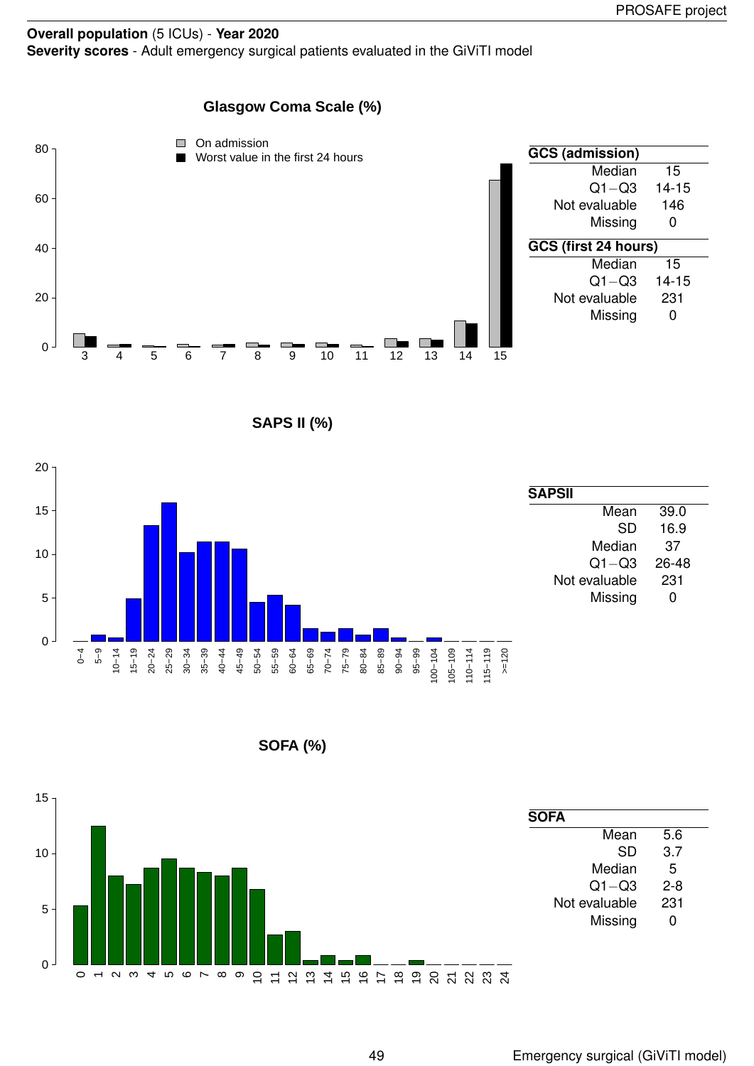**Overall population** (5 ICUs) - **Year 2020**
**Severity scores** - Adult emergency surgical patients evaluated in the GiViTI model

### Glasgow Coma Scale (%)

| GCS (admission) | |
|---|---|
| Median | 15 |
| Q1−Q3 | 14-15 |
| Not evaluable | 146 |
| Missing | 0 |

| GCS (first 24 hours) | |
|---|---|
| Median | 15 |
| Q1−Q3 | 14-15 |
| Not evaluable | 231 |
| Missing | 0 |

### SAPS II (%)

| SAPSII | |
|---|---|
| Mean | 39.0 |
| SD | 16.9 |
| Median | 37 |
| Q1−Q3 | 26-48 |
| Not evaluable | 231 |
| Missing | 0 |

### SOFA (%)

| SOFA | |
|---|---|
| Mean | 5.6 |
| SD | 3.7 |
| Median | 5 |
| Q1−Q3 | 2-8 |
| Not evaluable | 231 |
| Missing | 0 |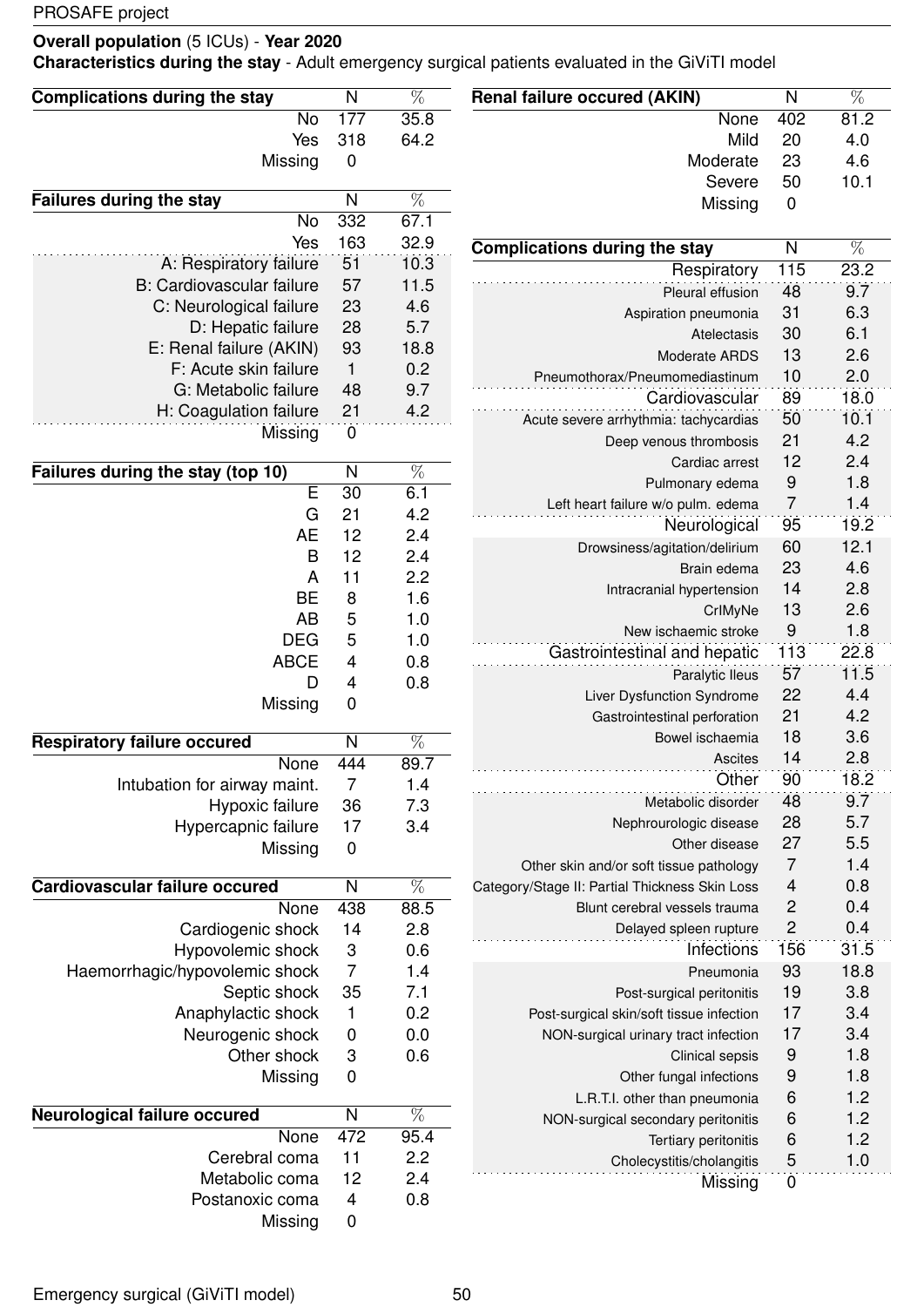**Overall population** (5 ICUs) - **Year 2020**
**Characteristics during the stay** - Adult emergency surgical patients evaluated in the GiViTI model

| Complications during the stay | N | % |
|---|---|---|
| No | 177 | 35.8 |
| Yes | 318 | 64.2 |
| Missing | 0 | |

| Failures during the stay | N | % |
|---|---|---|
| No | 332 | 67.1 |
| Yes | 163 | 32.9 |
| A: Respiratory failure | 51 | 10.3 |
| B: Cardiovascular failure | 57 | 11.5 |
| C: Neurological failure | 23 | 4.6 |
| D: Hepatic failure | 28 | 5.7 |
| E: Renal failure (AKIN) | 93 | 18.8 |
| F: Acute skin failure | 1 | 0.2 |
| G: Metabolic failure | 48 | 9.7 |
| H: Coagulation failure | 21 | 4.2 |
| Missing | 0 | |

| Failures during the stay (top 10) | N | % |
|---|---|---|
| E | 30 | 6.1 |
| G | 21 | 4.2 |
| AE | 12 | 2.4 |
| B | 12 | 2.4 |
| A | 11 | 2.2 |
| BE | 8 | 1.6 |
| AB | 5 | 1.0 |
| DEG | 5 | 1.0 |
| ABCE | 4 | 0.8 |
| D | 4 | 0.8 |
| Missing | 0 | |

| Respiratory failure occured | N | % |
|---|---|---|
| None | 444 | 89.7 |
| Intubation for airway maint. | 7 | 1.4 |
| Hypoxic failure | 36 | 7.3 |
| Hypercapnic failure | 17 | 3.4 |
| Missing | 0 | |

| Cardiovascular failure occured | N | % |
|---|---|---|
| None | 438 | 88.5 |
| Cardiogenic shock | 14 | 2.8 |
| Hypovolemic shock | 3 | 0.6 |
| Haemorrhagic/hypovolemic shock | 7 | 1.4 |
| Septic shock | 35 | 7.1 |
| Anaphylactic shock | 1 | 0.2 |
| Neurogenic shock | 0 | 0.0 |
| Other shock | 3 | 0.6 |
| Missing | 0 | |

| Neurological failure occured | N | % |
|---|---|---|
| None | 472 | 95.4 |
| Cerebral coma | 11 | 2.2 |
| Metabolic coma | 12 | 2.4 |
| Postanoxic coma | 4 | 0.8 |
| Missing | 0 | |

| Renal failure occured (AKIN) | N | % |
|---|---|---|
| None | 402 | 81.2 |
| Mild | 20 | 4.0 |
| Moderate | 23 | 4.6 |
| Severe | 50 | 10.1 |
| Missing | 0 | |

| Complications during the stay | N | % |
|---|---|---|
| Respiratory | 115 | 23.2 |
| Pleural effusion | 48 | 9.7 |
| Aspiration pneumonia | 31 | 6.3 |
| Atelectasis | 30 | 6.1 |
| Moderate ARDS | 13 | 2.6 |
| Pneumothorax/Pneumomediastinum | 10 | 2.0 |
| Cardiovascular | 89 | 18.0 |
| Acute severe arrhythmia: tachycardias | 50 | 10.1 |
| Deep venous thrombosis | 21 | 4.2 |
| Cardiac arrest | 12 | 2.4 |
| Pulmonary edema | 9 | 1.8 |
| Left heart failure w/o pulm. edema | 7 | 1.4 |
| Neurological | 95 | 19.2 |
| Drowsiness/agitation/delirium | 60 | 12.1 |
| Brain edema | 23 | 4.6 |
| Intracranial hypertension | 14 | 2.8 |
| CrIMyNe | 13 | 2.6 |
| New ischaemic stroke | 9 | 1.8 |
| Gastrointestinal and hepatic | 113 | 22.8 |
| Paralytic Ileus | 57 | 11.5 |
| Liver Dysfunction Syndrome | 22 | 4.4 |
| Gastrointestinal perforation | 21 | 4.2 |
| Bowel ischaemia | 18 | 3.6 |
| Ascites | 14 | 2.8 |
| Other | 90 | 18.2 |
| Metabolic disorder | 48 | 9.7 |
| Nephrourologic disease | 28 | 5.7 |
| Other disease | 27 | 5.5 |
| Other skin and/or soft tissue pathology | 7 | 1.4 |
| Category/Stage II: Partial Thickness Skin Loss | 4 | 0.8 |
| Blunt cerebral vessels trauma | 2 | 0.4 |
| Delayed spleen rupture | 2 | 0.4 |
| Infections | 156 | 31.5 |
| Pneumonia | 93 | 18.8 |
| Post-surgical peritonitis | 19 | 3.8 |
| Post-surgical skin/soft tissue infection | 17 | 3.4 |
| NON-surgical urinary tract infection | 17 | 3.4 |
| Clinical sepsis | 9 | 1.8 |
| Other fungal infections | 9 | 1.8 |
| L.R.T.I. other than pneumonia | 6 | 1.2 |
| NON-surgical secondary peritonitis | 6 | 1.2 |
| Tertiary peritonitis | 6 | 1.2 |
| Cholecystitis/cholangitis | 5 | 1.0 |
| Missing | 0 | |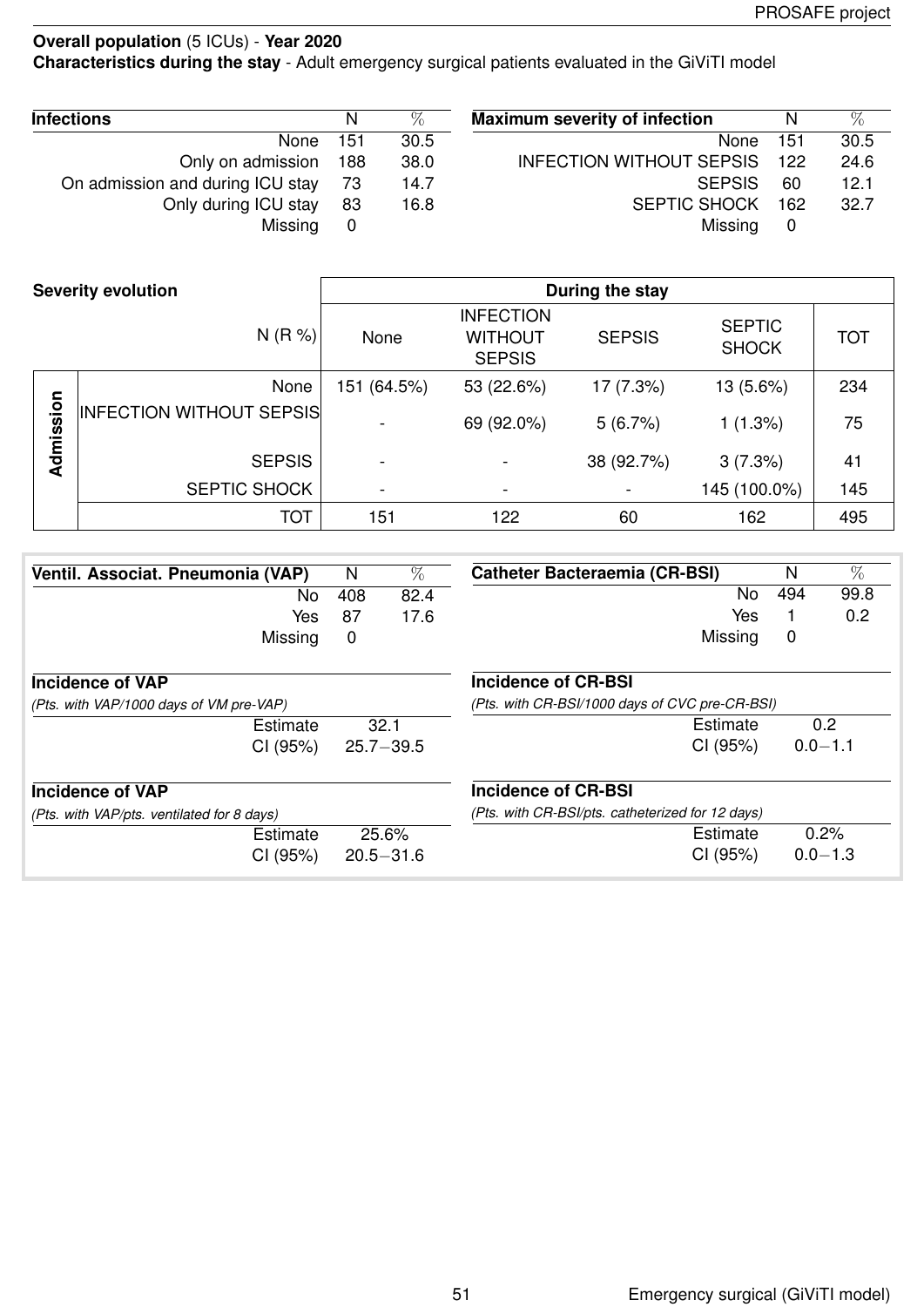**Overall population** (5 ICUs) - **Year 2020**
**Characteristics during the stay** - Adult emergency surgical patients evaluated in the GiViTI model

| **Infections** | N | % |
|---|---|---|
| None | 151 | 30.5 |
| Only on admission | 188 | 38.0 |
| On admission and during ICU stay | 73 | 14.7 |
| Only during ICU stay | 83 | 16.8 |
| Missing | 0 | |

| **Maximum severity of infection** | N | % |
|---|---|---|
| None | 151 | 30.5 |
| INFECTION WITHOUT SEPSIS | 122 | 24.6 |
| SEPSIS | 60 | 12.1 |
| SEPTIC SHOCK | 162 | 32.7 |
| Missing | 0 | |

| **Severity evolution** | | **During the stay** | | | | |
|---|---|---|---|---|---|---|
| | N (R %) | None | INFECTION WITHOUT SEPSIS | SEPSIS | SEPTIC SHOCK | TOT |
| **Admission** | None | 151 (64.5%) | 53 (22.6%) | 17 (7.3%) | 13 (5.6%) | 234 |
| | INFECTION WITHOUT SEPSIS | - | 69 (92.0%) | 5 (6.7%) | 1 (1.3%) | 75 |
| | SEPSIS | - | - | 38 (92.7%) | 3 (7.3%) | 41 |
| | SEPTIC SHOCK | - | - | - | 145 (100.0%) | 145 |
| | TOT | 151 | 122 | 60 | 162 | 495 |

| **Ventil. Associat. Pneumonia (VAP)** | N | % |
|---|---|---|
| No | 408 | 82.4 |
| Yes | 87 | 17.6 |
| Missing | 0 | |

**Incidence of VAP**
*(Pts. with VAP/1000 days of VM pre-VAP)*

| | |
|---|---|
| Estimate | 32.1 |
| CI (95%) | 25.7−39.5 |

**Incidence of VAP**
*(Pts. with VAP/pts. ventilated for 8 days)*

| | |
|---|---|
| Estimate | 25.6% |
| CI (95%) | 20.5−31.6 |

| **Catheter Bacteraemia (CR-BSI)** | N | % |
|---|---|---|
| No | 494 | 99.8 |
| Yes | 1 | 0.2 |
| Missing | 0 | |

**Incidence of CR-BSI**
*(Pts. with CR-BSI/1000 days of CVC pre-CR-BSI)*

| | |
|---|---|
| Estimate | 0.2 |
| CI (95%) | 0.0−1.1 |

**Incidence of CR-BSI**
*(Pts. with CR-BSI/pts. catheterized for 12 days)*

| | |
|---|---|
| Estimate | 0.2% |
| CI (95%) | 0.0−1.3 |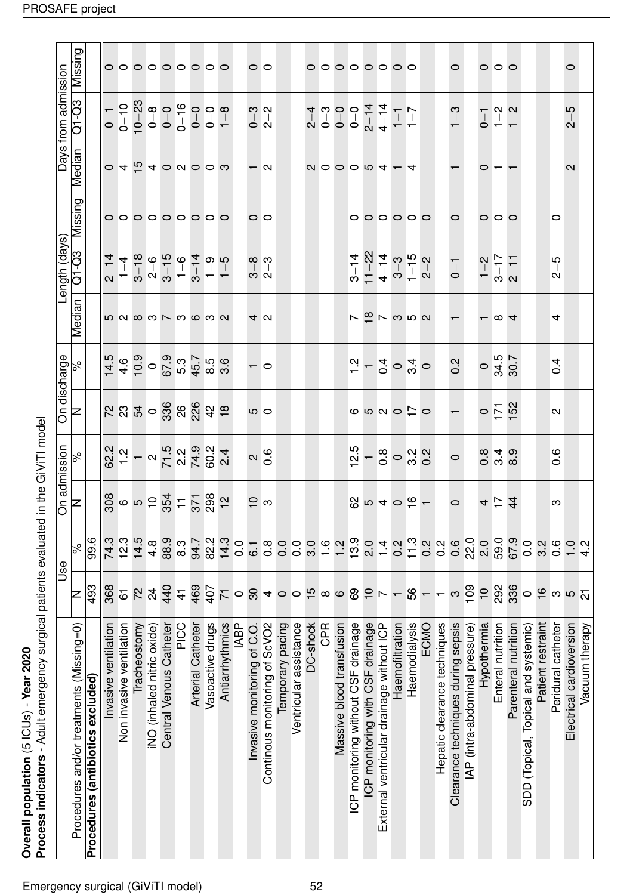**Overall population** (5 ICUs) - **Year 2020**

**Process indicators** - Adult emergency surgical patients evaluated in the GiViTI model

| Procedures and/or treatments (Missing=0) | Use | | On admission | | On discharge | | Length (days) | | | Days from admission | | |
|---|---|---|---|---|---|---|---|---|---|---|---|---|
| | N | % | N | % | N | % | Median | Q1-Q3 | Missing | Median | Q1-Q3 | Missing |
| **Procedures (antibiotics excluded)** | 493 | 99.6 | | | | | | | | | | |
| Invasive ventilation | 368 | 74.3 | 308 | 62.2 | 72 | 14.5 | 5 | 2–14 | 0 | 0 | 0–1 | 0 |
| Non invasive ventilation | 61 | 12.3 | 6 | 1.2 | 23 | 4.6 | 2 | 1–4 | 0 | 4 | 0–10 | 0 |
| Tracheostomy | 72 | 14.5 | 5 | 1 | 54 | 10.9 | 8 | 3–18 | 0 | 15 | 10–23 | 0 |
| iNO (inhaled nitric oxide) | 24 | 4.8 | 10 | 2 | 0 | 0 | 3 | 2–6 | 0 | 4 | 0–8 | 0 |
| Central Venous Catheter | 440 | 88.9 | 354 | 71.5 | 336 | 67.9 | 7 | 3–15 | 0 | 0 | 0–0 | 0 |
| PICC | 41 | 8.3 | 11 | 2.2 | 26 | 5.3 | 3 | 1–6 | 0 | 2 | 0–16 | 0 |
| Arterial Catheter | 469 | 94.7 | 371 | 74.9 | 226 | 45.7 | 6 | 3–14 | 0 | 0 | 0–0 | 0 |
| Vasoactive drugs | 407 | 82.2 | 298 | 60.2 | 42 | 8.5 | 3 | 1–9 | 0 | 0 | 0–0 | 0 |
| Antiarrhythmics | 71 | 14.3 | 12 | 2.4 | 18 | 3.6 | 2 | 1–5 | 0 | 3 | 1–8 | 0 |
| IABP | 0 | 0.0 | | | | | | | | | | |
| Invasive monitoring of C.O. | 30 | 6.1 | 10 | 2 | 5 | 1 | 4 | 3–8 | 0 | 1 | 0–3 | 0 |
| Continous monitoring of ScVO2 | 4 | 0.8 | 3 | 0.6 | 0 | 0 | 2 | 2–3 | 0 | 2 | 2–2 | 0 |
| Temporary pacing | 0 | 0.0 | | | | | | | | | | |
| Ventricular assistance | 0 | 0.0 | | | | | | | | | | |
| DC-shock | 15 | 3.0 | | | | | | | | 2 | 2–4 | 0 |
| CPR | 8 | 1.6 | | | | | | | | 0 | 0–3 | 0 |
| Massive blood transfusion | 6 | 1.2 | | | | | | | | 0 | 0–0 | 0 |
| ICP monitoring without CSF drainage | 69 | 13.9 | 62 | 12.5 | 6 | 1.2 | 7 | 3–14 | 0 | 0 | 0–0 | 0 |
| ICP monitoring with CSF drainage | 10 | 2.0 | 5 | 1 | 5 | 1 | 18 | 11–22 | 0 | 5 | 2–14 | 0 |
| External ventricular drainage without ICP | 7 | 1.4 | 4 | 0.8 | 2 | 0.4 | 7 | 4–14 | 0 | 4 | 4–14 | 0 |
| Haemofiltration | 1 | 0.2 | 0 | 0 | 0 | 0 | 3 | 3–3 | 0 | 1 | 1–1 | 0 |
| Haemodialysis | 56 | 11.3 | 16 | 3.2 | 17 | 3.4 | 5 | 1–15 | 0 | 4 | 1–7 | 0 |
| ECMO | 1 | 0.2 | 1 | 0.2 | 0 | 0 | 2 | 2–2 | 0 | | | |
| Hepatic clearance techniques | 1 | 0.2 | | | | | | | | | | |
| Clearance techniques during sepsis | 3 | 0.6 | 0 | 0 | 1 | 0.2 | 1 | 0–1 | 0 | 1 | 1–3 | 0 |
| IAP (intra-abdominal pressure) | 109 | 22.0 | | | | | | | | | | |
| Hypothermia | 10 | 2.0 | 4 | 0.8 | 0 | 0 | 1 | 1–2 | 0 | 0 | 0–1 | 0 |
| Enteral nutrition | 292 | 59.0 | 17 | 3.4 | 171 | 34.5 | 8 | 3–17 | 0 | 1 | 1–2 | 0 |
| Parenteral nutrition | 336 | 67.9 | 44 | 8.9 | 152 | 30.7 | 4 | 2–11 | 0 | 1 | 1–2 | 0 |
| SDD (Topical, Topical and systemic) | 0 | 0.0 | | | | | | | | | | |
| Patient restraint | 16 | 3.2 | | | | | | | | | | |
| Peridural catheter | 3 | 0.6 | 3 | 0.6 | 2 | 0.4 | 4 | 2–5 | 0 | | | |
| Electrical cardioversion | 5 | 1.0 | | | | | | | | 2 | 2–5 | 0 |
| Vacuum therapy | 21 | 4.2 | | | | | | | | | | |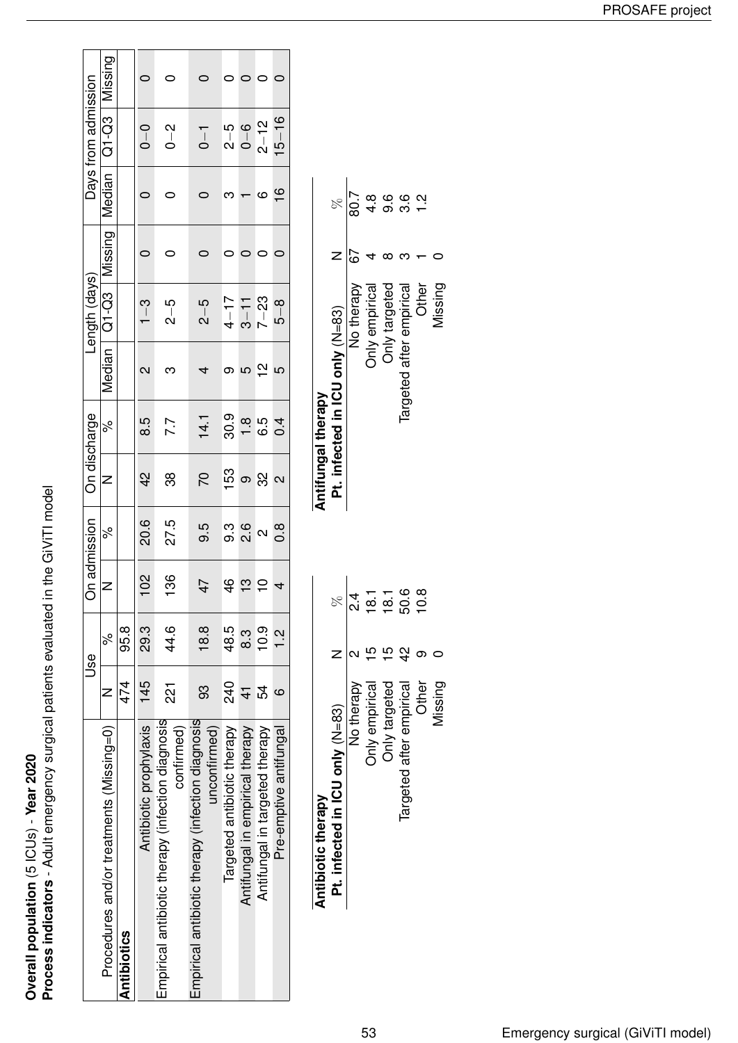**Overall population** (5 ICUs) - **Year 2020**
**Process indicators** - Adult emergency surgical patients evaluated in the GiViTI model

| Procedures and/or treatments (Missing=0) | Use | | On admission | | On discharge | | Length (days) | | | Days from admission | | |
|---|---|---|---|---|---|---|---|---|---|---|---|---|
| | N | % | N | % | N | % | Median | Q1-Q3 | Missing | Median | Q1-Q3 | Missing |
| **Antibiotics** | 474 | 95.8 | | | | | | | | | | |
| Antibiotic prophylaxis | 145 | 29.3 | 102 | 20.6 | 42 | 8.5 | 2 | 1−3 | 0 | 0 | 0−0 | 0 |
| Empirical antibiotic therapy (infection diagnosis confirmed) | 221 | 44.6 | 136 | 27.5 | 38 | 7.7 | 3 | 2−5 | 0 | 0 | 0−2 | 0 |
| Empirical antibiotic therapy (infection diagnosis unconfirmed) | 93 | 18.8 | 47 | 9.5 | 70 | 14.1 | 4 | 2−5 | 0 | 0 | 0−1 | 0 |
| Targeted antibiotic therapy | 240 | 48.5 | 46 | 9.3 | 153 | 30.9 | 9 | 4−17 | 0 | 3 | 2−5 | 0 |
| Antifungal in empirical therapy | 41 | 8.3 | 13 | 2.6 | 9 | 1.8 | 5 | 3−11 | 0 | 1 | 0−6 | 0 |
| Antifungal in targeted therapy | 54 | 10.9 | 10 | 2 | 32 | 6.5 | 12 | 7−23 | 0 | 6 | 2−12 | 0 |
| Pre-emptive antifungal | 6 | 1.2 | 4 | 0.8 | 2 | 0.4 | 5 | 5−8 | 0 | 16 | 15−16 | 0 |

| **Antibiotic therapy** **Pt. infected in ICU only** (N=83) | N | % |
|---|---|---|
| No therapy | 2 | 2.4 |
| Only empirical | 15 | 18.1 |
| Only targeted | 15 | 18.1 |
| Targeted after empirical | 42 | 50.6 |
| Other | 9 | 10.8 |
| Missing | 0 | |

| **Antifungal therapy** **Pt. infected in ICU only** (N=83) | N | % |
|---|---|---|
| No therapy | 67 | 80.7 |
| Only empirical | 4 | 4.8 |
| Only targeted | 8 | 9.6 |
| Targeted after empirical | 3 | 3.6 |
| Other | 1 | 1.2 |
| Missing | 0 | |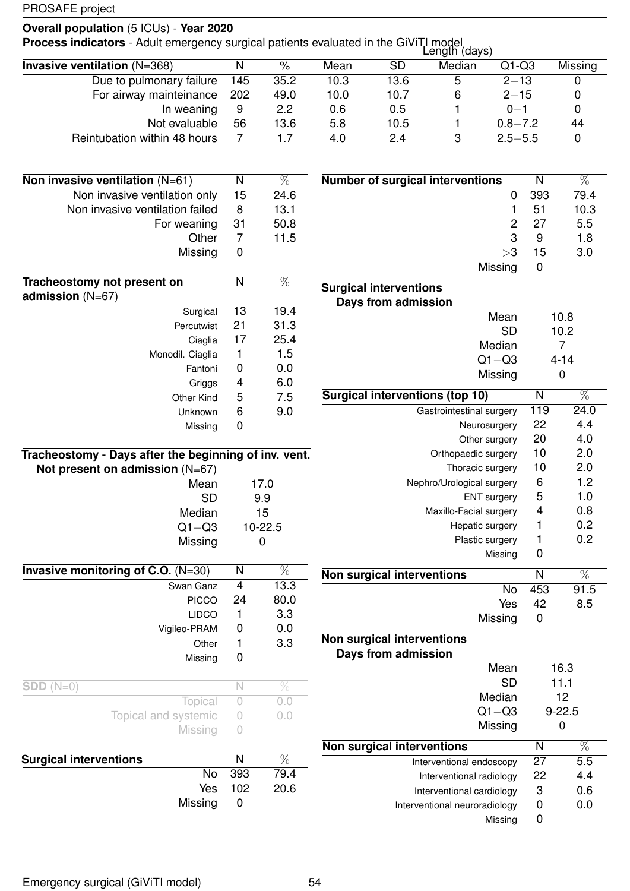**Overall population** (5 ICUs) - **Year 2020**

**Process indicators** - Adult emergency surgical patients evaluated in the GiViTI model

| **Invasive ventilation** (N=368) | N | % | Length (days) Mean | SD | Median | Q1-Q3 | Missing |
|---|---|---|---|---|---|---|---|
| Due to pulmonary failure | 145 | 35.2 | 10.3 | 13.6 | 5 | 2−13 | 0 |
| For airway mainteinance | 202 | 49.0 | 10.0 | 10.7 | 6 | 2−15 | 0 |
| In weaning | 9 | 2.2 | 0.6 | 0.5 | 1 | 0−1 | 0 |
| Not evaluable | 56 | 13.6 | 5.8 | 10.5 | 1 | 0.8−7.2 | 44 |
| Reintubation within 48 hours | 7 | 1.7 | 4.0 | 2.4 | 3 | 2.5−5.5 | 0 |

| **Non invasive ventilation** (N=61) | N | % |
|---|---|---|
| Non invasive ventilation only | 15 | 24.6 |
| Non invasive ventilation failed | 8 | 13.1 |
| For weaning | 31 | 50.8 |
| Other | 7 | 11.5 |
| Missing | 0 | |

| **Tracheostomy not present on admission** (N=67) | N | % |
|---|---|---|
| Surgical | 13 | 19.4 |
| Percutwist | 21 | 31.3 |
| Ciaglia | 17 | 25.4 |
| Monodil. Ciaglia | 1 | 1.5 |
| Fantoni | 0 | 0.0 |
| Griggs | 4 | 6.0 |
| Other Kind | 5 | 7.5 |
| Unknown | 6 | 9.0 |
| Missing | 0 | |

| **Tracheostomy - Days after the beginning of inv. vent. Not present on admission** (N=67) | |
|---|---|
| Mean | 17.0 |
| SD | 9.9 |
| Median | 15 |
| Q1−Q3 | 10-22.5 |
| Missing | 0 |

| **Invasive monitoring of C.O.** (N=30) | N | % |
|---|---|---|
| Swan Ganz | 4 | 13.3 |
| PICCO | 24 | 80.0 |
| LIDCO | 1 | 3.3 |
| Vigileo-PRAM | 0 | 0.0 |
| Other | 1 | 3.3 |
| Missing | 0 | |

| **SDD** (N=0) | N | % |
|---|---|---|
| Topical | 0 | 0.0 |
| Topical and systemic | 0 | 0.0 |
| Missing | 0 | |

| **Surgical interventions** | N | % |
|---|---|---|
| No | 393 | 79.4 |
| Yes | 102 | 20.6 |
| Missing | 0 | |

| **Number of surgical interventions** | N | % |
|---|---|---|
| 0 | 393 | 79.4 |
| 1 | 51 | 10.3 |
| 2 | 27 | 5.5 |
| 3 | 9 | 1.8 |
| >3 | 15 | 3.0 |
| Missing | 0 | |

| **Surgical interventions Days from admission** | |
|---|---|
| Mean | 10.8 |
| SD | 10.2 |
| Median | 7 |
| Q1−Q3 | 4-14 |
| Missing | 0 |

| **Surgical interventions (top 10)** | N | % |
|---|---|---|
| Gastrointestinal surgery | 119 | 24.0 |
| Neurosurgery | 22 | 4.4 |
| Other surgery | 20 | 4.0 |
| Orthopaedic surgery | 10 | 2.0 |
| Thoracic surgery | 10 | 2.0 |
| Nephro/Urological surgery | 6 | 1.2 |
| ENT surgery | 5 | 1.0 |
| Maxillo-Facial surgery | 4 | 0.8 |
| Hepatic surgery | 1 | 0.2 |
| Plastic surgery | 1 | 0.2 |
| Missing | 0 | |

| **Non surgical interventions** | N | % |
|---|---|---|
| No | 453 | 91.5 |
| Yes | 42 | 8.5 |
| Missing | 0 | |

| **Non surgical interventions Days from admission** | |
|---|---|
| Mean | 16.3 |
| SD | 11.1 |
| Median | 12 |
| Q1−Q3 | 9-22.5 |
| Missing | 0 |

| **Non surgical interventions** | N | % |
|---|---|---|
| Interventional endoscopy | 27 | 5.5 |
| Interventional radiology | 22 | 4.4 |
| Interventional cardiology | 3 | 0.6 |
| Interventional neuroradiology | 0 | 0.0 |
| Missing | 0 | |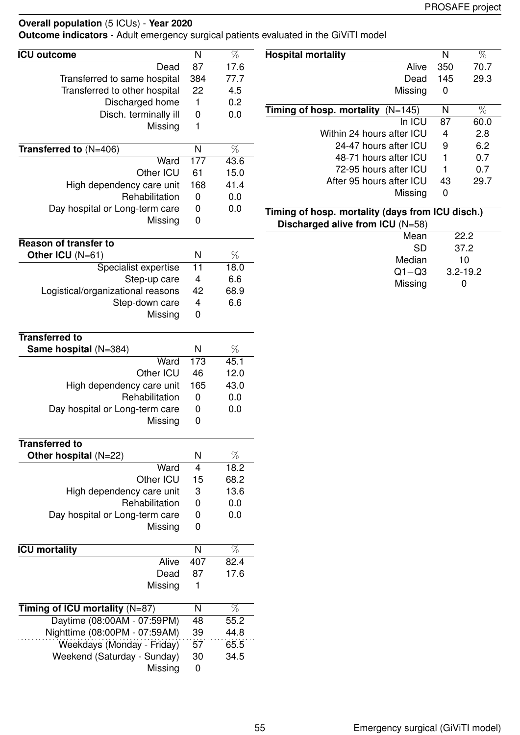**Overall population** (5 ICUs) - **Year 2020**

**Outcome indicators** - Adult emergency surgical patients evaluated in the GiViTI model

| **ICU outcome** | N | % |
|---|---|---|
| Dead | 87 | 17.6 |
| Transferred to same hospital | 384 | 77.7 |
| Transferred to other hospital | 22 | 4.5 |
| Discharged home | 1 | 0.2 |
| Disch. terminally ill | 0 | 0.0 |
| Missing | 1 | |

| **Transferred to** (N=406) | N | % |
|---|---|---|
| Ward | 177 | 43.6 |
| Other ICU | 61 | 15.0 |
| High dependency care unit | 168 | 41.4 |
| Rehabilitation | 0 | 0.0 |
| Day hospital or Long-term care | 0 | 0.0 |
| Missing | 0 | |

| **Reason of transfer to Other ICU** (N=61) | N | % |
|---|---|---|
| Specialist expertise | 11 | 18.0 |
| Step-up care | 4 | 6.6 |
| Logistical/organizational reasons | 42 | 68.9 |
| Step-down care | 4 | 6.6 |
| Missing | 0 | |

| **Transferred to Same hospital** (N=384) | N | % |
|---|---|---|
| Ward | 173 | 45.1 |
| Other ICU | 46 | 12.0 |
| High dependency care unit | 165 | 43.0 |
| Rehabilitation | 0 | 0.0 |
| Day hospital or Long-term care | 0 | 0.0 |
| Missing | 0 | |

| **Transferred to Other hospital** (N=22) | N | % |
|---|---|---|
| Ward | 4 | 18.2 |
| Other ICU | 15 | 68.2 |
| High dependency care unit | 3 | 13.6 |
| Rehabilitation | 0 | 0.0 |
| Day hospital or Long-term care | 0 | 0.0 |
| Missing | 0 | |

| **ICU mortality** | N | % |
|---|---|---|
| Alive | 407 | 82.4 |
| Dead | 87 | 17.6 |
| Missing | 1 | |

| **Timing of ICU mortality** (N=87) | N | % |
|---|---|---|
| Daytime (08:00AM - 07:59PM) | 48 | 55.2 |
| Nighttime (08:00PM - 07:59AM) | 39 | 44.8 |
| Weekdays (Monday - Friday) | 57 | 65.5 |
| Weekend (Saturday - Sunday) | 30 | 34.5 |
| Missing | 0 | |

| **Hospital mortality** | N | % |
|---|---|---|
| Alive | 350 | 70.7 |
| Dead | 145 | 29.3 |
| Missing | 0 | |

| **Timing of hosp. mortality** (N=145) | N | % |
|---|---|---|
| In ICU | 87 | 60.0 |
| Within 24 hours after ICU | 4 | 2.8 |
| 24-47 hours after ICU | 9 | 6.2 |
| 48-71 hours after ICU | 1 | 0.7 |
| 72-95 hours after ICU | 1 | 0.7 |
| After 95 hours after ICU | 43 | 29.7 |
| Missing | 0 | |

| **Timing of hosp. mortality (days from ICU disch.) Discharged alive from ICU** (N=58) | |
|---|---|
| Mean | 22.2 |
| SD | 37.2 |
| Median | 10 |
| Q1−Q3 | 3.2-19.2 |
| Missing | 0 |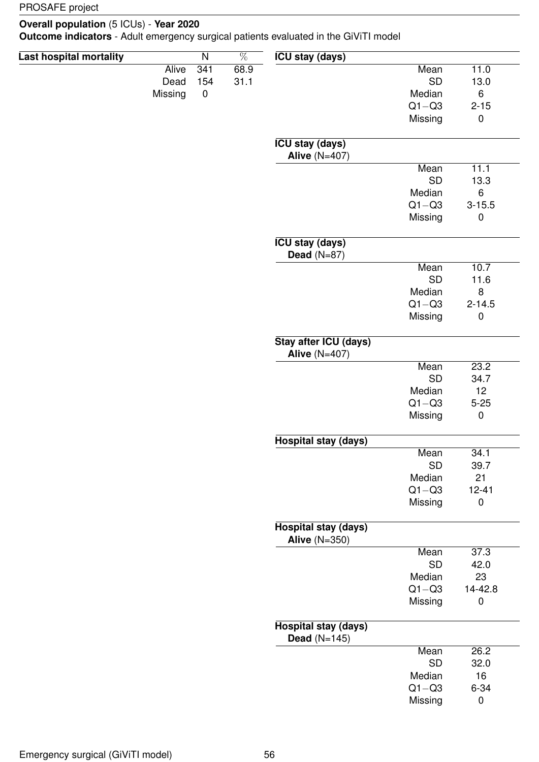**Overall population** (5 ICUs) - **Year 2020**

**Outcome indicators** - Adult emergency surgical patients evaluated in the GiViTI model

| Last hospital mortality | N | % |
|---|---|---|
| Alive | 341 | 68.9 |
| Dead | 154 | 31.1 |
| Missing | 0 | |

| ICU stay (days) | |
|---|---|
| Mean | 11.0 |
| SD | 13.0 |
| Median | 6 |
| Q1−Q3 | 2-15 |
| Missing | 0 |

| ICU stay (days) **Alive** (N=407) | |
|---|---|
| Mean | 11.1 |
| SD | 13.3 |
| Median | 6 |
| Q1−Q3 | 3-15.5 |
| Missing | 0 |

| ICU stay (days) **Dead** (N=87) | |
|---|---|
| Mean | 10.7 |
| SD | 11.6 |
| Median | 8 |
| Q1−Q3 | 2-14.5 |
| Missing | 0 |

| Stay after ICU (days) **Alive** (N=407) | |
|---|---|
| Mean | 23.2 |
| SD | 34.7 |
| Median | 12 |
| Q1−Q3 | 5-25 |
| Missing | 0 |

| Hospital stay (days) | |
|---|---|
| Mean | 34.1 |
| SD | 39.7 |
| Median | 21 |
| Q1−Q3 | 12-41 |
| Missing | 0 |

| Hospital stay (days) **Alive** (N=350) | |
|---|---|
| Mean | 37.3 |
| SD | 42.0 |
| Median | 23 |
| Q1−Q3 | 14-42.8 |
| Missing | 0 |

| Hospital stay (days) **Dead** (N=145) | |
|---|---|
| Mean | 26.2 |
| SD | 32.0 |
| Median | 16 |
| Q1−Q3 | 6-34 |
| Missing | 0 |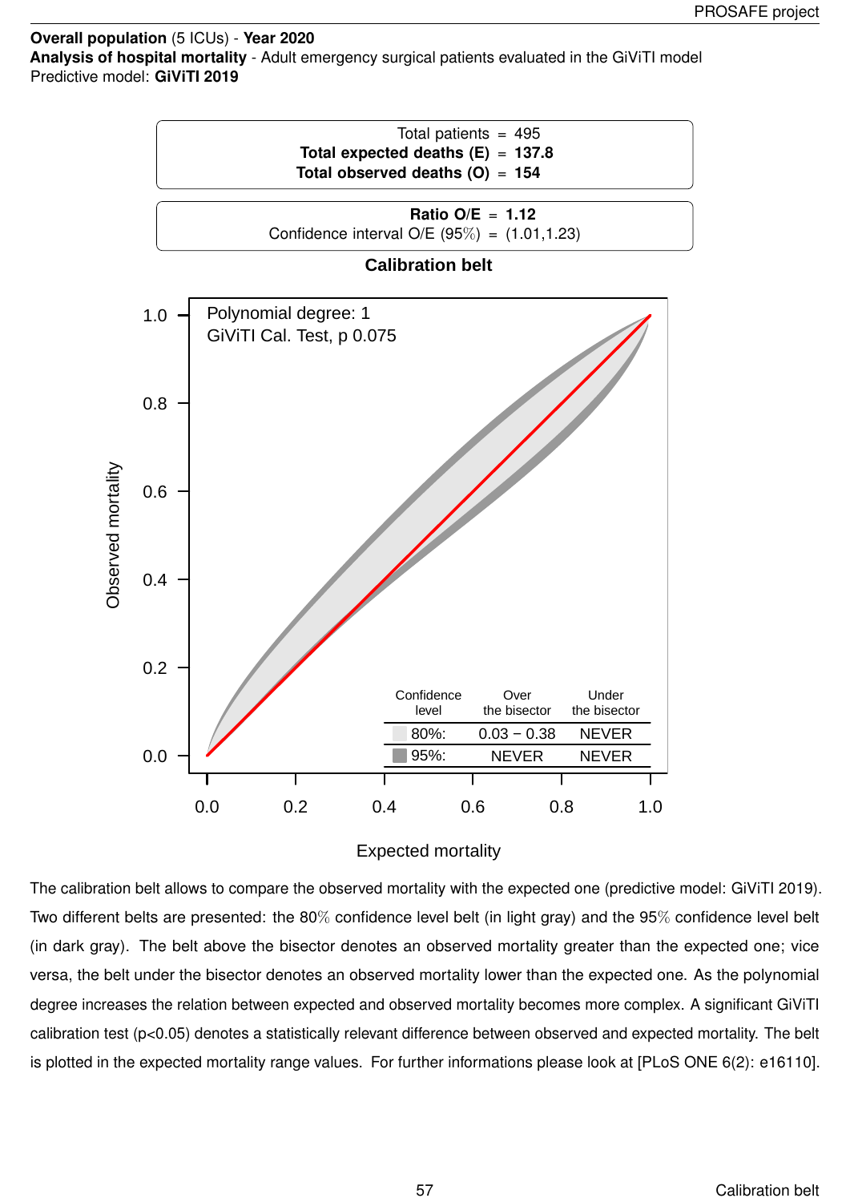**Overall population** (5 ICUs) - **Year 2020**
**Analysis of hospital mortality** - Adult emergency surgical patients evaluated in the GiViTI model
Predictive model: **GiViTI 2019**

Total patients = 495
**Total expected deaths (E) = 137.8**
**Total observed deaths (O) = 154**

**Ratio O/E = 1.12**
Confidence interval O/E (95%) = (1.01,1.23)

**Calibration belt**

Polynomial degree: 1
GiViTI Cal. Test, p 0.075

| Confidence level | Over the bisector | Under the bisector |
|---|---|---|
| 80%: | 0.03 − 0.38 | NEVER |
| 95%: | NEVER | NEVER |

Observed mortality vs. Expected mortality

The calibration belt allows to compare the observed mortality with the expected one (predictive model: GiViTI 2019). Two different belts are presented: the 80% confidence level belt (in light gray) and the 95% confidence level belt (in dark gray). The belt above the bisector denotes an observed mortality greater than the expected one; vice versa, the belt under the bisector denotes an observed mortality lower than the expected one. As the polynomial degree increases the relation between expected and observed mortality becomes more complex. A significant GiViTI calibration test (p<0.05) denotes a statistically relevant difference between observed and expected mortality. The belt is plotted in the expected mortality range values. For further informations please look at [PLoS ONE 6(2): e16110].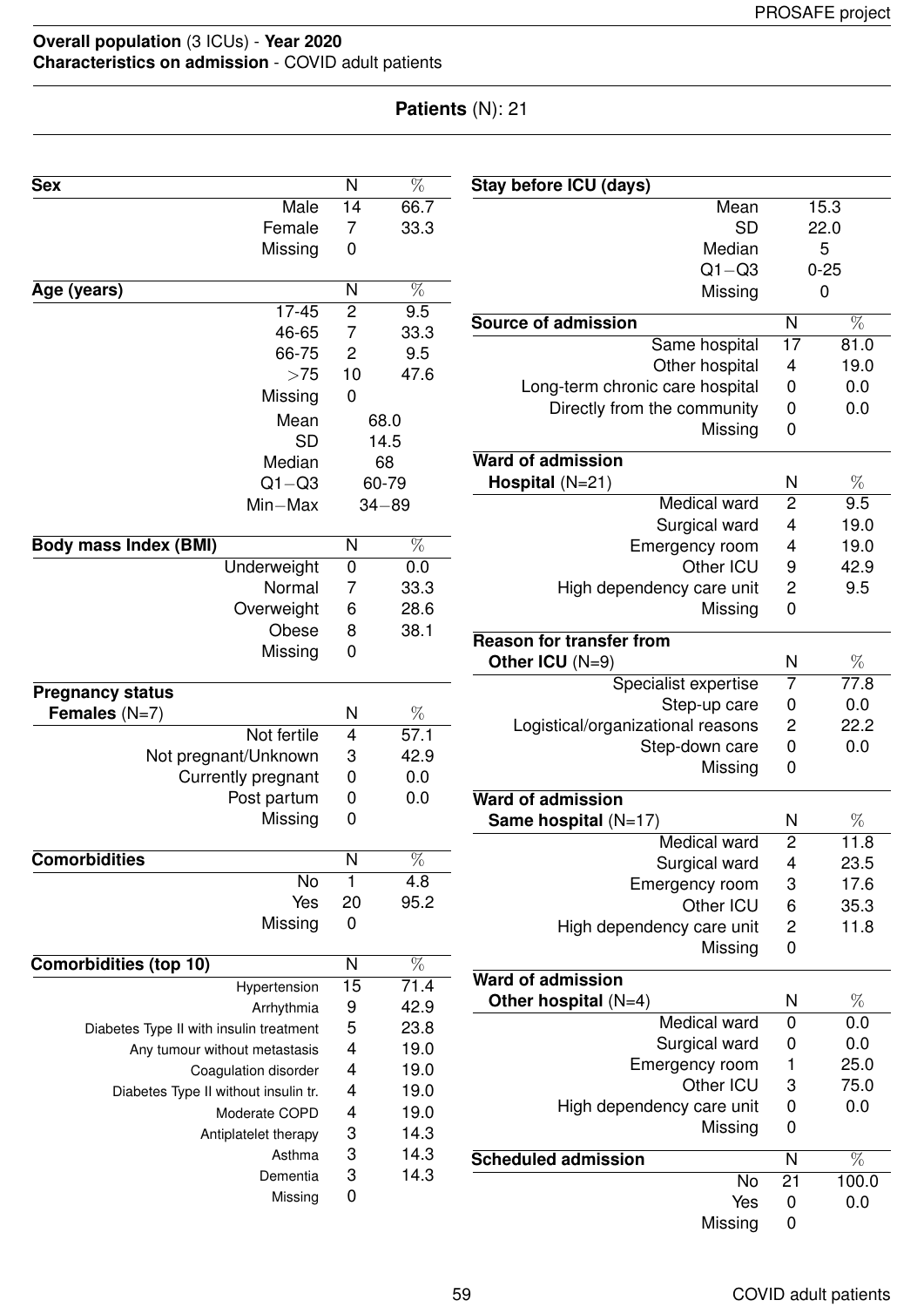**Overall population** (3 ICUs) - **Year 2020**
**Characteristics on admission** - COVID adult patients

**Patients** (N): 21

| **Sex** | N | % |
|---|---|---|
| Male | 14 | 66.7 |
| Female | 7 | 33.3 |
| Missing | 0 | |

| **Age (years)** | N | % |
|---|---|---|
| 17-45 | 2 | 9.5 |
| 46-65 | 7 | 33.3 |
| 66-75 | 2 | 9.5 |
| >75 | 10 | 47.6 |
| Missing | 0 | |
| Mean | 68.0 | |
| SD | 14.5 | |
| Median | 68 | |
| Q1−Q3 | 60-79 | |
| Min−Max | 34−89 | |

| **Body mass Index (BMI)** | N | % |
|---|---|---|
| Underweight | 0 | 0.0 |
| Normal | 7 | 33.3 |
| Overweight | 6 | 28.6 |
| Obese | 8 | 38.1 |
| Missing | 0 | |

| **Pregnancy status** **Females** (N=7) | N | % |
|---|---|---|
| Not fertile | 4 | 57.1 |
| Not pregnant/Unknown | 3 | 42.9 |
| Currently pregnant | 0 | 0.0 |
| Post partum | 0 | 0.0 |
| Missing | 0 | |

| **Comorbidities** | N | % |
|---|---|---|
| No | 1 | 4.8 |
| Yes | 20 | 95.2 |
| Missing | 0 | |

| **Comorbidities (top 10)** | N | % |
|---|---|---|
| Hypertension | 15 | 71.4 |
| Arrhythmia | 9 | 42.9 |
| Diabetes Type II with insulin treatment | 5 | 23.8 |
| Any tumour without metastasis | 4 | 19.0 |
| Coagulation disorder | 4 | 19.0 |
| Diabetes Type II without insulin tr. | 4 | 19.0 |
| Moderate COPD | 4 | 19.0 |
| Antiplatelet therapy | 3 | 14.3 |
| Asthma | 3 | 14.3 |
| Dementia | 3 | 14.3 |
| Missing | 0 | |

| **Stay before ICU (days)** | |
|---|---|
| Mean | 15.3 |
| SD | 22.0 |
| Median | 5 |
| Q1−Q3 | 0-25 |
| Missing | 0 |

| **Source of admission** | N | % |
|---|---|---|
| Same hospital | 17 | 81.0 |
| Other hospital | 4 | 19.0 |
| Long-term chronic care hospital | 0 | 0.0 |
| Directly from the community | 0 | 0.0 |
| Missing | 0 | |

| **Ward of admission** **Hospital** (N=21) | N | % |
|---|---|---|
| Medical ward | 2 | 9.5 |
| Surgical ward | 4 | 19.0 |
| Emergency room | 4 | 19.0 |
| Other ICU | 9 | 42.9 |
| High dependency care unit | 2 | 9.5 |
| Missing | 0 | |

| **Reason for transfer from** **Other ICU** (N=9) | N | % |
|---|---|---|
| Specialist expertise | 7 | 77.8 |
| Step-up care | 0 | 0.0 |
| Logistical/organizational reasons | 2 | 22.2 |
| Step-down care | 0 | 0.0 |
| Missing | 0 | |

| **Ward of admission** **Same hospital** (N=17) | N | % |
|---|---|---|
| Medical ward | 2 | 11.8 |
| Surgical ward | 4 | 23.5 |
| Emergency room | 3 | 17.6 |
| Other ICU | 6 | 35.3 |
| High dependency care unit | 2 | 11.8 |
| Missing | 0 | |

| **Ward of admission** **Other hospital** (N=4) | N | % |
|---|---|---|
| Medical ward | 0 | 0.0 |
| Surgical ward | 0 | 0.0 |
| Emergency room | 1 | 25.0 |
| Other ICU | 3 | 75.0 |
| High dependency care unit | 0 | 0.0 |
| Missing | 0 | |

| **Scheduled admission** | N | % |
|---|---|---|
| No | 21 | 100.0 |
| Yes | 0 | 0.0 |
| Missing | 0 | |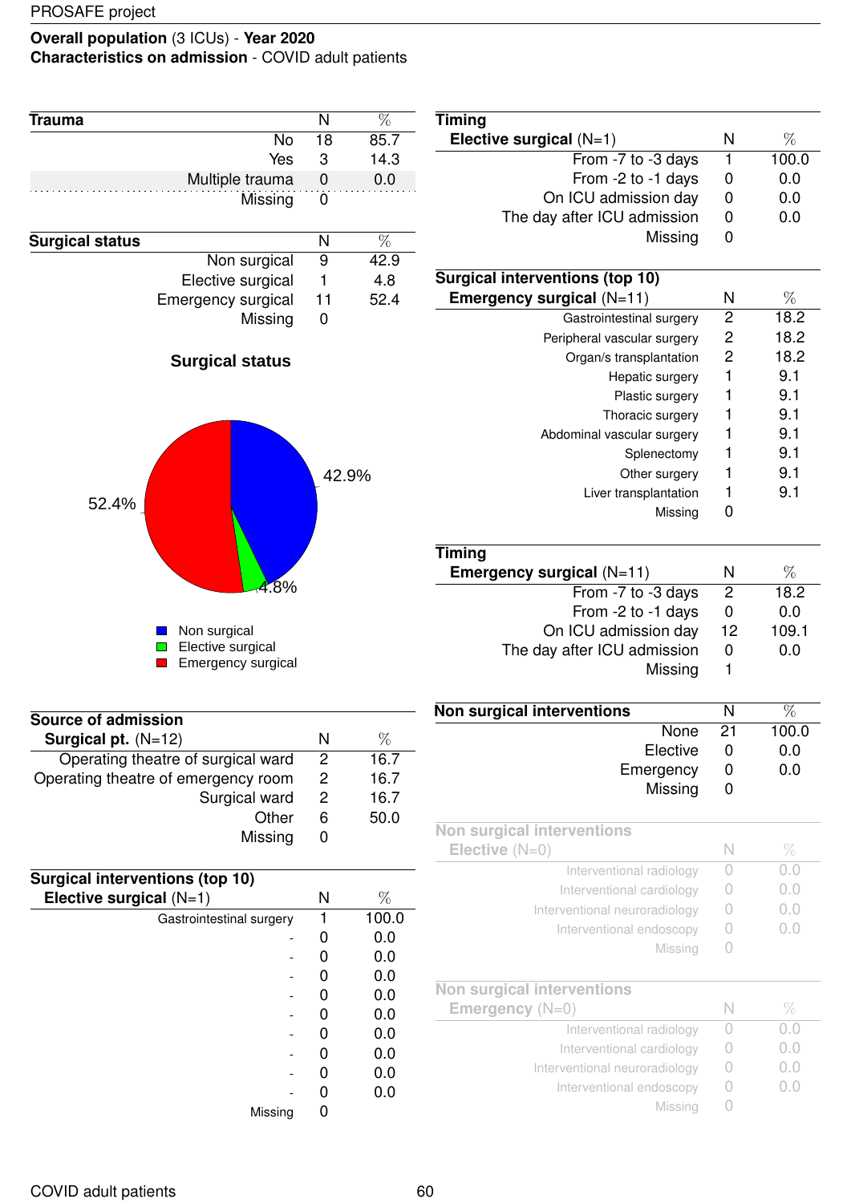PROSAFE project

**Overall population** (3 ICUs) - **Year 2020**
**Characteristics on admission** - COVID adult patients

| **Trauma** | N | % |
|---|---|---|
| No | 18 | 85.7 |
| Yes | 3 | 14.3 |
| Multiple trauma | 0 | 0.0 |
| Missing | 0 | |

| **Surgical status** | N | % |
|---|---|---|
| Non surgical | 9 | 42.9 |
| Elective surgical | 1 | 4.8 |
| Emergency surgical | 11 | 52.4 |
| Missing | 0 | |

**Surgical status**

52.4%
42.9%
4.8%

Non surgical
Elective surgical
Emergency surgical

| **Source of admission** **Surgical pt.** (N=12) | N | % |
|---|---|---|
| Operating theatre of surgical ward | 2 | 16.7 |
| Operating theatre of emergency room | 2 | 16.7 |
| Surgical ward | 2 | 16.7 |
| Other | 6 | 50.0 |
| Missing | 0 | |

| **Surgical interventions (top 10)** **Elective surgical** (N=1) | N | % |
|---|---|---|
| Gastrointestinal surgery | 1 | 100.0 |
| - | 0 | 0.0 |
| - | 0 | 0.0 |
| - | 0 | 0.0 |
| - | 0 | 0.0 |
| - | 0 | 0.0 |
| - | 0 | 0.0 |
| - | 0 | 0.0 |
| - | 0 | 0.0 |
| - | 0 | 0.0 |
| Missing | 0 | |

| **Timing** **Elective surgical** (N=1) | N | % |
|---|---|---|
| From -7 to -3 days | 1 | 100.0 |
| From -2 to -1 days | 0 | 0.0 |
| On ICU admission day | 0 | 0.0 |
| The day after ICU admission | 0 | 0.0 |
| Missing | 0 | |

| **Surgical interventions (top 10)** **Emergency surgical** (N=11) | N | % |
|---|---|---|
| Gastrointestinal surgery | 2 | 18.2 |
| Peripheral vascular surgery | 2 | 18.2 |
| Organ/s transplantation | 2 | 18.2 |
| Hepatic surgery | 1 | 9.1 |
| Plastic surgery | 1 | 9.1 |
| Thoracic surgery | 1 | 9.1 |
| Abdominal vascular surgery | 1 | 9.1 |
| Splenectomy | 1 | 9.1 |
| Other surgery | 1 | 9.1 |
| Liver transplantation | 1 | 9.1 |
| Missing | 0 | |

| **Timing** **Emergency surgical** (N=11) | N | % |
|---|---|---|
| From -7 to -3 days | 2 | 18.2 |
| From -2 to -1 days | 0 | 0.0 |
| On ICU admission day | 12 | 109.1 |
| The day after ICU admission | 0 | 0.0 |
| Missing | 1 | |

| **Non surgical interventions** | N | % |
|---|---|---|
| None | 21 | 100.0 |
| Elective | 0 | 0.0 |
| Emergency | 0 | 0.0 |
| Missing | 0 | |

| **Non surgical interventions** **Elective** (N=0) | N | % |
|---|---|---|
| Interventional radiology | 0 | 0.0 |
| Interventional cardiology | 0 | 0.0 |
| Interventional neuroradiology | 0 | 0.0 |
| Interventional endoscopy | 0 | 0.0 |
| Missing | 0 | |

| **Non surgical interventions** **Emergency** (N=0) | N | % |
|---|---|---|
| Interventional radiology | 0 | 0.0 |
| Interventional cardiology | 0 | 0.0 |
| Interventional neuroradiology | 0 | 0.0 |
| Interventional endoscopy | 0 | 0.0 |
| Missing | 0 | |

COVID adult patients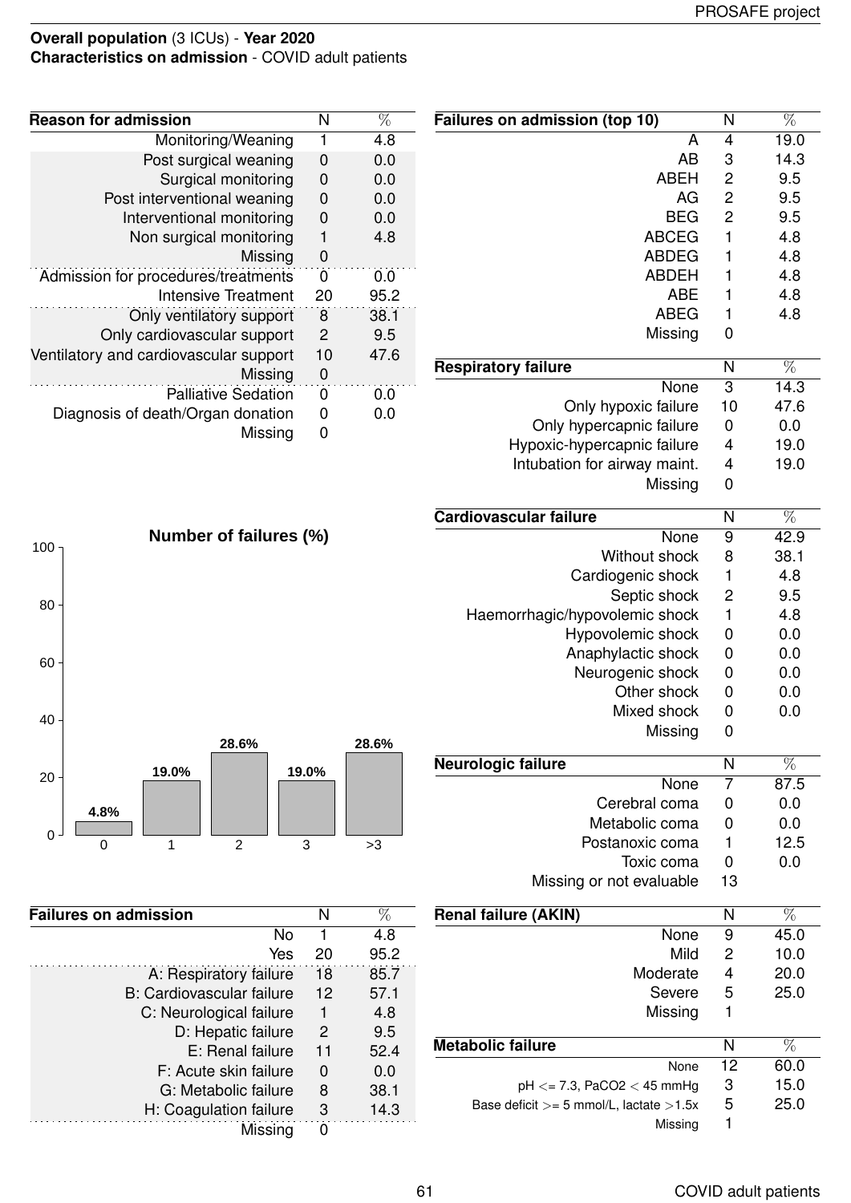**Overall population** (3 ICUs) - **Year 2020**
**Characteristics on admission** - COVID adult patients

| Reason for admission | N | % |
|---|---|---|
| Monitoring/Weaning | 1 | 4.8 |
| Post surgical weaning | 0 | 0.0 |
| Surgical monitoring | 0 | 0.0 |
| Post interventional weaning | 0 | 0.0 |
| Interventional monitoring | 0 | 0.0 |
| Non surgical monitoring | 1 | 4.8 |
| Missing | 0 | |
| Admission for procedures/treatments | 0 | 0.0 |
| Intensive Treatment | 20 | 95.2 |
| Only ventilatory support | 8 | 38.1 |
| Only cardiovascular support | 2 | 9.5 |
| Ventilatory and cardiovascular support | 10 | 47.6 |
| Missing | 0 | |
| Palliative Sedation | 0 | 0.0 |
| Diagnosis of death/Organ donation | 0 | 0.0 |
| Missing | 0 | |

**Number of failures (%)**

| Number of failures | % |
|---|---|
| 0 | 4.8% |
| 1 | 19.0% |
| 2 | 28.6% |
| 3 | 19.0% |
| >3 | 28.6% |

| Failures on admission | N | % |
|---|---|---|
| No | 1 | 4.8 |
| Yes | 20 | 95.2 |
| A: Respiratory failure | 18 | 85.7 |
| B: Cardiovascular failure | 12 | 57.1 |
| C: Neurological failure | 1 | 4.8 |
| D: Hepatic failure | 2 | 9.5 |
| E: Renal failure | 11 | 52.4 |
| F: Acute skin failure | 0 | 0.0 |
| G: Metabolic failure | 8 | 38.1 |
| H: Coagulation failure | 3 | 14.3 |
| Missing | 0 | |

| Failures on admission (top 10) | N | % |
|---|---|---|
| A | 4 | 19.0 |
| AB | 3 | 14.3 |
| ABEH | 2 | 9.5 |
| AG | 2 | 9.5 |
| BEG | 2 | 9.5 |
| ABCEG | 1 | 4.8 |
| ABDEG | 1 | 4.8 |
| ABDEH | 1 | 4.8 |
| ABE | 1 | 4.8 |
| ABEG | 1 | 4.8 |
| Missing | 0 | |

| Respiratory failure | N | % |
|---|---|---|
| None | 3 | 14.3 |
| Only hypoxic failure | 10 | 47.6 |
| Only hypercapnic failure | 0 | 0.0 |
| Hypoxic-hypercapnic failure | 4 | 19.0 |
| Intubation for airway maint. | 4 | 19.0 |
| Missing | 0 | |

| Cardiovascular failure | N | % |
|---|---|---|
| None | 9 | 42.9 |
| Without shock | 8 | 38.1 |
| Cardiogenic shock | 1 | 4.8 |
| Septic shock | 2 | 9.5 |
| Haemorrhagic/hypovolemic shock | 1 | 4.8 |
| Hypovolemic shock | 0 | 0.0 |
| Anaphylactic shock | 0 | 0.0 |
| Neurogenic shock | 0 | 0.0 |
| Other shock | 0 | 0.0 |
| Mixed shock | 0 | 0.0 |
| Missing | 0 | |

| Neurologic failure | N | % |
|---|---|---|
| None | 7 | 87.5 |
| Cerebral coma | 0 | 0.0 |
| Metabolic coma | 0 | 0.0 |
| Postanoxic coma | 1 | 12.5 |
| Toxic coma | 0 | 0.0 |
| Missing or not evaluable | 13 | |

| Renal failure (AKIN) | N | % |
|---|---|---|
| None | 9 | 45.0 |
| Mild | 2 | 10.0 |
| Moderate | 4 | 20.0 |
| Severe | 5 | 25.0 |
| Missing | 1 | |

| Metabolic failure | N | % |
|---|---|---|
| None | 12 | 60.0 |
| pH <= 7.3, PaCO2 < 45 mmHg | 3 | 15.0 |
| Base deficit >= 5 mmol/L, lactate >1.5x | 5 | 25.0 |
| Missing | 1 | |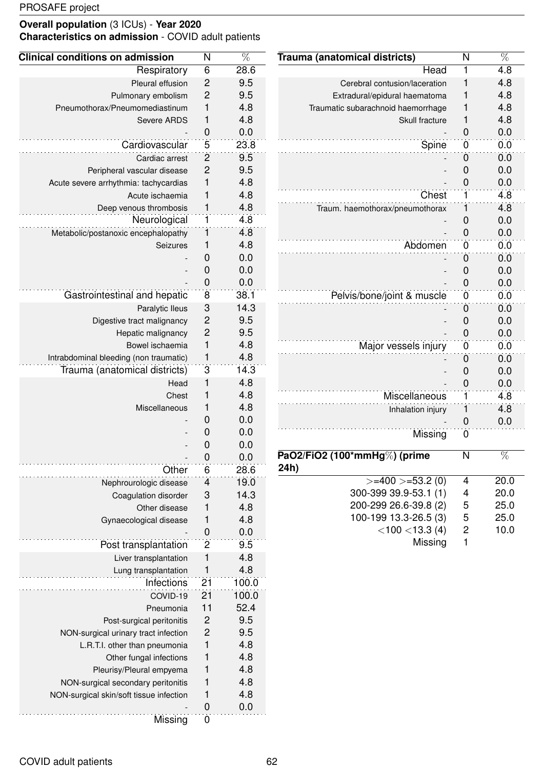**Overall population** (3 ICUs) - **Year 2020**
**Characteristics on admission** - COVID adult patients

| Clinical conditions on admission | N | % |
|---|---|---|
| Respiratory | 6 | 28.6 |
| Pleural effusion | 2 | 9.5 |
| Pulmonary embolism | 2 | 9.5 |
| Pneumothorax/Pneumomediastinum | 1 | 4.8 |
| Severe ARDS | 1 | 4.8 |
| - | 0 | 0.0 |
| Cardiovascular | 5 | 23.8 |
| Cardiac arrest | 2 | 9.5 |
| Peripheral vascular disease | 2 | 9.5 |
| Acute severe arrhythmia: tachycardias | 1 | 4.8 |
| Acute ischaemia | 1 | 4.8 |
| Deep venous thrombosis | 1 | 4.8 |
| Neurological | 1 | 4.8 |
| Metabolic/postanoxic encephalopathy | 1 | 4.8 |
| Seizures | 1 | 4.8 |
| - | 0 | 0.0 |
| - | 0 | 0.0 |
| - | 0 | 0.0 |
| Gastrointestinal and hepatic | 8 | 38.1 |
| Paralytic Ileus | 3 | 14.3 |
| Digestive tract malignancy | 2 | 9.5 |
| Hepatic malignancy | 2 | 9.5 |
| Bowel ischaemia | 1 | 4.8 |
| Intrabdominal bleeding (non traumatic) | 1 | 4.8 |
| Trauma (anatomical districts) | 3 | 14.3 |
| Head | 1 | 4.8 |
| Chest | 1 | 4.8 |
| Miscellaneous | 1 | 4.8 |
| - | 0 | 0.0 |
| - | 0 | 0.0 |
| - | 0 | 0.0 |
| - | 0 | 0.0 |
| Other | 6 | 28.6 |
| Nephrourologic disease | 4 | 19.0 |
| Coagulation disorder | 3 | 14.3 |
| Other disease | 1 | 4.8 |
| Gynaecological disease | 1 | 4.8 |
| - | 0 | 0.0 |
| Post transplantation | 2 | 9.5 |
| Liver transplantation | 1 | 4.8 |
| Lung transplantation | 1 | 4.8 |
| Infections | 21 | 100.0 |
| COVID-19 | 21 | 100.0 |
| Pneumonia | 11 | 52.4 |
| Post-surgical peritonitis | 2 | 9.5 |
| NON-surgical urinary tract infection | 2 | 9.5 |
| L.R.T.I. other than pneumonia | 1 | 4.8 |
| Other fungal infections | 1 | 4.8 |
| Pleurisy/Pleural empyema | 1 | 4.8 |
| NON-surgical secondary peritonitis | 1 | 4.8 |
| NON-surgical skin/soft tissue infection | 1 | 4.8 |
| - | 0 | 0.0 |
| Missing | 0 | |

| Trauma (anatomical districts) | N | % |
|---|---|---|
| Head | 1 | 4.8 |
| Cerebral contusion/laceration | 1 | 4.8 |
| Extradural/epidural haematoma | 1 | 4.8 |
| Traumatic subarachnoid haemorrhage | 1 | 4.8 |
| Skull fracture | 1 | 4.8 |
| - | 0 | 0.0 |
| Spine | 0 | 0.0 |
| - | 0 | 0.0 |
| - | 0 | 0.0 |
| - | 0 | 0.0 |
| Chest | 1 | 4.8 |
| Traum. haemothorax/pneumothorax | 1 | 4.8 |
| - | 0 | 0.0 |
| - | 0 | 0.0 |
| Abdomen | 0 | 0.0 |
| - | 0 | 0.0 |
| - | 0 | 0.0 |
| - | 0 | 0.0 |
| Pelvis/bone/joint & muscle | 0 | 0.0 |
| - | 0 | 0.0 |
| - | 0 | 0.0 |
| - | 0 | 0.0 |
| Major vessels injury | 0 | 0.0 |
| - | 0 | 0.0 |
| - | 0 | 0.0 |
| - | 0 | 0.0 |
| Miscellaneous | 1 | 4.8 |
| Inhalation injury | 1 | 4.8 |
| - | 0 | 0.0 |
| Missing | 0 | |

| PaO2/FiO2 (100*mmHg%) (prime 24h) | N | % |
|---|---|---|
| >=400 >=53.2 (0) | 4 | 20.0 |
| 300-399 39.9-53.1 (1) | 4 | 20.0 |
| 200-299 26.6-39.8 (2) | 5 | 25.0 |
| 100-199 13.3-26.5 (3) | 5 | 25.0 |
| <100 <13.3 (4) | 2 | 10.0 |
| Missing | 1 | |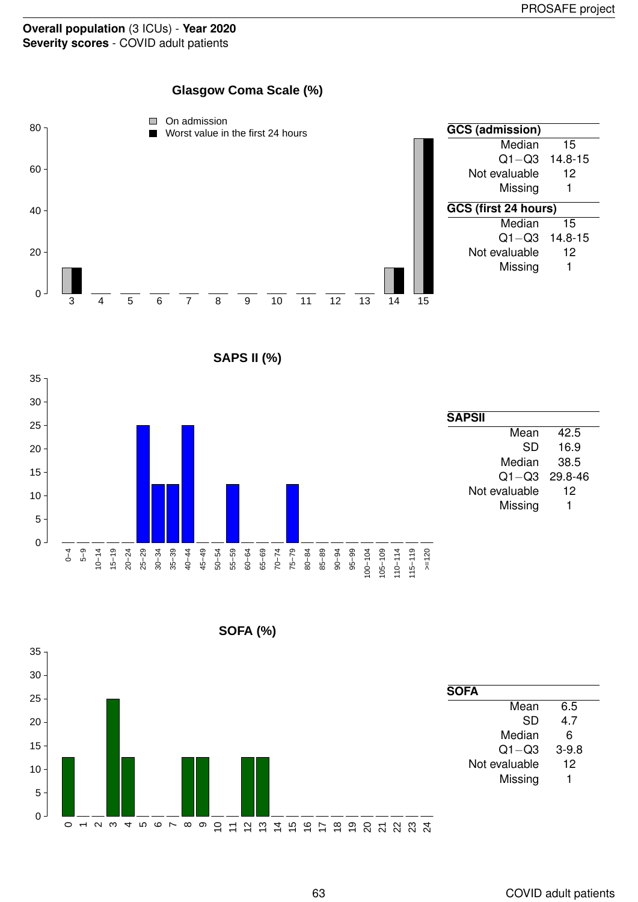**Overall population** (3 ICUs) - **Year 2020**
**Severity scores** - COVID adult patients

## Glasgow Coma Scale (%)

| GCS (admission) | |
|---|---|
| Median | 15 |
| Q1−Q3 | 14.8-15 |
| Not evaluable | 12 |
| Missing | 1 |

| GCS (first 24 hours) | |
|---|---|
| Median | 15 |
| Q1−Q3 | 14.8-15 |
| Not evaluable | 12 |
| Missing | 1 |

## SAPS II (%)

| SAPSII | |
|---|---|
| Mean | 42.5 |
| SD | 16.9 |
| Median | 38.5 |
| Q1−Q3 | 29.8-46 |
| Not evaluable | 12 |
| Missing | 1 |

## SOFA (%)

| SOFA | |
|---|---|
| Mean | 6.5 |
| SD | 4.7 |
| Median | 6 |
| Q1−Q3 | 3-9.8 |
| Not evaluable | 12 |
| Missing | 1 |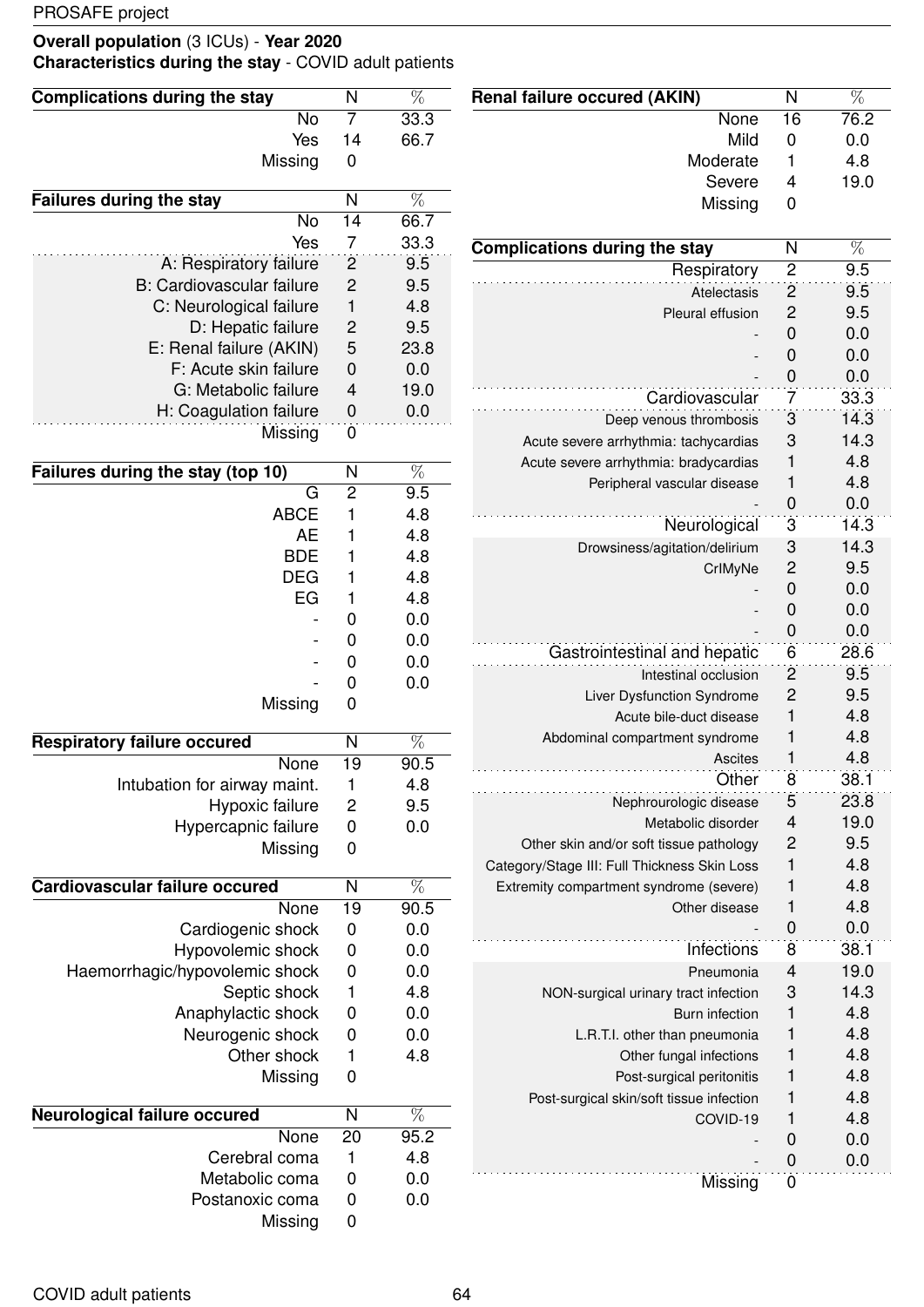PROSAFE project

**Overall population** (3 ICUs) - **Year 2020**
**Characteristics during the stay** - COVID adult patients

| Complications during the stay | N | % |
|---|---|---|
| No | 7 | 33.3 |
| Yes | 14 | 66.7 |
| Missing | 0 | |

| Failures during the stay | N | % |
|---|---|---|
| No | 14 | 66.7 |
| Yes | 7 | 33.3 |
| A: Respiratory failure | 2 | 9.5 |
| B: Cardiovascular failure | 2 | 9.5 |
| C: Neurological failure | 1 | 4.8 |
| D: Hepatic failure | 2 | 9.5 |
| E: Renal failure (AKIN) | 5 | 23.8 |
| F: Acute skin failure | 0 | 0.0 |
| G: Metabolic failure | 4 | 19.0 |
| H: Coagulation failure | 0 | 0.0 |
| Missing | 0 | |

| Failures during the stay (top 10) | N | % |
|---|---|---|
| G | 2 | 9.5 |
| ABCE | 1 | 4.8 |
| AE | 1 | 4.8 |
| BDE | 1 | 4.8 |
| DEG | 1 | 4.8 |
| EG | 1 | 4.8 |
| - | 0 | 0.0 |
| - | 0 | 0.0 |
| - | 0 | 0.0 |
| - | 0 | 0.0 |
| Missing | 0 | |

| Respiratory failure occured | N | % |
|---|---|---|
| None | 19 | 90.5 |
| Intubation for airway maint. | 1 | 4.8 |
| Hypoxic failure | 2 | 9.5 |
| Hypercapnic failure | 0 | 0.0 |
| Missing | 0 | |

| Cardiovascular failure occured | N | % |
|---|---|---|
| None | 19 | 90.5 |
| Cardiogenic shock | 0 | 0.0 |
| Hypovolemic shock | 0 | 0.0 |
| Haemorrhagic/hypovolemic shock | 0 | 0.0 |
| Septic shock | 1 | 4.8 |
| Anaphylactic shock | 0 | 0.0 |
| Neurogenic shock | 0 | 0.0 |
| Other shock | 1 | 4.8 |
| Missing | 0 | |

| Neurological failure occured | N | % |
|---|---|---|
| None | 20 | 95.2 |
| Cerebral coma | 1 | 4.8 |
| Metabolic coma | 0 | 0.0 |
| Postanoxic coma | 0 | 0.0 |
| Missing | 0 | |

| Renal failure occured (AKIN) | N | % |
|---|---|---|
| None | 16 | 76.2 |
| Mild | 0 | 0.0 |
| Moderate | 1 | 4.8 |
| Severe | 4 | 19.0 |
| Missing | 0 | |

| Complications during the stay | N | % |
|---|---|---|
| Respiratory | 2 | 9.5 |
| Atelectasis | 2 | 9.5 |
| Pleural effusion | 2 | 9.5 |
| - | 0 | 0.0 |
| - | 0 | 0.0 |
| - | 0 | 0.0 |
| Cardiovascular | 7 | 33.3 |
| Deep venous thrombosis | 3 | 14.3 |
| Acute severe arrhythmia: tachycardias | 3 | 14.3 |
| Acute severe arrhythmia: bradycardias | 1 | 4.8 |
| Peripheral vascular disease | 1 | 4.8 |
| - | 0 | 0.0 |
| Neurological | 3 | 14.3 |
| Drowsiness/agitation/delirium | 3 | 14.3 |
| CrIMyNe | 2 | 9.5 |
| - | 0 | 0.0 |
| - | 0 | 0.0 |
| - | 0 | 0.0 |
| Gastrointestinal and hepatic | 6 | 28.6 |
| Intestinal occlusion | 2 | 9.5 |
| Liver Dysfunction Syndrome | 2 | 9.5 |
| Acute bile-duct disease | 1 | 4.8 |
| Abdominal compartment syndrome | 1 | 4.8 |
| Ascites | 1 | 4.8 |
| Other | 8 | 38.1 |
| Nephrourologic disease | 5 | 23.8 |
| Metabolic disorder | 4 | 19.0 |
| Other skin and/or soft tissue pathology | 2 | 9.5 |
| Category/Stage III: Full Thickness Skin Loss | 1 | 4.8 |
| Extremity compartment syndrome (severe) | 1 | 4.8 |
| Other disease | 1 | 4.8 |
| - | 0 | 0.0 |
| Infections | 8 | 38.1 |
| Pneumonia | 4 | 19.0 |
| NON-surgical urinary tract infection | 3 | 14.3 |
| Burn infection | 1 | 4.8 |
| L.R.T.I. other than pneumonia | 1 | 4.8 |
| Other fungal infections | 1 | 4.8 |
| Post-surgical peritonitis | 1 | 4.8 |
| Post-surgical skin/soft tissue infection | 1 | 4.8 |
| COVID-19 | 1 | 4.8 |
| - | 0 | 0.0 |
| - | 0 | 0.0 |
| Missing | 0 | |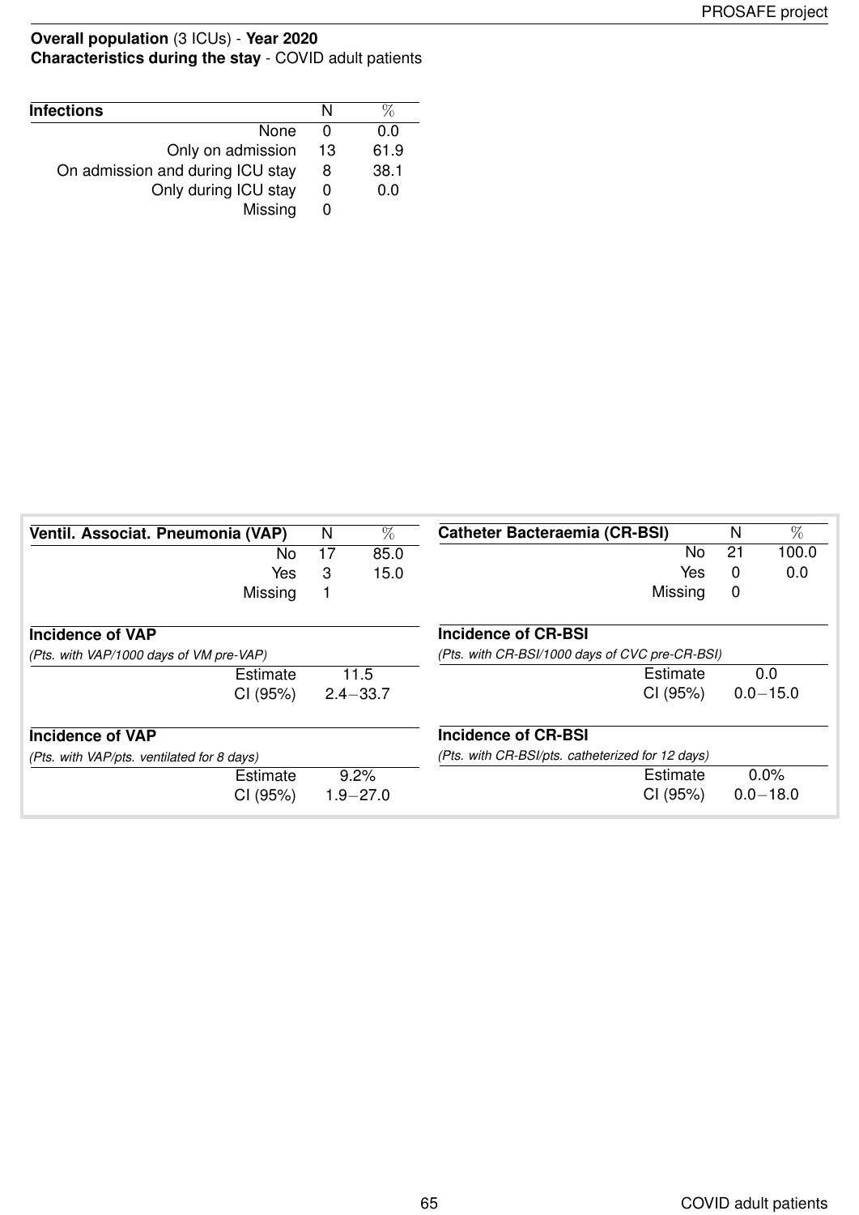**Overall population** (3 ICUs) - **Year 2020**
**Characteristics during the stay** - COVID adult patients

| Infections | N | % |
|---|---|---|
| None | 0 | 0.0 |
| Only on admission | 13 | 61.9 |
| On admission and during ICU stay | 8 | 38.1 |
| Only during ICU stay | 0 | 0.0 |
| Missing | 0 | |

| Ventil. Associat. Pneumonia (VAP) | N | % |
|---|---|---|
| No | 17 | 85.0 |
| Yes | 3 | 15.0 |
| Missing | 1 | |

**Incidence of VAP**
*(Pts. with VAP/1000 days of VM pre-VAP)*

| | |
|---|---|
| Estimate | 11.5 |
| CI (95%) | 2.4−33.7 |

**Incidence of VAP**
*(Pts. with VAP/pts. ventilated for 8 days)*

| | |
|---|---|
| Estimate | 9.2% |
| CI (95%) | 1.9−27.0 |

| Catheter Bacteraemia (CR-BSI) | N | % |
|---|---|---|
| No | 21 | 100.0 |
| Yes | 0 | 0.0 |
| Missing | 0 | |

**Incidence of CR-BSI**
*(Pts. with CR-BSI/1000 days of CVC pre-CR-BSI)*

| | |
|---|---|
| Estimate | 0.0 |
| CI (95%) | 0.0−15.0 |

**Incidence of CR-BSI**
*(Pts. with CR-BSI/pts. catheterized for 12 days)*

| | |
|---|---|
| Estimate | 0.0% |
| CI (95%) | 0.0−18.0 |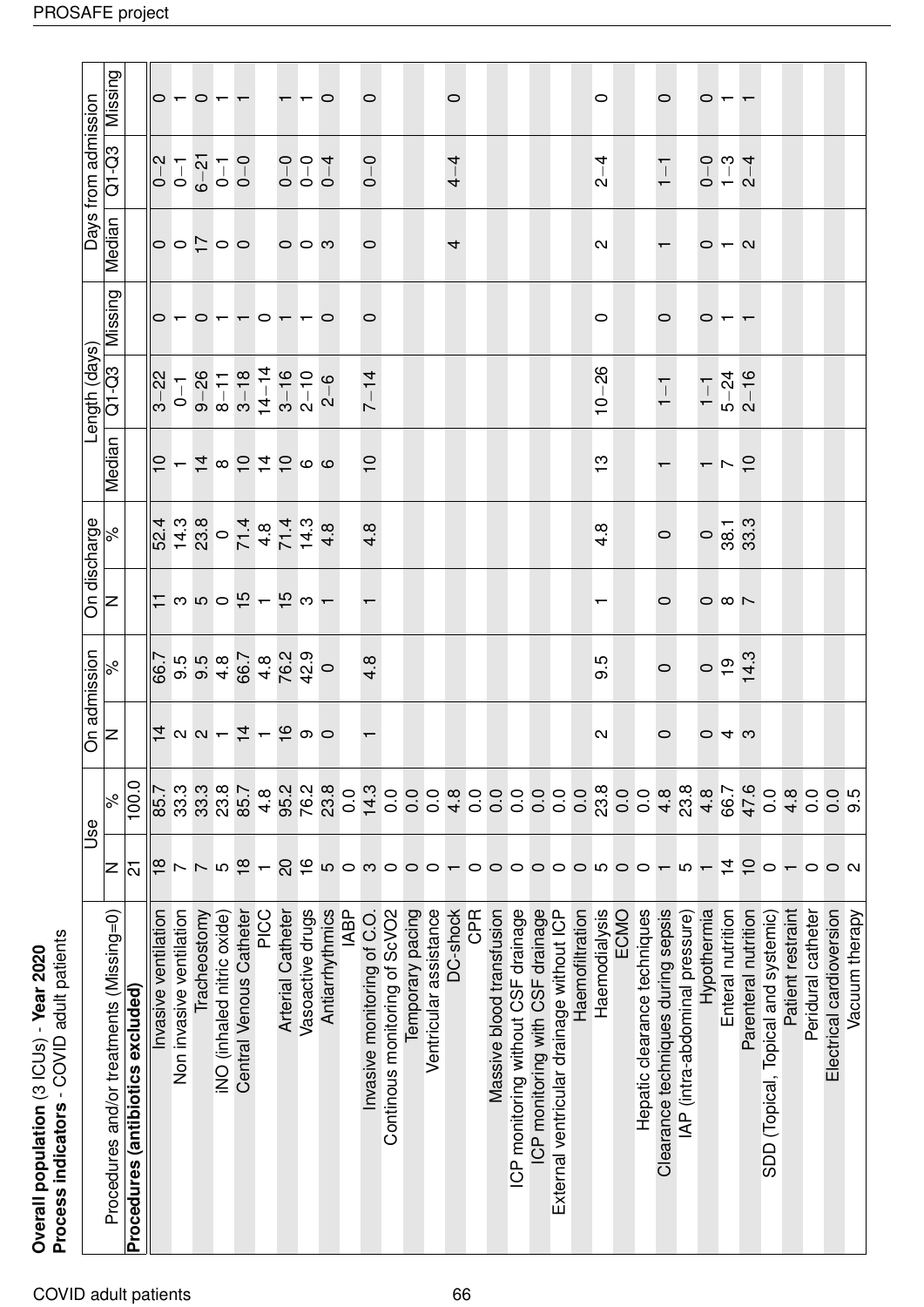**Overall population** (3 ICUs) - **Year 2020**
**Process indicators** - COVID adult patients

| Procedures and/or treatments (Missing=0) | Use | | On admission | | On discharge | | Length (days) | | | Days from admission | | |
|---|---|---|---|---|---|---|---|---|---|---|---|---|
| | N | % | N | % | N | % | Median | Q1-Q3 | Missing | Median | Q1-Q3 | Missing |
| **Procedures (antibiotics excluded)** | 21 | 100.0 | | | | | | | | | | |
| Invasive ventilation | 18 | 85.7 | 14 | 66.7 | 11 | 52.4 | 10 | 3–22 | 0 | 0 | 0–2 | 0 |
| Non invasive ventilation | 7 | 33.3 | 2 | 9.5 | 3 | 14.3 | 1 | 0–1 | 1 | 0 | 0–1 | 1 |
| Tracheostomy | 7 | 33.3 | 2 | 9.5 | 5 | 23.8 | 14 | 9–26 | 0 | 17 | 6–21 | 0 |
| iNO (inhaled nitric oxide) | 5 | 23.8 | 1 | 4.8 | 0 | 0 | 8 | 8–11 | 1 | 0 | 0–1 | 1 |
| Central Venous Catheter | 18 | 85.7 | 14 | 66.7 | 15 | 71.4 | 10 | 3–18 | 1 | 0 | 0–0 | 1 |
| PICC | 1 | 4.8 | 1 | 4.8 | 1 | 4.8 | 14 | 14–14 | 0 | | | |
| Arterial Catheter | 20 | 95.2 | 16 | 76.2 | 15 | 71.4 | 10 | 3–16 | 1 | 0 | 0–0 | 1 |
| Vasoactive drugs | 16 | 76.2 | 9 | 42.9 | 3 | 14.3 | 6 | 2–10 | 1 | 0 | 0–0 | 1 |
| Antiarrhythmics | 5 | 23.8 | 0 | 0 | 1 | 4.8 | 6 | 2–6 | 0 | 3 | 0–4 | 0 |
| IABP | 0 | 0.0 | | | | | | | | | | |
| Invasive monitoring of C.O. | 3 | 14.3 | 1 | 4.8 | 1 | 4.8 | 10 | 7–14 | 0 | 0 | 0–0 | 0 |
| Continous monitoring of ScVO2 | 0 | 0.0 | | | | | | | | | | |
| Temporary pacing | 0 | 0.0 | | | | | | | | | | |
| Ventricular assistance | 0 | 0.0 | | | | | | | | | | |
| DC-shock | 1 | 4.8 | | | | | | | | 4 | 4–4 | 0 |
| CPR | 0 | 0.0 | | | | | | | | | | |
| Massive blood transfusion | 0 | 0.0 | | | | | | | | | | |
| ICP monitoring without CSF drainage | 0 | 0.0 | | | | | | | | | | |
| ICP monitoring with CSF drainage | 0 | 0.0 | | | | | | | | | | |
| External ventricular drainage without ICP | 0 | 0.0 | | | | | | | | | | |
| Haemofiltration | 0 | 0.0 | | | | | | | | | | |
| Haemodialysis | 5 | 23.8 | 2 | 9.5 | 1 | 4.8 | 13 | 10–26 | 0 | 2 | 2–4 | 0 |
| ECMO | 0 | 0.0 | | | | | | | | | | |
| Hepatic clearance techniques | 0 | 0.0 | | | | | | | | | | |
| Clearance techniques during sepsis | 1 | 4.8 | 0 | 0 | 0 | 0 | 1 | 1–1 | 0 | 1 | 1–1 | 0 |
| IAP (intra-abdominal pressure) | 5 | 23.8 | | | | | | | | | | |
| Hypothermia | 1 | 4.8 | 0 | 0 | 0 | 0 | 1 | 1–1 | 0 | 0 | 0–0 | 0 |
| Enteral nutrition | 14 | 66.7 | 4 | 19 | 8 | 38.1 | 7 | 5–24 | 1 | 1 | 1–3 | 1 |
| Parenteral nutrition | 10 | 47.6 | 3 | 14.3 | 7 | 33.3 | 10 | 2–16 | 1 | 2 | 2–4 | 1 |
| SDD (Topical, Topical and systemic) | 0 | 0.0 | | | | | | | | | | |
| Patient restraint | 1 | 4.8 | | | | | | | | | | |
| Peridural catheter | 0 | 0.0 | | | | | | | | | | |
| Electrical cardioversion | 0 | 0.0 | | | | | | | | | | |
| Vacuum therapy | 2 | 9.5 | | | | | | | | | | |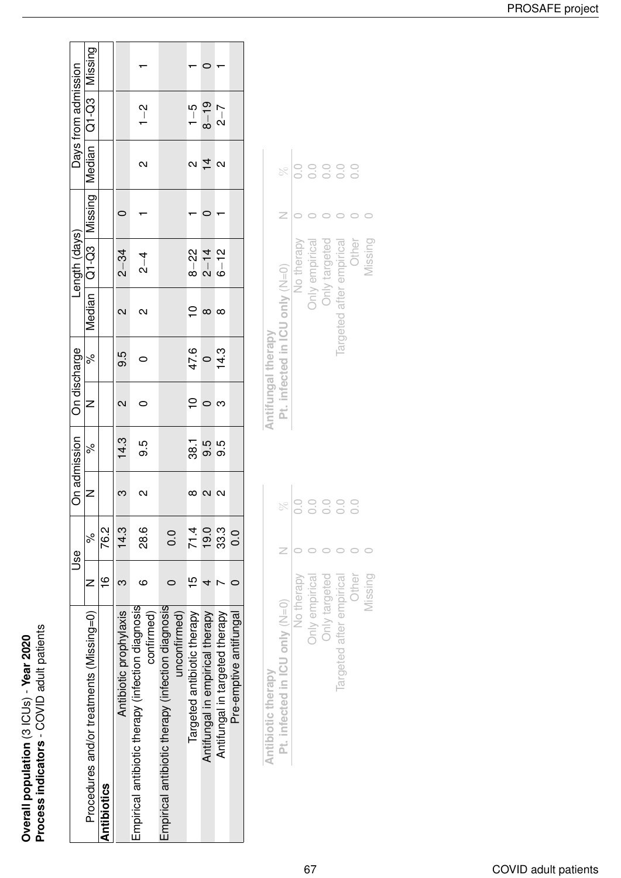**Overall population** (3 ICUs) - **Year 2020**
**Process indicators** - COVID adult patients

| Procedures and/or treatments (Missing=0) | Use | | On admission | | On discharge | | Length (days) | | | Days from admission | | |
|---|---|---|---|---|---|---|---|---|---|---|---|---|
| | N | % | N | % | N | % | Median | Q1-Q3 | Missing | Median | Q1-Q3 | Missing |
| **Antibiotics** | 16 | 76.2 | | | | | | | | | | |
| Antibiotic prophylaxis | 3 | 14.3 | 3 | 14.3 | 2 | 9.5 | 2 | 2−34 | 0 | | | |
| Empirical antibiotic therapy (infection diagnosis confirmed) | 6 | 28.6 | 2 | 9.5 | 0 | 0 | 2 | 2−4 | 1 | 2 | 1−2 | 1 |
| Empirical antibiotic therapy (infection diagnosis unconfirmed) | 0 | 0.0 | | | | | | | | | | |
| Targeted antibiotic therapy | 15 | 71.4 | 8 | 38.1 | 10 | 47.6 | 10 | 8−22 | 1 | 2 | 1−5 | 1 |
| Antifungal in empirical therapy | 4 | 19.0 | 2 | 9.5 | 0 | 0 | 8 | 2−14 | 0 | 14 | 8−19 | 0 |
| Antifungal in targeted therapy | 7 | 33.3 | 2 | 9.5 | 3 | 14.3 | 8 | 6−12 | 1 | 2 | 2−7 | 1 |
| Pre-emptive antifungal | 0 | 0.0 | | | | | | | | | | |

| **Antibiotic therapy**<br>**Pt. infected in ICU only** (N=0) | N | % |
|---|---|---|
| No therapy | 0 | 0.0 |
| Only empirical | 0 | 0.0 |
| Only targeted | 0 | 0.0 |
| Targeted after empirical | 0 | 0.0 |
| Other | 0 | 0.0 |
| Missing | 0 | |

| **Antifungal therapy**<br>**Pt. infected in ICU only** (N=0) | N | % |
|---|---|---|
| No therapy | 0 | 0.0 |
| Only empirical | 0 | 0.0 |
| Only targeted | 0 | 0.0 |
| Targeted after empirical | 0 | 0.0 |
| Other | 0 | 0.0 |
| Missing | 0 | |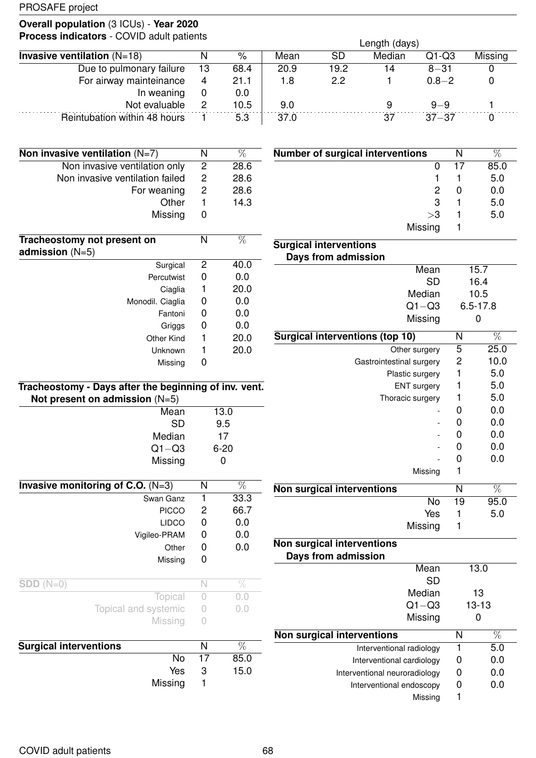PROSAFE project

**Overall population** (3 ICUs) - **Year 2020**
**Process indicators** - COVID adult patients

| **Invasive ventilation** (N=18) | N | % | Length (days) Mean | SD | Median | Q1-Q3 | Missing |
|---|---|---|---|---|---|---|---|
| Due to pulmonary failure | 13 | 68.4 | 20.9 | 19.2 | 14 | 8−31 | 0 |
| For airway mainteinance | 4 | 21.1 | 1.8 | 2.2 | 1 | 0.8−2 | 0 |
| In weaning | 0 | 0.0 | | | | | |
| Not evaluable | 2 | 10.5 | 9.0 | | 9 | 9−9 | 1 |
| Reintubation within 48 hours | 1 | 5.3 | 37.0 | | 37 | 37−37 | 0 |

| **Non invasive ventilation** (N=7) | N | % |
|---|---|---|
| Non invasive ventilation only | 2 | 28.6 |
| Non invasive ventilation failed | 2 | 28.6 |
| For weaning | 2 | 28.6 |
| Other | 1 | 14.3 |
| Missing | 0 | |

| **Tracheostomy not present on admission** (N=5) | N | % |
|---|---|---|
| Surgical | 2 | 40.0 |
| Percutwist | 0 | 0.0 |
| Ciaglia | 1 | 20.0 |
| Monodil. Ciaglia | 0 | 0.0 |
| Fantoni | 0 | 0.0 |
| Griggs | 0 | 0.0 |
| Other Kind | 1 | 20.0 |
| Unknown | 1 | 20.0 |
| Missing | 0 | |

| **Tracheostomy - Days after the beginning of inv. vent. Not present on admission** (N=5) | |
|---|---|
| Mean | 13.0 |
| SD | 9.5 |
| Median | 17 |
| Q1−Q3 | 6-20 |
| Missing | 0 |

| **Invasive monitoring of C.O.** (N=3) | N | % |
|---|---|---|
| Swan Ganz | 1 | 33.3 |
| PICCO | 2 | 66.7 |
| LIDCO | 0 | 0.0 |
| Vigileo-PRAM | 0 | 0.0 |
| Other | 0 | 0.0 |
| Missing | 0 | |

| **SDD** (N=0) | N | % |
|---|---|---|
| Topical | 0 | 0.0 |
| Topical and systemic | 0 | 0.0 |
| Missing | 0 | |

| **Surgical interventions** | N | % |
|---|---|---|
| No | 17 | 85.0 |
| Yes | 3 | 15.0 |
| Missing | 1 | |

| **Number of surgical interventions** | N | % |
|---|---|---|
| 0 | 17 | 85.0 |
| 1 | 1 | 5.0 |
| 2 | 0 | 0.0 |
| 3 | 1 | 5.0 |
| >3 | 1 | 5.0 |
| Missing | 1 | |

| **Surgical interventions Days from admission** | |
|---|---|
| Mean | 15.7 |
| SD | 16.4 |
| Median | 10.5 |
| Q1−Q3 | 6.5-17.8 |
| Missing | 0 |

| **Surgical interventions (top 10)** | N | % |
|---|---|---|
| Other surgery | 5 | 25.0 |
| Gastrointestinal surgery | 2 | 10.0 |
| Plastic surgery | 1 | 5.0 |
| ENT surgery | 1 | 5.0 |
| Thoracic surgery | 1 | 5.0 |
| - | 0 | 0.0 |
| - | 0 | 0.0 |
| - | 0 | 0.0 |
| - | 0 | 0.0 |
| - | 0 | 0.0 |
| Missing | 1 | |

| **Non surgical interventions** | N | % |
|---|---|---|
| No | 19 | 95.0 |
| Yes | 1 | 5.0 |
| Missing | 1 | |

| **Non surgical interventions Days from admission** | |
|---|---|
| Mean | 13.0 |
| SD | |
| Median | 13 |
| Q1−Q3 | 13-13 |
| Missing | 0 |

| **Non surgical interventions** | N | % |
|---|---|---|
| Interventional radiology | 1 | 5.0 |
| Interventional cardiology | 0 | 0.0 |
| Interventional neuroradiology | 0 | 0.0 |
| Interventional endoscopy | 0 | 0.0 |
| Missing | 1 | |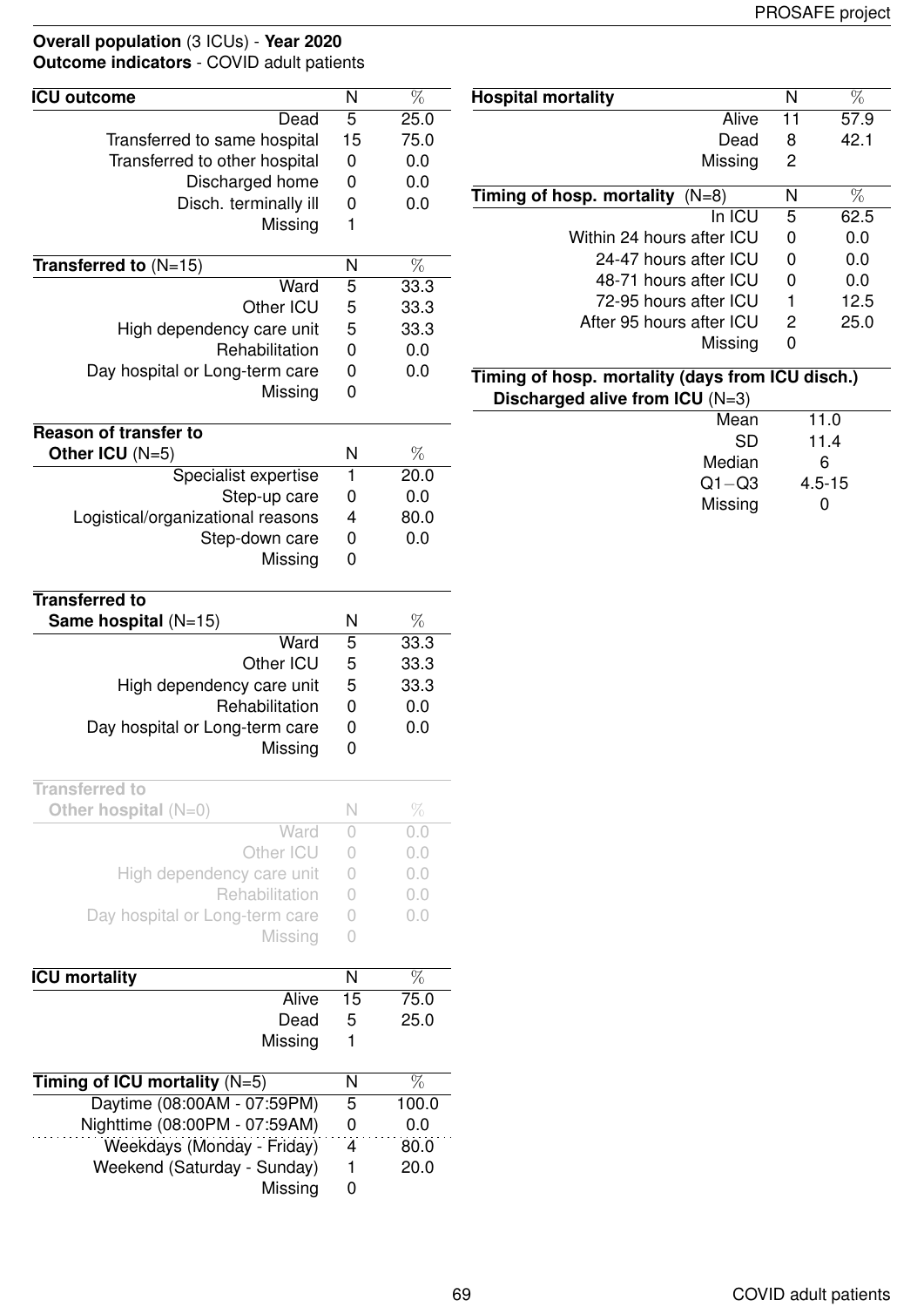**Overall population** (3 ICUs) - **Year 2020**
**Outcome indicators** - COVID adult patients

| **ICU outcome** | N | % |
|---|---|---|
| Dead | 5 | 25.0 |
| Transferred to same hospital | 15 | 75.0 |
| Transferred to other hospital | 0 | 0.0 |
| Discharged home | 0 | 0.0 |
| Disch. terminally ill | 0 | 0.0 |
| Missing | 1 | |

| **Transferred to** (N=15) | N | % |
|---|---|---|
| Ward | 5 | 33.3 |
| Other ICU | 5 | 33.3 |
| High dependency care unit | 5 | 33.3 |
| Rehabilitation | 0 | 0.0 |
| Day hospital or Long-term care | 0 | 0.0 |
| Missing | 0 | |

| **Reason of transfer to Other ICU** (N=5) | N | % |
|---|---|---|
| Specialist expertise | 1 | 20.0 |
| Step-up care | 0 | 0.0 |
| Logistical/organizational reasons | 4 | 80.0 |
| Step-down care | 0 | 0.0 |
| Missing | 0 | |

| **Transferred to Same hospital** (N=15) | N | % |
|---|---|---|
| Ward | 5 | 33.3 |
| Other ICU | 5 | 33.3 |
| High dependency care unit | 5 | 33.3 |
| Rehabilitation | 0 | 0.0 |
| Day hospital or Long-term care | 0 | 0.0 |
| Missing | 0 | |

| **Transferred to Other hospital** (N=0) | N | % |
|---|---|---|
| Ward | 0 | 0.0 |
| Other ICU | 0 | 0.0 |
| High dependency care unit | 0 | 0.0 |
| Rehabilitation | 0 | 0.0 |
| Day hospital or Long-term care | 0 | 0.0 |
| Missing | 0 | |

| **ICU mortality** | N | % |
|---|---|---|
| Alive | 15 | 75.0 |
| Dead | 5 | 25.0 |
| Missing | 1 | |

| **Timing of ICU mortality** (N=5) | N | % |
|---|---|---|
| Daytime (08:00AM - 07:59PM) | 5 | 100.0 |
| Nighttime (08:00PM - 07:59AM) | 0 | 0.0 |
| Weekdays (Monday - Friday) | 4 | 80.0 |
| Weekend (Saturday - Sunday) | 1 | 20.0 |
| Missing | 0 | |

| **Hospital mortality** | N | % |
|---|---|---|
| Alive | 11 | 57.9 |
| Dead | 8 | 42.1 |
| Missing | 2 | |

| **Timing of hosp. mortality** (N=8) | N | % |
|---|---|---|
| In ICU | 5 | 62.5 |
| Within 24 hours after ICU | 0 | 0.0 |
| 24-47 hours after ICU | 0 | 0.0 |
| 48-71 hours after ICU | 0 | 0.0 |
| 72-95 hours after ICU | 1 | 12.5 |
| After 95 hours after ICU | 2 | 25.0 |
| Missing | 0 | |

| **Timing of hosp. mortality (days from ICU disch.) Discharged alive from ICU** (N=3) | |
|---|---|
| Mean | 11.0 |
| SD | 11.4 |
| Median | 6 |
| Q1−Q3 | 4.5-15 |
| Missing | 0 |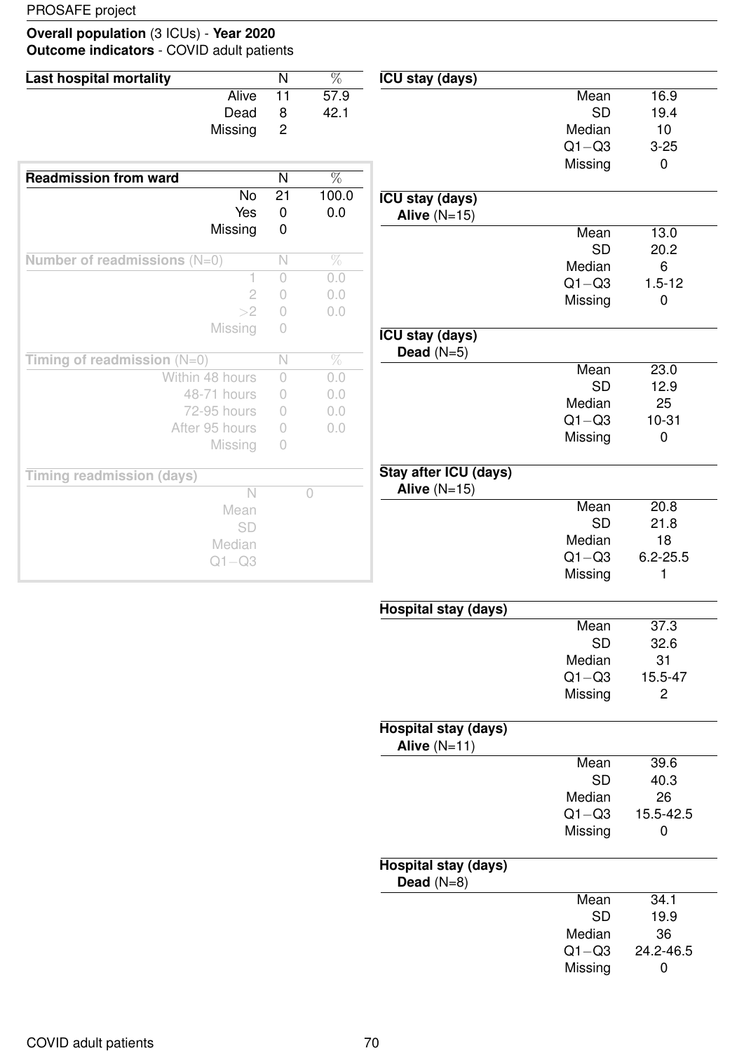**Overall population** (3 ICUs) - **Year 2020**
**Outcome indicators** - COVID adult patients

| Last hospital mortality | N | % |
|---|---|---|
| Alive | 11 | 57.9 |
| Dead | 8 | 42.1 |
| Missing | 2 | |

| Readmission from ward | N | % |
|---|---|---|
| No | 21 | 100.0 |
| Yes | 0 | 0.0 |
| Missing | 0 | |

| Number of readmissions (N=0) | N | % |
|---|---|---|
| 1 | 0 | 0.0 |
| 2 | 0 | 0.0 |
| >2 | 0 | 0.0 |
| Missing | 0 | |

| Timing of readmission (N=0) | N | % |
|---|---|---|
| Within 48 hours | 0 | 0.0 |
| 48-71 hours | 0 | 0.0 |
| 72-95 hours | 0 | 0.0 |
| After 95 hours | 0 | 0.0 |
| Missing | 0 | |

| Timing readmission (days) | |
|---|---|
| N | 0 |
| Mean | |
| SD | |
| Median | |
| Q1−Q3 | |

| ICU stay (days) | |
|---|---|
| Mean | 16.9 |
| SD | 19.4 |
| Median | 10 |
| Q1−Q3 | 3-25 |
| Missing | 0 |

| ICU stay (days) **Alive** (N=15) | |
|---|---|
| Mean | 13.0 |
| SD | 20.2 |
| Median | 6 |
| Q1−Q3 | 1.5-12 |
| Missing | 0 |

| ICU stay (days) **Dead** (N=5) | |
|---|---|
| Mean | 23.0 |
| SD | 12.9 |
| Median | 25 |
| Q1−Q3 | 10-31 |
| Missing | 0 |

| Stay after ICU (days) **Alive** (N=15) | |
|---|---|
| Mean | 20.8 |
| SD | 21.8 |
| Median | 18 |
| Q1−Q3 | 6.2-25.5 |
| Missing | 1 |

| Hospital stay (days) | |
|---|---|
| Mean | 37.3 |
| SD | 32.6 |
| Median | 31 |
| Q1−Q3 | 15.5-47 |
| Missing | 2 |

| Hospital stay (days) **Alive** (N=11) | |
|---|---|
| Mean | 39.6 |
| SD | 40.3 |
| Median | 26 |
| Q1−Q3 | 15.5-42.5 |
| Missing | 0 |

| Hospital stay (days) **Dead** (N=8) | |
|---|---|
| Mean | 34.1 |
| SD | 19.9 |
| Median | 36 |
| Q1−Q3 | 24.2-46.5 |
| Missing | 0 |